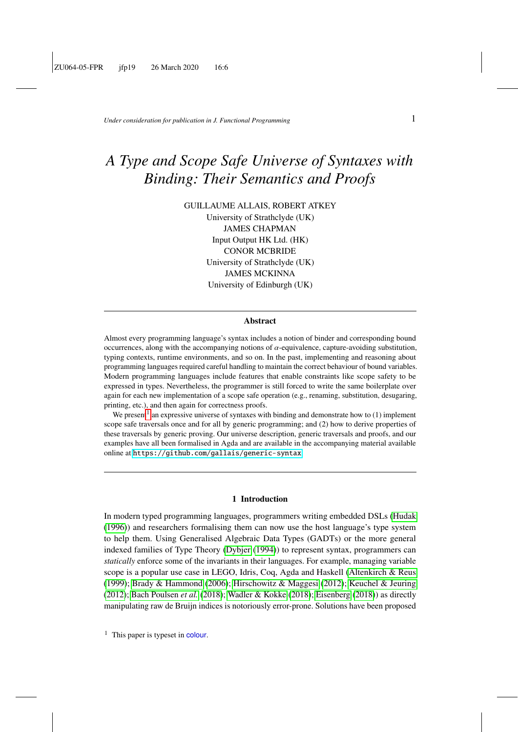# A Type and Scope Safe Universe of Syntaxes with Binding: Their Semantics and Proofs

GUILLAUME ALLAIS, ROBERT ATKEY
University of Strathclyde (UK)
JAMES CHAPMAN
Input Output HK Ltd. (HK)
CONOR MCBRIDE
University of Strathclyde (UK)
JAMES MCKINNA
University of Edinburgh (UK)

## Abstract

Almost every programming language's syntax includes a notion of binder and corresponding bound occurrences, along with the accompanying notions of $\alpha$-equivalence, capture-avoiding substitution, typing contexts, runtime environments, and so on. In the past, implementing and reasoning about programming languages required careful handling to maintain the correct behaviour of bound variables. Modern programming languages include features that enable constraints like scope safety to be expressed in types. Nevertheless, the programmer is still forced to write the same boilerplate over again for each new implementation of a scope safe operation (e.g., renaming, substitution, desugaring, printing, etc.), and then again for correctness proofs.

We present[1] an expressive universe of syntaxes with binding and demonstrate how to (1) implement scope safe traversals once and for all by generic programming; and (2) how to derive properties of these traversals by generic proving. Our universe description, generic traversals and proofs, and our examples have all been formalised in Agda and are available in the accompanying material available online at https://github.com/gallais/generic-syntax.

## 1 Introduction

In modern typed programming languages, programmers writing embedded DSLs (Hudak (1996)) and researchers formalising them can now use the host language's type system to help them. Using Generalised Algebraic Data Types (GADTs) or the more general indexed families of Type Theory (Dybjer (1994)) to represent syntax, programmers can *statically* enforce some of the invariants in their languages. For example, managing variable scope is a popular use case in LEGO, Idris, Coq, Agda and Haskell (Altenkirch & Reus (1999); Brady & Hammond (2006); Hirschowitz & Maggesi (2012); Keuchel & Jeuring (2012); Bach Poulsen *et al.* (2018); Wadler & Kokke (2018); Eisenberg (2018)) as directly manipulating raw de Bruijn indices is notoriously error-prone. Solutions have been proposed

[1] This paper is typeset in colour.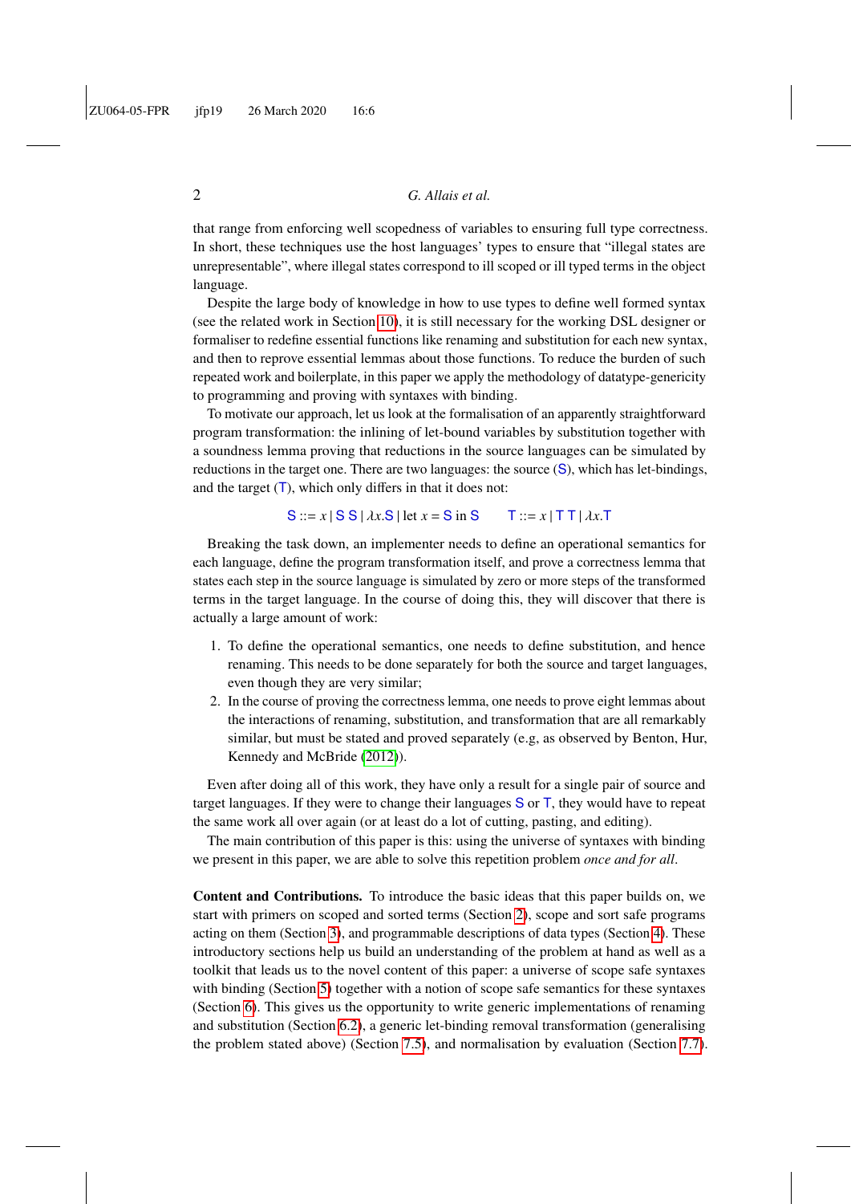that range from enforcing well scopedness of variables to ensuring full type correctness. In short, these techniques use the host languages' types to ensure that "illegal states are unrepresentable", where illegal states correspond to ill scoped or ill typed terms in the object language.

Despite the large body of knowledge in how to use types to define well formed syntax (see the related work in Section 10), it is still necessary for the working DSL designer or formaliser to redefine essential functions like renaming and substitution for each new syntax, and then to reprove essential lemmas about those functions. To reduce the burden of such repeated work and boilerplate, in this paper we apply the methodology of datatype-genericity to programming and proving with syntaxes with binding.

To motivate our approach, let us look at the formalisation of an apparently straightforward program transformation: the inlining of let-bound variables by substitution together with a soundness lemma proving that reductions in the source languages can be simulated by reductions in the target one. There are two languages: the source ($\mathsf{S}$), which has let-bindings, and the target ($\mathsf{T}$), which only differs in that it does not:

$$\mathsf{S} ::= x \mid \mathsf{S}\ \mathsf{S} \mid \lambda x.\mathsf{S} \mid \text{let } x = \mathsf{S} \text{ in } \mathsf{S} \qquad \mathsf{T} ::= x \mid \mathsf{T}\ \mathsf{T} \mid \lambda x.\mathsf{T}$$

Breaking the task down, an implementer needs to define an operational semantics for each language, define the program transformation itself, and prove a correctness lemma that states each step in the source language is simulated by zero or more steps of the transformed terms in the target language. In the course of doing this, they will discover that there is actually a large amount of work:

1. To define the operational semantics, one needs to define substitution, and hence renaming. This needs to be done separately for both the source and target languages, even though they are very similar;
2. In the course of proving the correctness lemma, one needs to prove eight lemmas about the interactions of renaming, substitution, and transformation that are all remarkably similar, but must be stated and proved separately (e.g, as observed by Benton, Hur, Kennedy and McBride (2012)).

Even after doing all of this work, they have only a result for a single pair of source and target languages. If they were to change their languages $\mathsf{S}$ or $\mathsf{T}$, they would have to repeat the same work all over again (or at least do a lot of cutting, pasting, and editing).

The main contribution of this paper is this: using the universe of syntaxes with binding we present in this paper, we are able to solve this repetition problem *once and for all*.

**Content and Contributions.** To introduce the basic ideas that this paper builds on, we start with primers on scoped and sorted terms (Section 2), scope and sort safe programs acting on them (Section 3), and programmable descriptions of data types (Section 4). These introductory sections help us build an understanding of the problem at hand as well as a toolkit that leads us to the novel content of this paper: a universe of scope safe syntaxes with binding (Section 5) together with a notion of scope safe semantics for these syntaxes (Section 6). This gives us the opportunity to write generic implementations of renaming and substitution (Section 6.2), a generic let-binding removal transformation (generalising the problem stated above) (Section 7.5), and normalisation by evaluation (Section 7.7).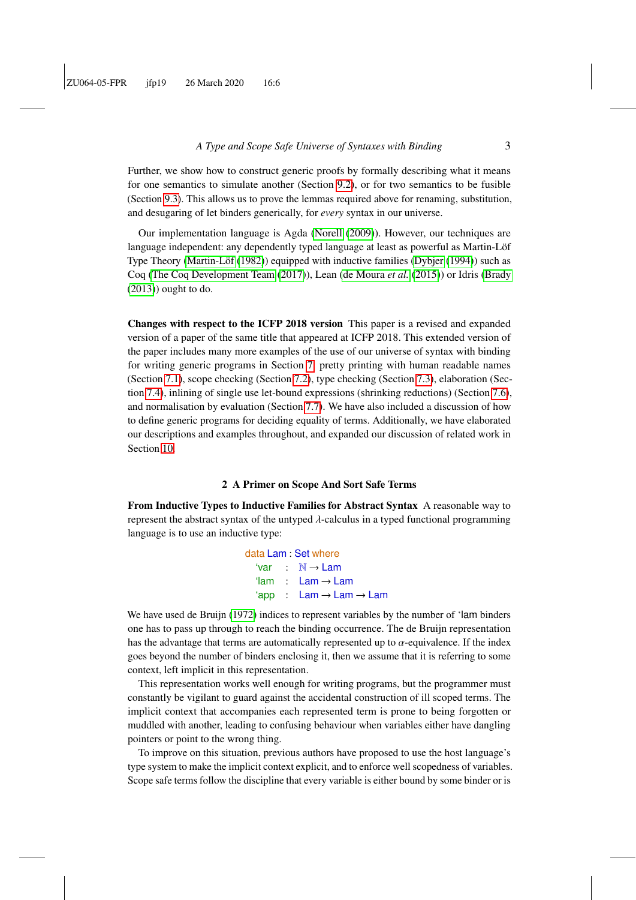Further, we show how to construct generic proofs by formally describing what it means for one semantics to simulate another (Section 9.2), or for two semantics to be fusible (Section 9.3). This allows us to prove the lemmas required above for renaming, substitution, and desugaring of let binders generically, for *every* syntax in our universe.

Our implementation language is Agda (Norell (2009)). However, our techniques are language independent: any dependently typed language at least as powerful as Martin-Löf Type Theory (Martin-Löf (1982)) equipped with inductive families (Dybjer (1994)) such as Coq (The Coq Development Team (2017)), Lean (de Moura *et al.* (2015)) or Idris (Brady (2013)) ought to do.

**Changes with respect to the ICFP 2018 version** This paper is a revised and expanded version of a paper of the same title that appeared at ICFP 2018. This extended version of the paper includes many more examples of the use of our universe of syntax with binding for writing generic programs in Section 7: pretty printing with human readable names (Section 7.1), scope checking (Section 7.2), type checking (Section 7.3), elaboration (Section 7.4), inlining of single use let-bound expressions (shrinking reductions) (Section 7.6), and normalisation by evaluation (Section 7.7). We have also included a discussion of how to define generic programs for deciding equality of terms. Additionally, we have elaborated our descriptions and examples throughout, and expanded our discussion of related work in Section 10.

## 2 A Primer on Scope And Sort Safe Terms

**From Inductive Types to Inductive Families for Abstract Syntax** A reasonable way to represent the abstract syntax of the untyped $\lambda$-calculus in a typed functional programming language is to use an inductive type:

```
data Lam : Set where
  'var  :  ℕ → Lam
  'lam  :  Lam → Lam
  'app  :  Lam → Lam → Lam
```

We have used de Bruijn (1972) indices to represent variables by the number of 'lam binders one has to pass up through to reach the binding occurrence. The de Bruijn representation has the advantage that terms are automatically represented up to $\alpha$-equivalence. If the index goes beyond the number of binders enclosing it, then we assume that it is referring to some context, left implicit in this representation.

This representation works well enough for writing programs, but the programmer must constantly be vigilant to guard against the accidental construction of ill scoped terms. The implicit context that accompanies each represented term is prone to being forgotten or muddled with another, leading to confusing behaviour when variables either have dangling pointers or point to the wrong thing.

To improve on this situation, previous authors have proposed to use the host language's type system to make the implicit context explicit, and to enforce well scopedness of variables. Scope safe terms follow the discipline that every variable is either bound by some binder or is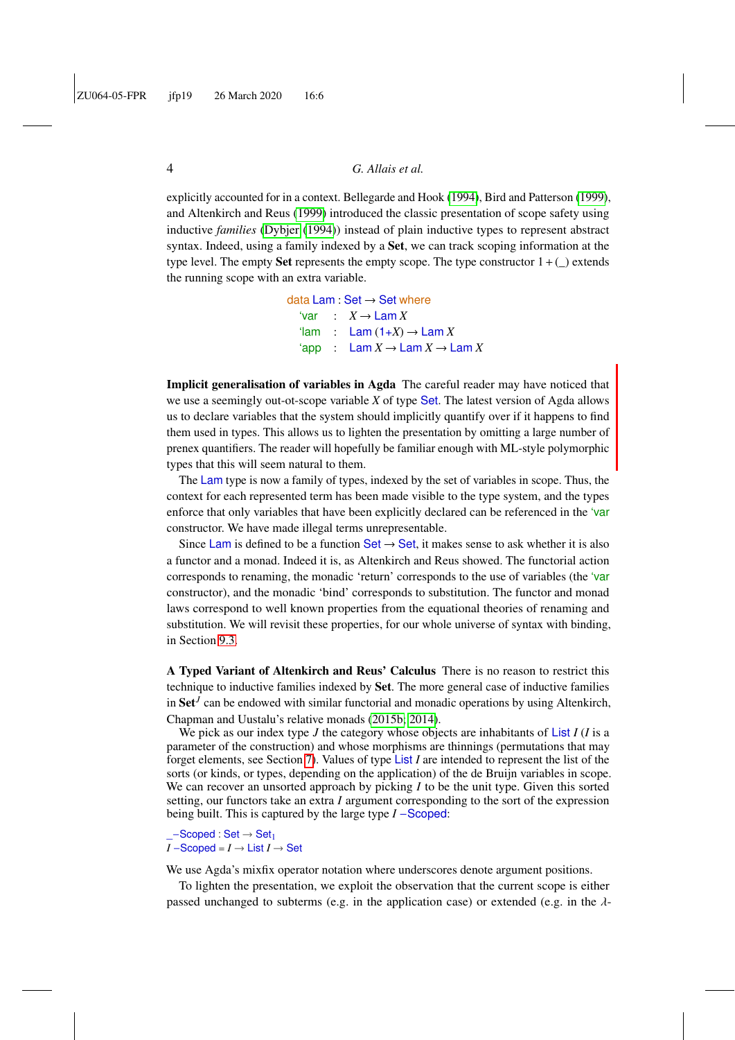explicitly accounted for in a context. Bellegarde and Hook (1994), Bird and Patterson (1999), and Altenkirch and Reus (1999) introduced the classic presentation of scope safety using inductive *families* (Dybjer (1994)) instead of plain inductive types to represent abstract syntax. Indeed, using a family indexed by a **Set**, we can track scoping information at the type level. The empty **Set** represents the empty scope. The type constructor $1 + (\_)$ extends the running scope with an extra variable.

```
data Lam : Set → Set where
  'var  :  X → Lam X
  'lam  :  Lam (1+X) → Lam X
  'app  :  Lam X → Lam X → Lam X
```

**Implicit generalisation of variables in Agda** The careful reader may have noticed that we use a seemingly out-ot-scope variable $X$ of type Set. The latest version of Agda allows us to declare variables that the system should implicitly quantify over if it happens to find them used in types. This allows us to lighten the presentation by omitting a large number of prenex quantifiers. The reader will hopefully be familiar enough with ML-style polymorphic types that this will seem natural to them.

The Lam type is now a family of types, indexed by the set of variables in scope. Thus, the context for each represented term has been made visible to the type system, and the types enforce that only variables that have been explicitly declared can be referenced in the 'var constructor. We have made illegal terms unrepresentable.

Since Lam is defined to be a function Set → Set, it makes sense to ask whether it is also a functor and a monad. Indeed it is, as Altenkirch and Reus showed. The functorial action corresponds to renaming, the monadic 'return' corresponds to the use of variables (the 'var constructor), and the monadic 'bind' corresponds to substitution. The functor and monad laws correspond to well known properties from the equational theories of renaming and substitution. We will revisit these properties, for our whole universe of syntax with binding, in Section 9.3.

**A Typed Variant of Altenkirch and Reus' Calculus** There is no reason to restrict this technique to inductive families indexed by **Set**. The more general case of inductive families in $\mathbf{Set}^J$ can be endowed with similar functorial and monadic operations by using Altenkirch, Chapman and Uustalu's relative monads (2015b; 2014).

We pick as our index type $J$ the category whose objects are inhabitants of List $I$ ($I$ is a parameter of the construction) and whose morphisms are thinnings (permutations that may forget elements, see Section 7). Values of type List $I$ are intended to represent the list of the sorts (or kinds, or types, depending on the application) of the de Bruijn variables in scope. We can recover an unsorted approach by picking $I$ to be the unit type. Given this sorted setting, our functors take an extra $I$ argument corresponding to the sort of the expression being built. This is captured by the large type $I$ –Scoped:

```
_–Scoped : Set → Set₁
I –Scoped = I → List I → Set
```

We use Agda's mixfix operator notation where underscores denote argument positions.

To lighten the presentation, we exploit the observation that the current scope is either passed unchanged to subterms (e.g. in the application case) or extended (e.g. in the $\lambda$-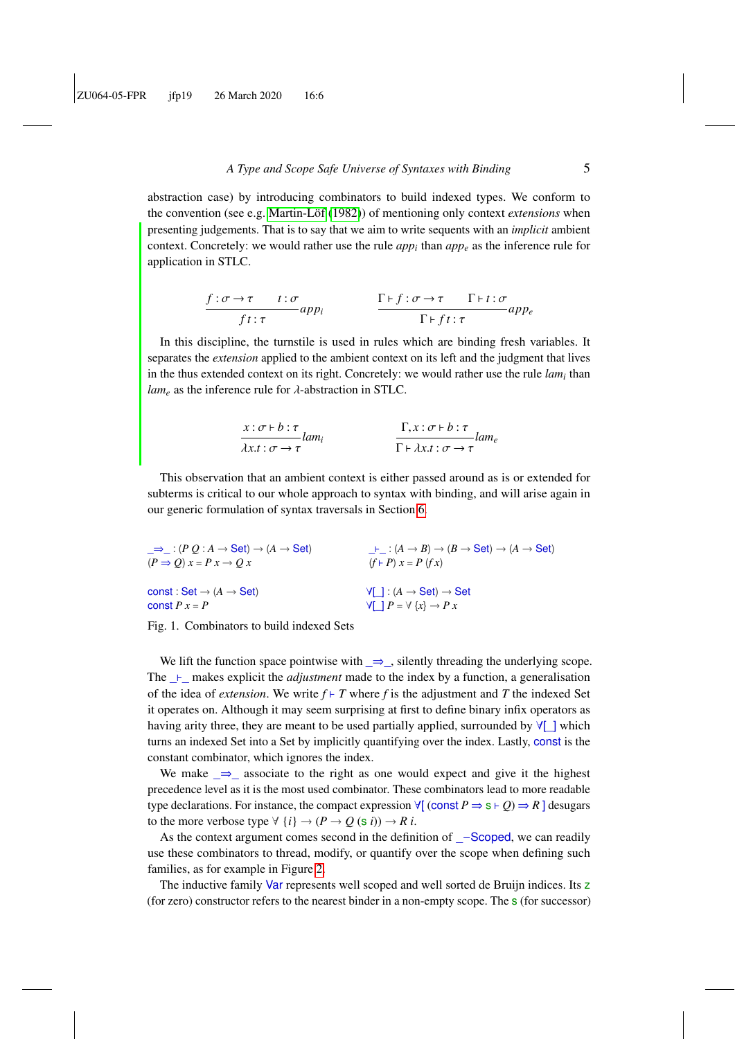abstraction case) by introducing combinators to build indexed types. We conform to the convention (see e.g. Martin-Löf (1982)) of mentioning only context *extensions* when presenting judgements. That is to say that we aim to write sequents with an *implicit* ambient context. Concretely: we would rather use the rule $app_i$ than $app_e$ as the inference rule for application in STLC.

$$\frac{f : \sigma \to \tau \qquad t : \sigma}{f\,t : \tau}\,app_i \qquad\qquad \frac{\Gamma \vdash f : \sigma \to \tau \qquad \Gamma \vdash t : \sigma}{\Gamma \vdash f\,t : \tau}\,app_e$$

In this discipline, the turnstile is used in rules which are binding fresh variables. It separates the *extension* applied to the ambient context on its left and the judgment that lives in the thus extended context on its right. Concretely: we would rather use the rule $lam_i$ than $lam_e$ as the inference rule for $\lambda$-abstraction in STLC.

$$\frac{x : \sigma \vdash b : \tau}{\lambda x.t : \sigma \to \tau}\,lam_i \qquad\qquad \frac{\Gamma, x : \sigma \vdash b : \tau}{\Gamma \vdash \lambda x.t : \sigma \to \tau}\,lam_e$$

This observation that an ambient context is either passed around as is or extended for subterms is critical to our whole approach to syntax with binding, and will arise again in our generic formulation of syntax traversals in Section 6.

```
_⇒_ : (P Q : A → Set) → (A → Set)        _⊢_ : (A → B) → (B → Set) → (A → Set)
(P ⇒ Q) x = P x → Q x                    (f ⊢ P) x = P (f x)

const : Set → (A → Set)                  ∀[_] : (A → Set) → Set
const P x = P                            ∀[_] P = ∀ {x} → P x
```

Fig. 1. Combinators to build indexed Sets

We lift the function space pointwise with _⇒_, silently threading the underlying scope. The _⊢_ makes explicit the *adjustment* made to the index by a function, a generalisation of the idea of *extension*. We write $f \vdash T$ where $f$ is the adjustment and $T$ the indexed Set it operates on. Although it may seem surprising at first to define binary infix operators as having arity three, they are meant to be used partially applied, surrounded by ∀[_] which turns an indexed Set into a Set by implicitly quantifying over the index. Lastly, const is the constant combinator, which ignores the index.

We make _⇒_ associate to the right as one would expect and give it the highest precedence level as it is the most used combinator. These combinators lead to more readable type declarations. For instance, the compact expression ∀[ (const $P$ ⇒ s ⊢ $Q$) ⇒ $R$ ] desugars to the more verbose type ∀ $\{i\}$ → ($P$ → $Q$ (s $i$)) → $R$ $i$.

As the context argument comes second in the definition of _−Scoped, we can readily use these combinators to thread, modify, or quantify over the scope when defining such families, as for example in Figure 2.

The inductive family Var represents well scoped and well sorted de Bruijn indices. Its z (for zero) constructor refers to the nearest binder in a non-empty scope. The s (for successor)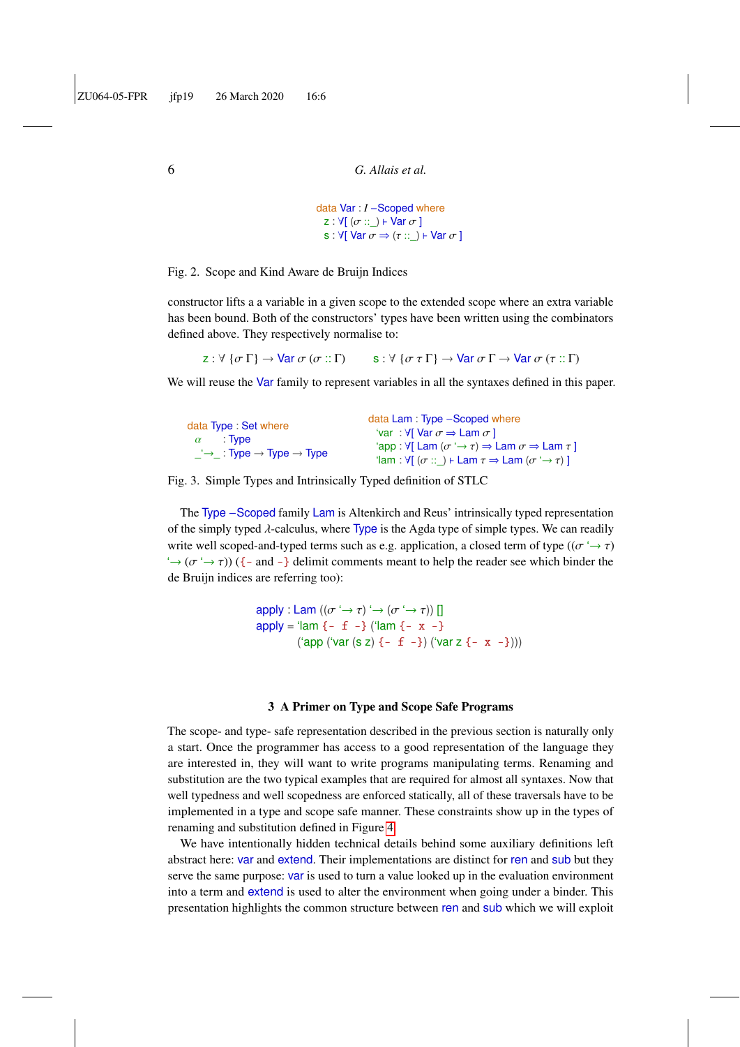```
data Var : I –Scoped where
  z : ∀[ (σ ::_) ⊢ Var σ ]
  s : ∀[ Var σ ⇒ (τ ::_) ⊢ Var σ ]
```

Fig. 2. Scope and Kind Aware de Bruijn Indices

constructor lifts a a variable in a given scope to the extended scope where an extra variable has been bound. Both of the constructors' types have been written using the combinators defined above. They respectively normalise to:

$$\mathsf{z} : \forall\ \{\sigma\ \Gamma\} \rightarrow \mathsf{Var}\ \sigma\ (\sigma :: \Gamma) \qquad \mathsf{s} : \forall\ \{\sigma\ \tau\ \Gamma\} \rightarrow \mathsf{Var}\ \sigma\ \Gamma \rightarrow \mathsf{Var}\ \sigma\ (\tau :: \Gamma)$$

We will reuse the Var family to represent variables in all the syntaxes defined in this paper.

```
data Type : Set where
  α     : Type
  _'→_ : Type → Type → Type
```

```
data Lam : Type –Scoped where
  'var : ∀[ Var σ ⇒ Lam σ ]
  'app : ∀[ Lam (σ '→ τ) ⇒ Lam σ ⇒ Lam τ ]
  'lam : ∀[ (σ ::_) ⊢ Lam τ ⇒ Lam (σ '→ τ) ]
```

Fig. 3. Simple Types and Intrinsically Typed definition of STLC

The Type –Scoped family Lam is Altenkirch and Reus' intrinsically typed representation of the simply typed λ-calculus, where Type is the Agda type of simple types. We can readily write well scoped-and-typed terms such as e.g. application, a closed term of type ((σ '→ τ) '→ (σ '→ τ)) ({- and -} delimit comments meant to help the reader see which binder the de Bruijn indices are referring too):

```
apply : Lam ((σ '→ τ) '→ (σ '→ τ)) []
apply = 'lam {- f -} ('lam {- x -}
          ('app ('var (s z) {- f -}) ('var z {- x -})))
```

## 3 A Primer on Type and Scope Safe Programs

The scope- and type- safe representation described in the previous section is naturally only a start. Once the programmer has access to a good representation of the language they are interested in, they will want to write programs manipulating terms. Renaming and substitution are the two typical examples that are required for almost all syntaxes. Now that well typedness and well scopedness are enforced statically, all of these traversals have to be implemented in a type and scope safe manner. These constraints show up in the types of renaming and substitution defined in Figure 4.

We have intentionally hidden technical details behind some auxiliary definitions left abstract here: var and extend. Their implementations are distinct for ren and sub but they serve the same purpose: var is used to turn a value looked up in the evaluation environment into a term and extend is used to alter the environment when going under a binder. This presentation highlights the common structure between ren and sub which we will exploit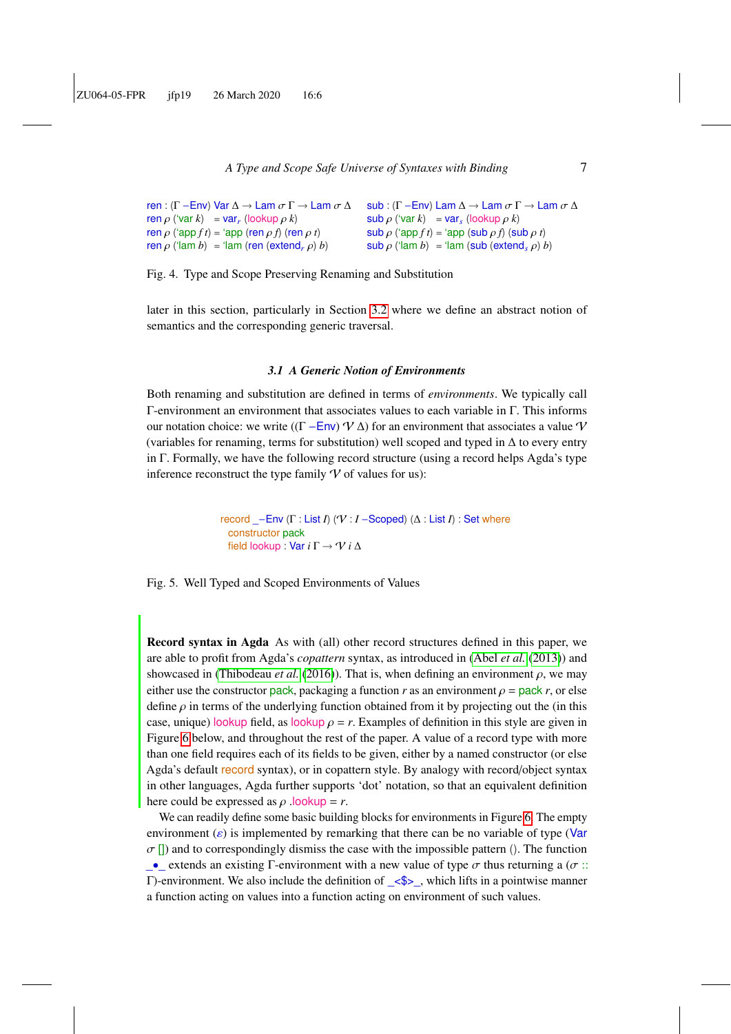```
ren : (Γ ─Env) Var Δ → Lam σ Γ → Lam σ Δ
ren ρ (`var k)   = varᵣ (lookup ρ k)
ren ρ (`app f t) = `app (ren ρ f) (ren ρ t)
ren ρ (`lam b)   = `lam (ren (extendᵣ ρ) b)
```

```
sub : (Γ ─Env) Lam Δ → Lam σ Γ → Lam σ Δ
sub ρ (`var k)   = varₛ (lookup ρ k)
sub ρ (`app f t) = `app (sub ρ f) (sub ρ t)
sub ρ (`lam b)   = `lam (sub (extendₛ ρ) b)
```

Fig. 4. Type and Scope Preserving Renaming and Substitution

later in this section, particularly in Section 3.2 where we define an abstract notion of semantics and the corresponding generic traversal.

### 3.1 A Generic Notion of Environments

Both renaming and substitution are defined in terms of *environments*. We typically call Γ-environment an environment that associates values to each variable in Γ. This informs our notation choice: we write ((Γ ─Env) 𝒱 Δ) for an environment that associates a value 𝒱 (variables for renaming, terms for substitution) well scoped and typed in Δ to every entry in Γ. Formally, we have the following record structure (using a record helps Agda's type inference reconstruct the type family 𝒱 of values for us):

```
record _─Env (Γ : List I) (𝒱 : I ─Scoped) (Δ : List I) : Set where
  constructor pack
  field lookup : Var i Γ → 𝒱 i Δ
```

Fig. 5. Well Typed and Scoped Environments of Values

**Record syntax in Agda** As with (all) other record structures defined in this paper, we are able to profit from Agda's *copattern* syntax, as introduced in (Abel *et al.* (2013)) and showcased in (Thibodeau *et al.* (2016)). That is, when defining an environment ρ, we may either use the constructor pack, packaging a function r as an environment ρ = pack r, or else define ρ in terms of the underlying function obtained from it by projecting out the (in this case, unique) lookup field, as lookup ρ = r. Examples of definition in this style are given in Figure 6 below, and throughout the rest of the paper. A value of a record type with more than one field requires each of its fields to be given, either by a named constructor (or else Agda's default record syntax), or in copattern style. By analogy with record/object syntax in other languages, Agda further supports 'dot' notation, so that an equivalent definition here could be expressed as ρ .lookup = r.

We can readily define some basic building blocks for environments in Figure 6. The empty environment (ε) is implemented by remarking that there can be no variable of type (Var σ []) and to correspondingly dismiss the case with the impossible pattern (). The function _∙_ extends an existing Γ-environment with a new value of type σ thus returning a (σ :: Γ)-environment. We also include the definition of _<$>_, which lifts in a pointwise manner a function acting on values into a function acting on environment of such values.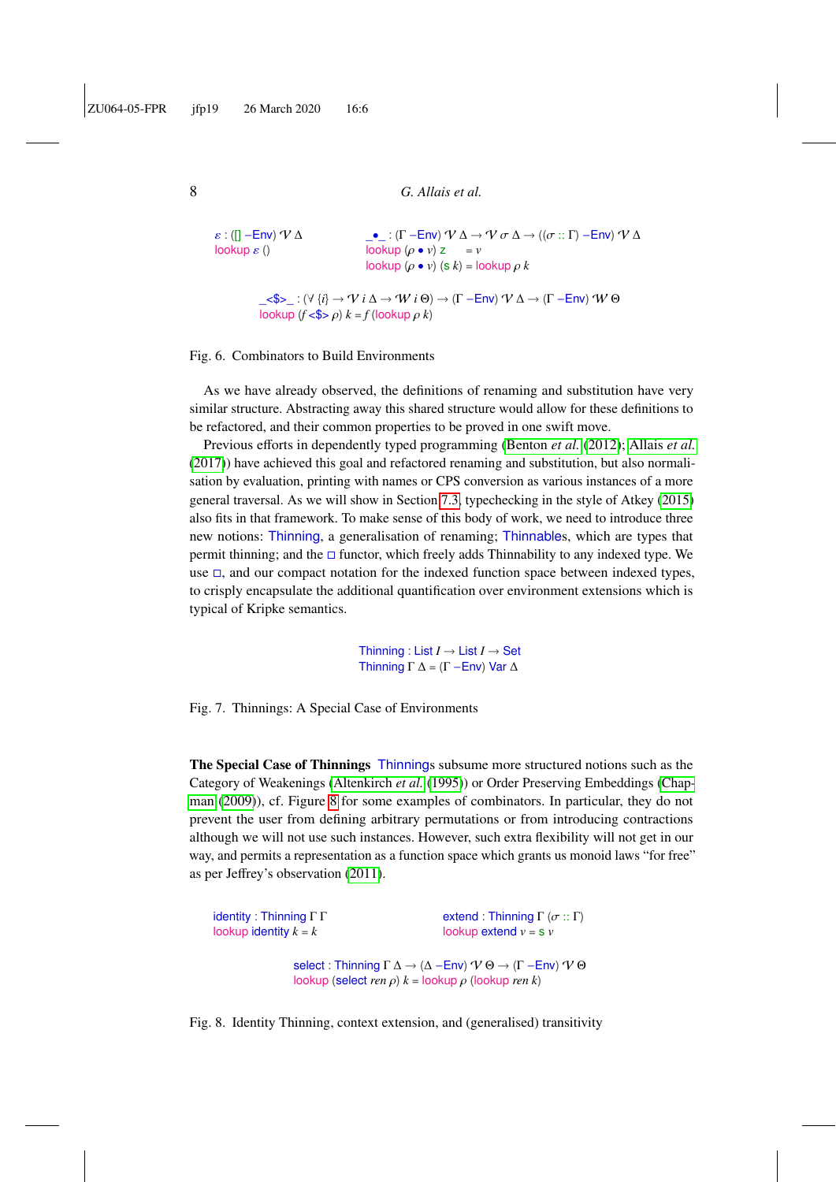```
ε : ([] −Env) 𝒱 Δ
lookup ε ()

_•_ : (Γ −Env) 𝒱 Δ → 𝒱 σ Δ → ((σ :: Γ) −Env) 𝒱 Δ
lookup (ρ • v) z     = v
lookup (ρ • v) (s k) = lookup ρ k

_<$>_ : (∀ {i} → 𝒱 i Δ → 𝒲 i Θ) → (Γ −Env) 𝒱 Δ → (Γ −Env) 𝒲 Θ
lookup (f <$> ρ) k = f (lookup ρ k)
```

Fig. 6. Combinators to Build Environments

As we have already observed, the definitions of renaming and substitution have very similar structure. Abstracting away this shared structure would allow for these definitions to be refactored, and their common properties to be proved in one swift move.

Previous efforts in dependently typed programming (Benton *et al.* (2012); Allais *et al.* (2017)) have achieved this goal and refactored renaming and substitution, but also normalisation by evaluation, printing with names or CPS conversion as various instances of a more general traversal. As we will show in Section 7.3, typechecking in the style of Atkey (2015) also fits in that framework. To make sense of this body of work, we need to introduce three new notions: Thinning, a generalisation of renaming; Thinnables, which are types that permit thinning; and the □ functor, which freely adds Thinnability to any indexed type. We use □, and our compact notation for the indexed function space between indexed types, to crisply encapsulate the additional quantification over environment extensions which is typical of Kripke semantics.

```
Thinning : List I → List I → Set
Thinning Γ Δ = (Γ −Env) Var Δ
```

Fig. 7. Thinnings: A Special Case of Environments

**The Special Case of Thinnings** Thinnings subsume more structured notions such as the Category of Weakenings (Altenkirch *et al.* (1995)) or Order Preserving Embeddings (Chapman (2009)), cf. Figure 8 for some examples of combinators. In particular, they do not prevent the user from defining arbitrary permutations or from introducing contractions although we will not use such instances. However, such extra flexibility will not get in our way, and permits a representation as a function space which grants us monoid laws "for free" as per Jeffrey's observation (2011).

```
identity : Thinning Γ Γ
lookup identity k = k

extend : Thinning Γ (σ :: Γ)
lookup extend v = s v

select : Thinning Γ Δ → (Δ −Env) 𝒱 Θ → (Γ −Env) 𝒱 Θ
lookup (select ren ρ) k = lookup ρ (lookup ren k)
```

Fig. 8. Identity Thinning, context extension, and (generalised) transitivity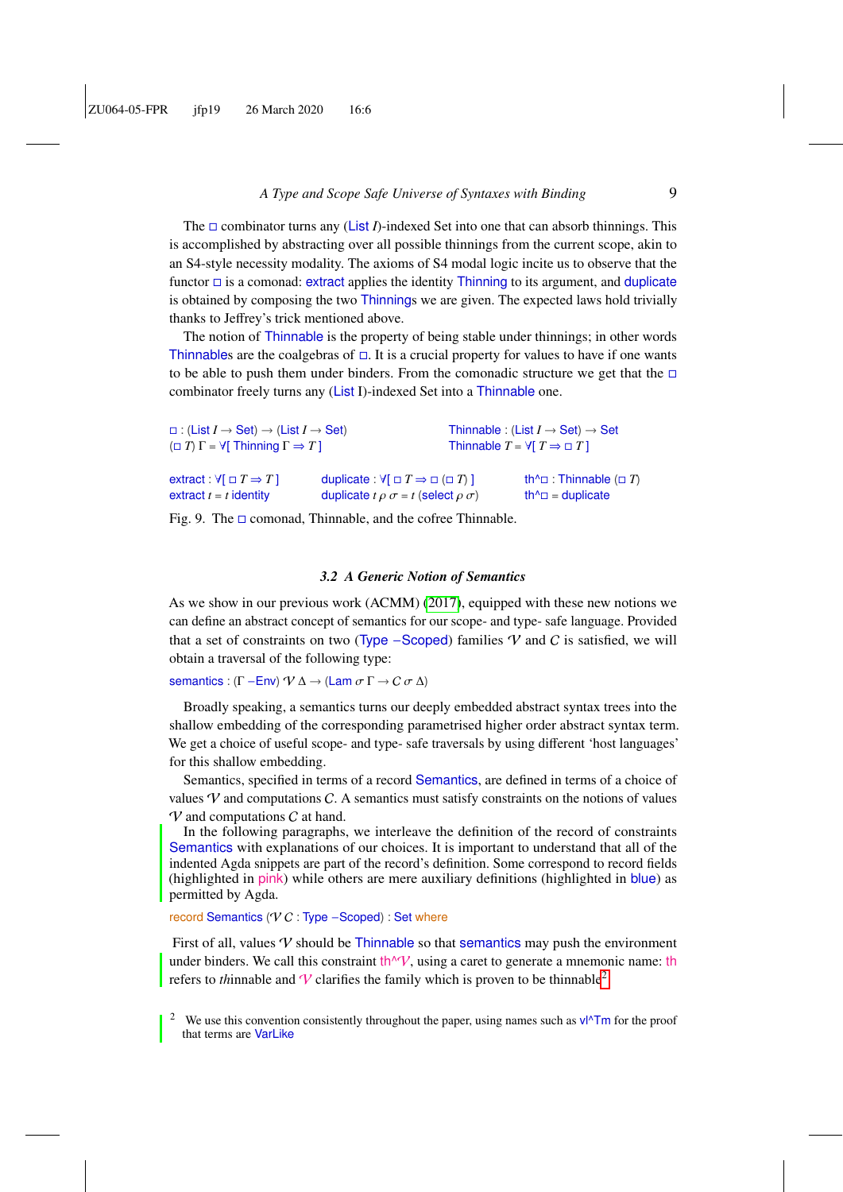The □ combinator turns any (List $I$)-indexed Set into one that can absorb thinnings. This is accomplished by abstracting over all possible thinnings from the current scope, akin to an S4-style necessity modality. The axioms of S4 modal logic incite us to observe that the functor □ is a comonad: extract applies the identity Thinning to its argument, and duplicate is obtained by composing the two Thinnings we are given. The expected laws hold trivially thanks to Jeffrey's trick mentioned above.

The notion of Thinnable is the property of being stable under thinnings; in other words Thinnables are the coalgebras of □. It is a crucial property for values to have if one wants to be able to push them under binders. From the comonadic structure we get that the □ combinator freely turns any (List I)-indexed Set into a Thinnable one.

```
□ : (List I → Set) → (List I → Set)
(□ T) Γ = ∀[ Thinning Γ ⇒ T ]

Thinnable : (List I → Set) → Set
Thinnable T = ∀[ T ⇒ □ T ]

extract : ∀[ □ T ⇒ T ]
extract t = t identity

duplicate : ∀[ □ T ⇒ □ (□ T) ]
duplicate t ρ σ = t (select ρ σ)

th^□ : Thinnable (□ T)
th^□ = duplicate
```

Fig. 9. The □ comonad, Thinnable, and the cofree Thinnable.

### 3.2 A Generic Notion of Semantics

As we show in our previous work (ACMM) (2017), equipped with these new notions we can define an abstract concept of semantics for our scope- and type- safe language. Provided that a set of constraints on two (Type −Scoped) families $\mathcal{V}$ and $\mathcal{C}$ is satisfied, we will obtain a traversal of the following type:

```
semantics : (Γ −Env) 𝒱 Δ → (Lam σ Γ → 𝒞 σ Δ)
```

Broadly speaking, a semantics turns our deeply embedded abstract syntax trees into the shallow embedding of the corresponding parametrised higher order abstract syntax term. We get a choice of useful scope- and type- safe traversals by using different 'host languages' for this shallow embedding.

Semantics, specified in terms of a record Semantics, are defined in terms of a choice of values $\mathcal{V}$ and computations $\mathcal{C}$. A semantics must satisfy constraints on the notions of values $\mathcal{V}$ and computations $\mathcal{C}$ at hand.

In the following paragraphs, we interleave the definition of the record of constraints Semantics with explanations of our choices. It is important to understand that all of the indented Agda snippets are part of the record's definition. Some correspond to record fields (highlighted in pink) while others are mere auxiliary definitions (highlighted in blue) as permitted by Agda.

```
record Semantics (𝒱 𝒞 : Type −Scoped) : Set where
```

First of all, values $\mathcal{V}$ should be Thinnable so that semantics may push the environment under binders. We call this constraint th^$\mathcal{V}$, using a caret to generate a mnemonic name: th refers to *th*innable and $\mathcal{V}$ clarifies the family which is proven to be thinnable[2].

[2] We use this convention consistently throughout the paper, using names such as vl^Tm for the proof that terms are VarLike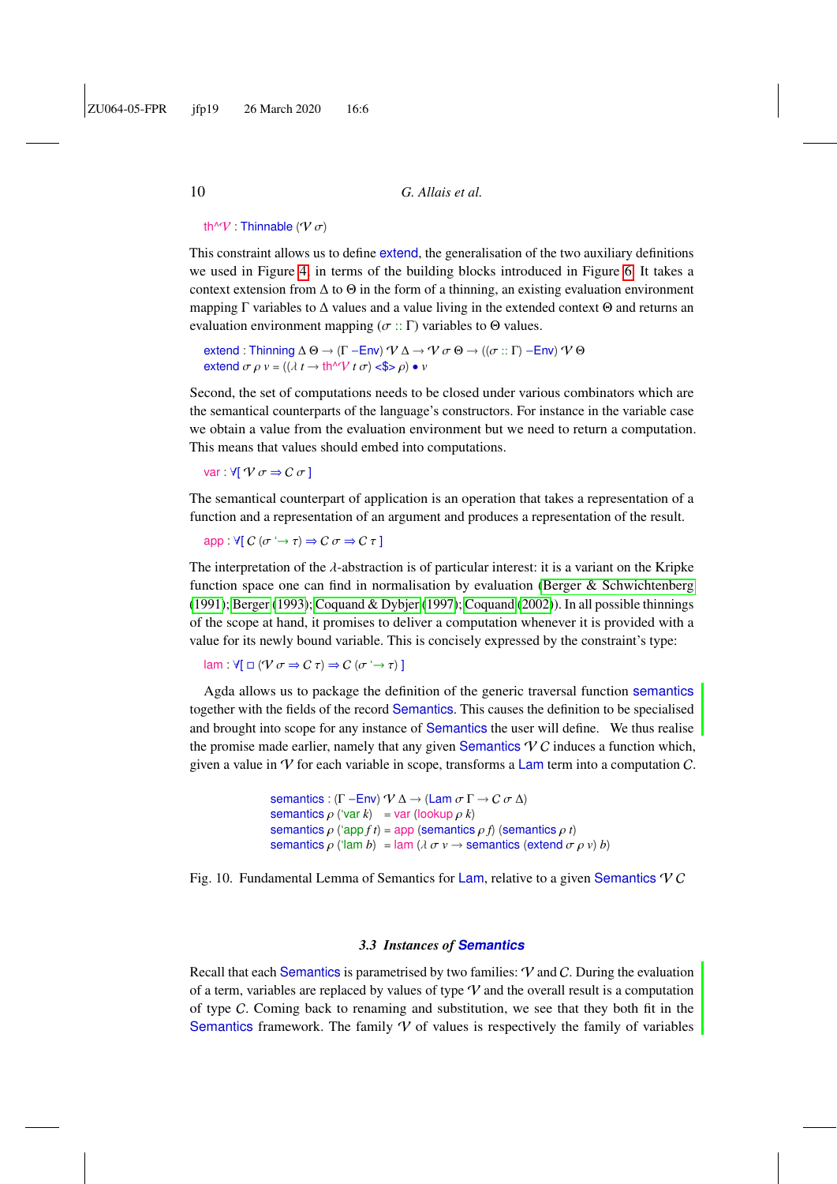```
th^𝒱 : Thinnable (𝒱 σ)
```

This constraint allows us to define extend, the generalisation of the two auxiliary definitions we used in Figure 4, in terms of the building blocks introduced in Figure 6. It takes a context extension from Δ to Θ in the form of a thinning, an existing evaluation environment mapping Γ variables to Δ values and a value living in the extended context Θ and returns an evaluation environment mapping (σ :: Γ) variables to Θ values.

```
extend : Thinning Δ Θ → (Γ ─Env) 𝒱 Δ → 𝒱 σ Θ → ((σ :: Γ) ─Env) 𝒱 Θ
extend σ ρ v = ((λ t → th^𝒱 t σ) <$> ρ) • v
```

Second, the set of computations needs to be closed under various combinators which are the semantical counterparts of the language's constructors. For instance in the variable case we obtain a value from the evaluation environment but we need to return a computation. This means that values should embed into computations.

```
var : ∀[ 𝒱 σ ⇒ 𝒞 σ ]
```

The semantical counterpart of application is an operation that takes a representation of a function and a representation of an argument and produces a representation of the result.

```
app : ∀[ 𝒞 (σ '→ τ) ⇒ 𝒞 σ ⇒ 𝒞 τ ]
```

The interpretation of the λ-abstraction is of particular interest: it is a variant on the Kripke function space one can find in normalisation by evaluation (Berger & Schwichtenberg (1991); Berger (1993); Coquand & Dybjer (1997); Coquand (2002)). In all possible thinnings of the scope at hand, it promises to deliver a computation whenever it is provided with a value for its newly bound variable. This is concisely expressed by the constraint's type:

```
lam : ∀[ □ (𝒱 σ ⇒ 𝒞 τ) ⇒ 𝒞 (σ '→ τ) ]
```

Agda allows us to package the definition of the generic traversal function semantics together with the fields of the record Semantics. This causes the definition to be specialised and brought into scope for any instance of Semantics the user will define. We thus realise the promise made earlier, namely that any given Semantics 𝒱 𝒞 induces a function which, given a value in 𝒱 for each variable in scope, transforms a Lam term into a computation 𝒞.

```
semantics : (Γ ─Env) 𝒱 Δ → (Lam σ Γ → 𝒞 σ Δ)
semantics ρ ('var k)    = var (lookup ρ k)
semantics ρ ('app f t)  = app (semantics ρ f) (semantics ρ t)
semantics ρ ('lam b)    = lam (λ σ v → semantics (extend σ ρ v) b)
```

Fig. 10. Fundamental Lemma of Semantics for Lam, relative to a given Semantics 𝒱 𝒞

### 3.3 Instances of Semantics

Recall that each Semantics is parametrised by two families: 𝒱 and 𝒞. During the evaluation of a term, variables are replaced by values of type 𝒱 and the overall result is a computation of type 𝒞. Coming back to renaming and substitution, we see that they both fit in the Semantics framework. The family 𝒱 of values is respectively the family of variables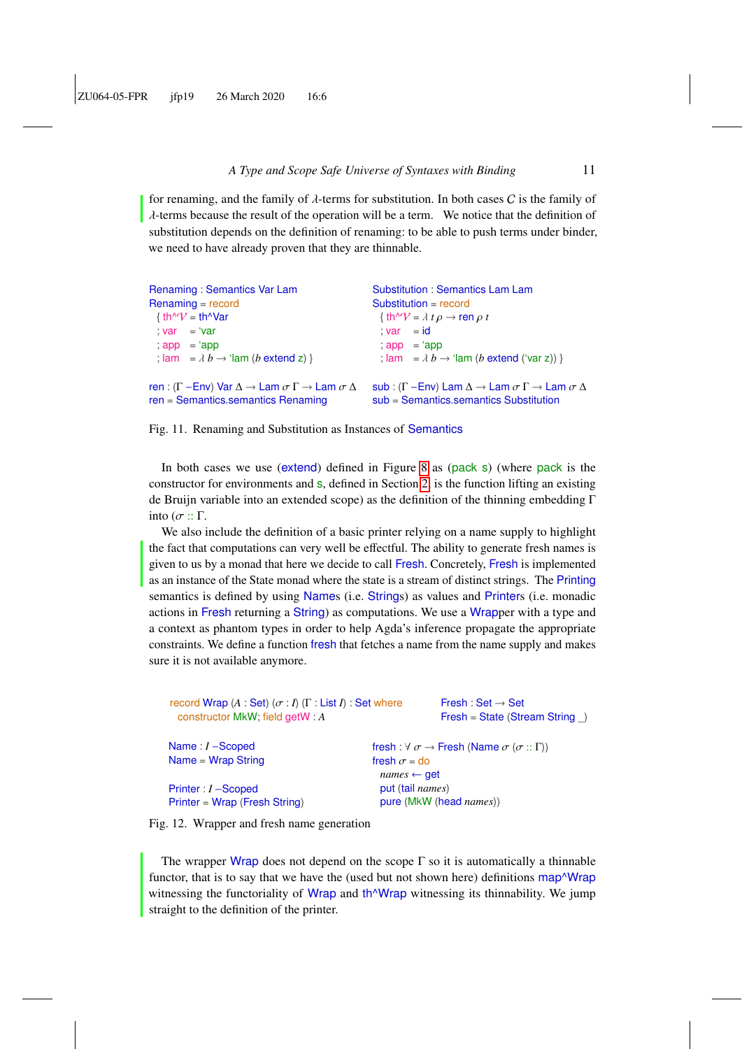for renaming, and the family of $\lambda$-terms for substitution. In both cases $\mathcal{C}$ is the family of $\lambda$-terms because the result of the operation will be a term. We notice that the definition of substitution depends on the definition of renaming: to be able to push terms under binder, we need to have already proven that they are thinnable.

```
Renaming : Semantics Var Lam
Renaming = record
  { th^𝒱 = th^Var
  ; var  = 'var
  ; app  = 'app
  ; lam  = λ b → 'lam (b extend z) }

ren : (Γ ─Env) Var Δ → Lam σ Γ → Lam σ Δ
ren = Semantics.semantics Renaming
```

```
Substitution : Semantics Lam Lam
Substitution = record
  { th^𝒱 = λ t ρ → ren ρ t
  ; var  = id
  ; app  = 'app
  ; lam  = λ b → 'lam (b extend ('var z)) }

sub : (Γ ─Env) Lam Δ → Lam σ Γ → Lam σ Δ
sub = Semantics.semantics Substitution
```

Fig. 11. Renaming and Substitution as Instances of Semantics

In both cases we use (extend) defined in Figure 8 as (pack s) (where pack is the constructor for environments and s, defined in Section 2, is the function lifting an existing de Bruijn variable into an extended scope) as the definition of the thinning embedding $\Gamma$ into $(\sigma :: \Gamma)$.

We also include the definition of a basic printer relying on a name supply to highlight the fact that computations can very well be effectful. The ability to generate fresh names is given to us by a monad that here we decide to call Fresh. Concretely, Fresh is implemented as an instance of the State monad where the state is a stream of distinct strings. The Printing semantics is defined by using Names (i.e. Strings) as values and Printers (i.e. monadic actions in Fresh returning a String) as computations. We use a Wrapper with a type and a context as phantom types in order to help Agda's inference propagate the appropriate constraints. We define a function fresh that fetches a name from the name supply and makes sure it is not available anymore.

```
record Wrap (A : Set) (σ : I) (Γ : List I) : Set where
  constructor MkW; field getW : A

Name : I ─Scoped
Name = Wrap String

Printer : I ─Scoped
Printer = Wrap (Fresh String)
```

```
Fresh : Set → Set
Fresh = State (Stream String _)

fresh : ∀ σ → Fresh (Name σ (σ :: Γ))
fresh σ = do
  names ← get
  put (tail names)
  pure (MkW (head names))
```

Fig. 12. Wrapper and fresh name generation

The wrapper Wrap does not depend on the scope $\Gamma$ so it is automatically a thinnable functor, that is to say that we have the (used but not shown here) definitions map^Wrap witnessing the functoriality of Wrap and th^Wrap witnessing its thinnability. We jump straight to the definition of the printer.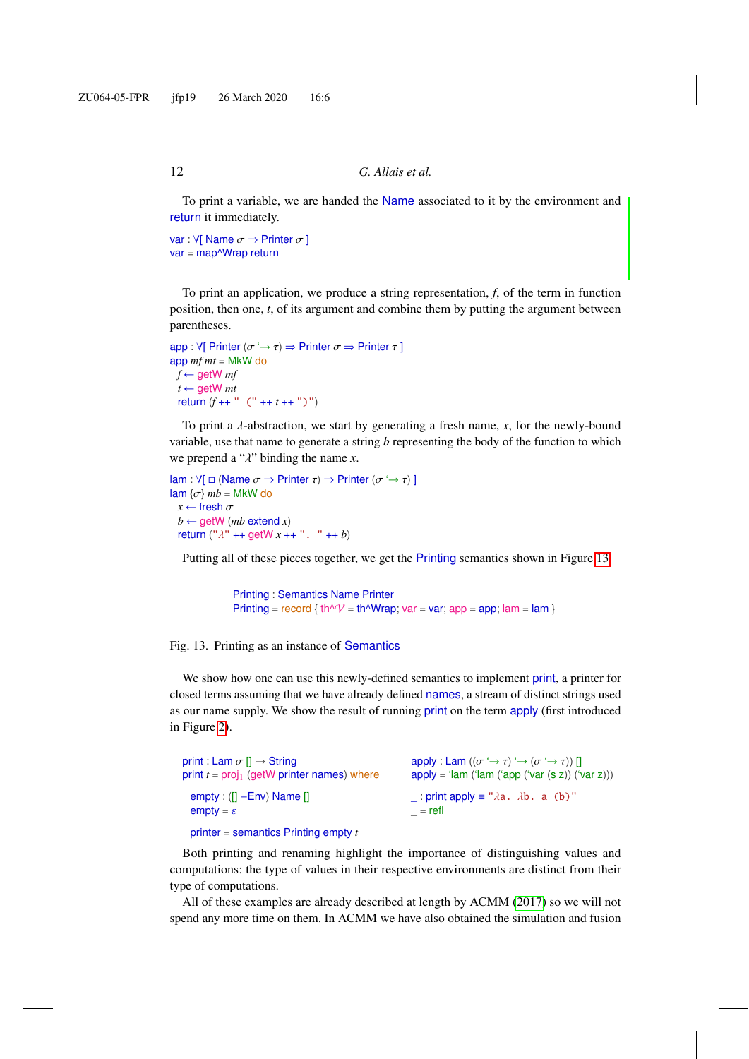To print a variable, we are handed the Name associated to it by the environment and return it immediately.

```
var : ∀[ Name σ ⇒ Printer σ ]
var = map^Wrap return
```

To print an application, we produce a string representation, $f$, of the term in function position, then one, $t$, of its argument and combine them by putting the argument between parentheses.

```
app : ∀[ Printer (σ '→ τ) ⇒ Printer σ ⇒ Printer τ ]
app mf mt = MkW do
  f ← getW mf
  t ← getW mt
  return (f ++ " (" ++ t ++ ")")
```

To print a $\lambda$-abstraction, we start by generating a fresh name, $x$, for the newly-bound variable, use that name to generate a string $b$ representing the body of the function to which we prepend a "$\lambda$" binding the name $x$.

```
lam : ∀[ □ (Name σ ⇒ Printer τ) ⇒ Printer (σ '→ τ) ]
lam {σ} mb = MkW do
  x ← fresh σ
  b ← getW (mb extend x)
  return ("λ" ++ getW x ++ ". " ++ b)
```

Putting all of these pieces together, we get the Printing semantics shown in Figure 13.

```
Printing : Semantics Name Printer
Printing = record { th^𝒱 = th^Wrap; var = var; app = app; lam = lam }
```

Fig. 13. Printing as an instance of Semantics

We show how one can use this newly-defined semantics to implement print, a printer for closed terms assuming that we have already defined names, a stream of distinct strings used as our name supply. We show the result of running print on the term apply (first introduced in Figure 2).

```
print : Lam σ [] → String
print t = proj₁ (getW printer names) where

  empty : ([] ─Env) Name []
  empty = ε

  printer = semantics Printing empty t
```

```
apply : Lam ((σ '→ τ) '→ (σ '→ τ)) []
apply = 'lam ('lam ('app ('var (s z)) ('var z)))

_ : print apply ≡ "λa. λb. a (b)"
_ = refl
```

Both printing and renaming highlight the importance of distinguishing values and computations: the type of values in their respective environments are distinct from their type of computations.

All of these examples are already described at length by ACMM (2017) so we will not spend any more time on them. In ACMM we have also obtained the simulation and fusion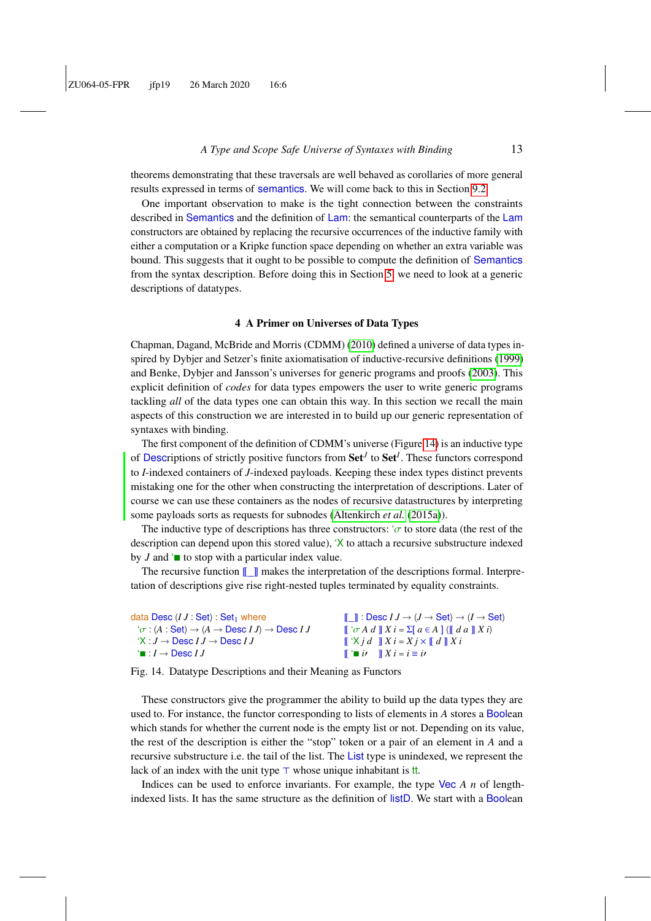theorems demonstrating that these traversals are well behaved as corollaries of more general results expressed in terms of semantics. We will come back to this in Section 9.2.

One important observation to make is the tight connection between the constraints described in Semantics and the definition of Lam: the semantical counterparts of the Lam constructors are obtained by replacing the recursive occurrences of the inductive family with either a computation or a Kripke function space depending on whether an extra variable was bound. This suggests that it ought to be possible to compute the definition of Semantics from the syntax description. Before doing this in Section 5, we need to look at a generic descriptions of datatypes.

## 4 A Primer on Universes of Data Types

Chapman, Dagand, McBride and Morris (CDMM) (2010) defined a universe of data types inspired by Dybjer and Setzer's finite axiomatisation of inductive-recursive definitions (1999) and Benke, Dybjer and Jansson's universes for generic programs and proofs (2003). This explicit definition of *codes* for data types empowers the user to write generic programs tackling *all* of the data types one can obtain this way. In this section we recall the main aspects of this construction we are interested in to build up our generic representation of syntaxes with binding.

The first component of the definition of CDMM's universe (Figure 14) is an inductive type of Descriptions of strictly positive functors from $\mathbf{Set}^J$ to $\mathbf{Set}^I$. These functors correspond to $I$-indexed containers of $J$-indexed payloads. Keeping these index types distinct prevents mistaking one for the other when constructing the interpretation of descriptions. Later of course we can use these containers as the nodes of recursive datastructures by interpreting some payloads sorts as requests for subnodes (Altenkirch *et al.* (2015a)).

The inductive type of descriptions has three constructors: `σ to store data (the rest of the description can depend upon this stored value), `X to attach a recursive substructure indexed by $J$ and `■ to stop with a particular index value.

The recursive function ⟦_⟧ makes the interpretation of the descriptions formal. Interpretation of descriptions give rise right-nested tuples terminated by equality constraints.

```
data Desc (I J : Set) : Set₁ where
  `σ : (A : Set) → (A → Desc I J) → Desc I J
  `X : J → Desc I J → Desc I J
  `■ : I → Desc I J

⟦_⟧ : Desc I J → (J → Set) → (I → Set)
⟦ `σ A d ⟧ X i = Σ[ a ∈ A ] (⟦ d a ⟧ X i)
⟦ `X j d  ⟧ X i = X j × ⟦ d ⟧ X i
⟦ `■ i′   ⟧ X i = i ≡ i′
```

Fig. 14. Datatype Descriptions and their Meaning as Functors

These constructors give the programmer the ability to build up the data types they are used to. For instance, the functor corresponding to lists of elements in $A$ stores a Boolean which stands for whether the current node is the empty list or not. Depending on its value, the rest of the description is either the "stop" token or a pair of an element in $A$ and a recursive substructure i.e. the tail of the list. The List type is unindexed, we represent the lack of an index with the unit type ⊤ whose unique inhabitant is tt.

Indices can be used to enforce invariants. For example, the type Vec $A$ $n$ of length-indexed lists. It has the same structure as the definition of listD. We start with a Boolean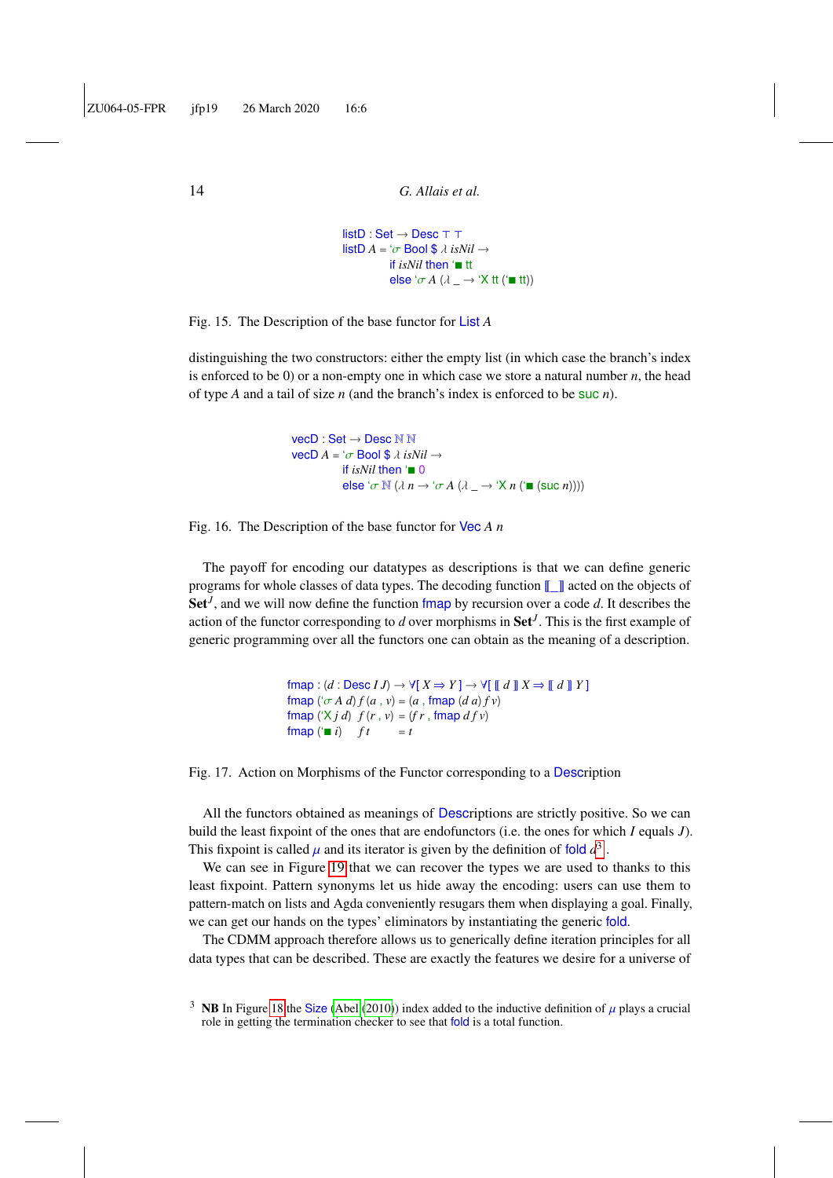```
listD : Set → Desc ⊤ ⊤
listD A = ‘σ Bool $ λ isNil →
            if isNil then ‘■ tt
            else ‘σ A (λ _ → ‘X tt (‘■ tt))
```

Fig. 15. The Description of the base functor for List $A$

distinguishing the two constructors: either the empty list (in which case the branch's index is enforced to be 0) or a non-empty one in which case we store a natural number $n$, the head of type $A$ and a tail of size $n$ (and the branch's index is enforced to be suc $n$).

```
vecD : Set → Desc ℕ ℕ
vecD A = ‘σ Bool $ λ isNil →
            if isNil then ‘■ 0
            else ‘σ ℕ (λ n → ‘σ A (λ _ → ‘X n (‘■ (suc n))))
```

Fig. 16. The Description of the base functor for Vec $A$ $n$

The payoff for encoding our datatypes as descriptions is that we can define generic programs for whole classes of data types. The decoding function ⟦_⟧ acted on the objects of $\mathbf{Set}^J$, and we will now define the function fmap by recursion over a code $d$. It describes the action of the functor corresponding to $d$ over morphisms in $\mathbf{Set}^J$. This is the first example of generic programming over all the functors one can obtain as the meaning of a description.

```
fmap : (d : Desc I J) → ∀[ X ⇒ Y ] → ∀[ ⟦ d ⟧ X ⇒ ⟦ d ⟧ Y ]
fmap (‘σ A d) f (a , v) = (a , fmap (d a) f v)
fmap (‘X j d)  f (r , v) = (f r , fmap d f v)
fmap (‘■ i)    f t       = t
```

Fig. 17. Action on Morphisms of the Functor corresponding to a Description

All the functors obtained as meanings of Descriptions are strictly positive. So we can build the least fixpoint of the ones that are endofunctors (i.e. the ones for which $I$ equals $J$). This fixpoint is called $\mu$ and its iterator is given by the definition of fold $d$[3].

We can see in Figure 19 that we can recover the types we are used to thanks to this least fixpoint. Pattern synonyms let us hide away the encoding: users can use them to pattern-match on lists and Agda conveniently resugars them when displaying a goal. Finally, we can get our hands on the types' eliminators by instantiating the generic fold.

The CDMM approach therefore allows us to generically define iteration principles for all data types that can be described. These are exactly the features we desire for a universe of

[3] **NB** In Figure 18 the Size (Abel (2010)) index added to the inductive definition of $\mu$ plays a crucial role in getting the termination checker to see that fold is a total function.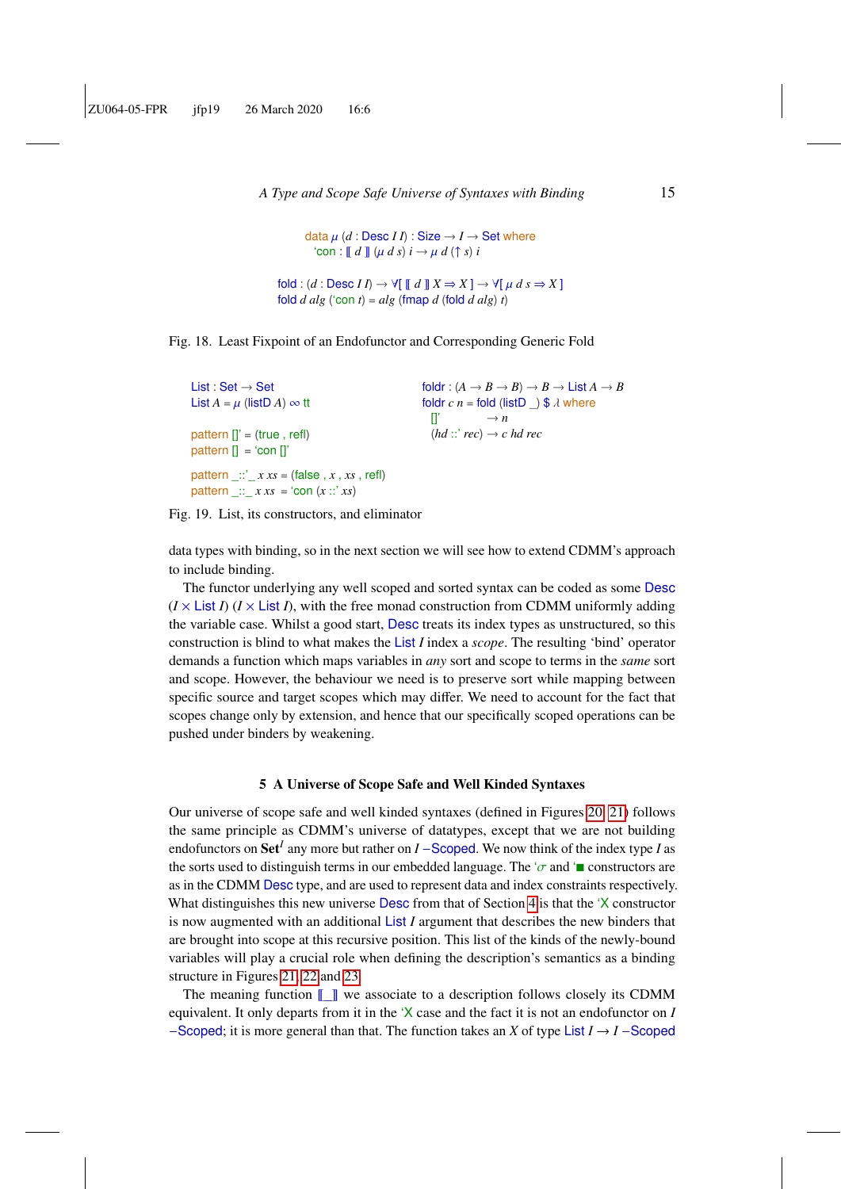```
data μ (d : Desc I I) : Size → I → Set where
  'con : ⟦ d ⟧ (μ d s) i → μ d (↑ s) i

fold : (d : Desc I I) → ∀[ ⟦ d ⟧ X ⇒ X ] → ∀[ μ d s ⇒ X ]
fold d alg ('con t) = alg (fmap d (fold d alg) t)
```

Fig. 18. Least Fixpoint of an Endofunctor and Corresponding Generic Fold

```
List : Set → Set
List A = μ (listD A) ∞ tt

pattern []' = (true , refl)
pattern []  = 'con []'

pattern _::'_ x xs = (false , x , xs , refl)
pattern _::_ x xs  = 'con (x ::' xs)
```

```
foldr : (A → B → B) → B → List A → B
foldr c n = fold (listD _) $ λ where
  []'         → n
  (hd ::' rec) → c hd rec
```

Fig. 19. List, its constructors, and eliminator

data types with binding, so in the next section we will see how to extend CDMM's approach to include binding.

The functor underlying any well scoped and sorted syntax can be coded as some Desc ($I \times$ List $I$) ($I \times$ List $I$), with the free monad construction from CDMM uniformly adding the variable case. Whilst a good start, Desc treats its index types as unstructured, so this construction is blind to what makes the List $I$ index a *scope*. The resulting 'bind' operator demands a function which maps variables in *any* sort and scope to terms in the *same* sort and scope. However, the behaviour we need is to preserve sort while mapping between specific source and target scopes which may differ. We need to account for the fact that scopes change only by extension, and hence that our specifically scoped operations can be pushed under binders by weakening.

## 5 A Universe of Scope Safe and Well Kinded Syntaxes

Our universe of scope safe and well kinded syntaxes (defined in Figures 20, 21) follows the same principle as CDMM's universe of datatypes, except that we are not building endofunctors on $\mathbf{Set}^I$ any more but rather on $I$ –Scoped. We now think of the index type $I$ as the sorts used to distinguish terms in our embedded language. The '$\sigma$ and '■ constructors are as in the CDMM Desc type, and are used to represent data and index constraints respectively. What distinguishes this new universe Desc from that of Section 4 is that the 'X constructor is now augmented with an additional List $I$ argument that describes the new binders that are brought into scope at this recursive position. This list of the kinds of the newly-bound variables will play a crucial role when defining the description's semantics as a binding structure in Figures 21, 22 and 23.

The meaning function ⟦_⟧ we associate to a description follows closely its CDMM equivalent. It only departs from it in the 'X case and the fact it is not an endofunctor on $I$ –Scoped; it is more general than that. The function takes an $X$ of type List $I \to I$ –Scoped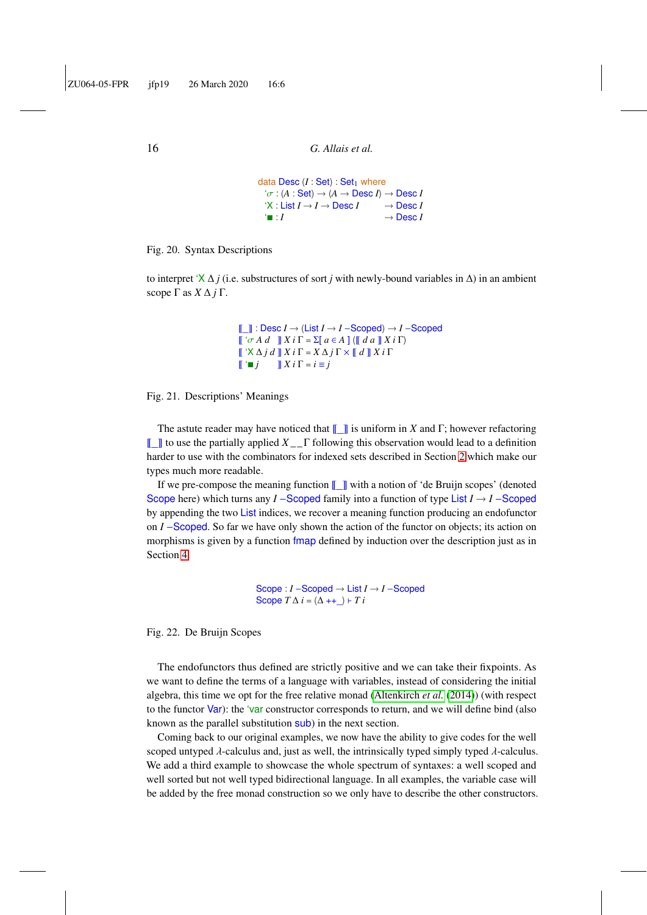```
data Desc (I : Set) : Set₁ where
  'σ : (A : Set) → (A → Desc I) → Desc I
  'X : List I → I → Desc I      → Desc I
  '■ : I                        → Desc I
```

Fig. 20. Syntax Descriptions

to interpret 'X $\Delta$ $j$ (i.e. substructures of sort $j$ with newly-bound variables in $\Delta$) in an ambient scope $\Gamma$ as $X\ \Delta\ j\ \Gamma$.

```
⟦_⟧ : Desc I → (List I → I –Scoped) → I –Scoped
⟦ 'σ A d   ⟧ X i Γ = Σ[ a ∈ A ] (⟦ d a ⟧ X i Γ)
⟦ 'X Δ j d ⟧ X i Γ = X Δ j Γ × ⟦ d ⟧ X i Γ
⟦ '■ j     ⟧ X i Γ = i ≡ j
```

Fig. 21. Descriptions' Meanings

The astute reader may have noticed that ⟦_⟧ is uniform in $X$ and $\Gamma$; however refactoring ⟦_⟧ to use the partially applied $X\_\_\Gamma$ following this observation would lead to a definition harder to use with the combinators for indexed sets described in Section 2 which make our types much more readable.

If we pre-compose the meaning function ⟦_⟧ with a notion of 'de Bruijn scopes' (denoted Scope here) which turns any $I$ –Scoped family into a function of type List $I \to I$ –Scoped by appending the two List indices, we recover a meaning function producing an endofunctor on $I$ –Scoped. So far we have only shown the action of the functor on objects; its action on morphisms is given by a function fmap defined by induction over the description just as in Section 4.

```
Scope : I –Scoped → List I → I –Scoped
Scope T Δ i = (Δ ++_) ⊢ T i
```

Fig. 22. De Bruijn Scopes

The endofunctors thus defined are strictly positive and we can take their fixpoints. As we want to define the terms of a language with variables, instead of considering the initial algebra, this time we opt for the free relative monad (Altenkirch *et al.* (2014)) (with respect to the functor Var): the 'var constructor corresponds to return, and we will define bind (also known as the parallel substitution sub) in the next section.

Coming back to our original examples, we now have the ability to give codes for the well scoped untyped $\lambda$-calculus and, just as well, the intrinsically typed simply typed $\lambda$-calculus. We add a third example to showcase the whole spectrum of syntaxes: a well scoped and well sorted but not well typed bidirectional language. In all examples, the variable case will be added by the free monad construction so we only have to describe the other constructors.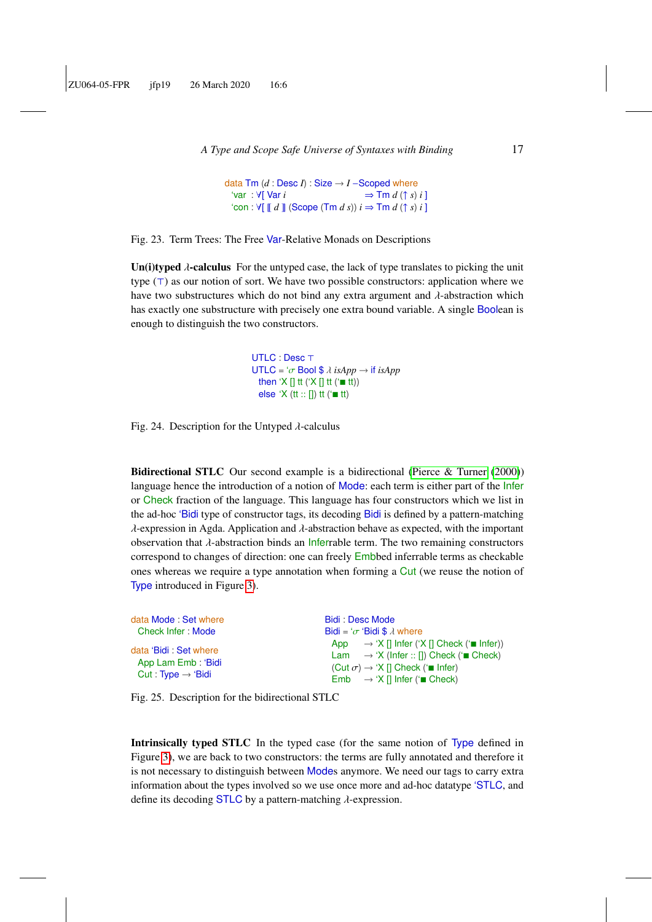```
data Tm (d : Desc I) : Size → I −Scoped where
  `var : ∀[ Var i                        ⇒ Tm d (↑ s) i ]
  `con : ∀[ ⟦ d ⟧ (Scope (Tm d s)) i ⇒ Tm d (↑ s) i ]
```

Fig. 23. Term Trees: The Free Var-Relative Monads on Descriptions

**Un(i)typed $\lambda$-calculus** For the untyped case, the lack of type translates to picking the unit type ($\top$) as our notion of sort. We have two possible constructors: application where we have two substructures which do not bind any extra argument and $\lambda$-abstraction which has exactly one substructure with precisely one extra bound variable. A single Boolean is enough to distinguish the two constructors.

```
UTLC : Desc ⊤
UTLC = `σ Bool $ λ isApp → if isApp
  then `X [] tt (`X [] tt (`■ tt))
  else `X (tt :: []) tt (`■ tt)
```

Fig. 24. Description for the Untyped $\lambda$-calculus

**Bidirectional STLC** Our second example is a bidirectional (Pierce & Turner (2000)) language hence the introduction of a notion of Mode: each term is either part of the Infer or Check fraction of the language. This language has four constructors which we list in the ad-hoc `Bidi type of constructor tags, its decoding Bidi is defined by a pattern-matching $\lambda$-expression in Agda. Application and $\lambda$-abstraction behave as expected, with the important observation that $\lambda$-abstraction binds an Inferrable term. The two remaining constructors correspond to changes of direction: one can freely Embbed inferrable terms as checkable ones whereas we require a type annotation when forming a Cut (we reuse the notion of Type introduced in Figure 3).

```
data Mode : Set where
  Check Infer : Mode

data `Bidi : Set where
  App Lam Emb : `Bidi
  Cut : Type → `Bidi
```

```
Bidi : Desc Mode
Bidi = `σ `Bidi $ λ where
  App     → `X [] Infer (`X [] Check (`■ Infer))
  Lam     → `X (Infer :: []) Check (`■ Check)
  (Cut σ) → `X [] Check (`■ Infer)
  Emb     → `X [] Infer (`■ Check)
```

Fig. 25. Description for the bidirectional STLC

**Intrinsically typed STLC** In the typed case (for the same notion of Type defined in Figure 3), we are back to two constructors: the terms are fully annotated and therefore it is not necessary to distinguish between Modes anymore. We need our tags to carry extra information about the types involved so we use once more and ad-hoc datatype `STLC, and define its decoding STLC by a pattern-matching $\lambda$-expression.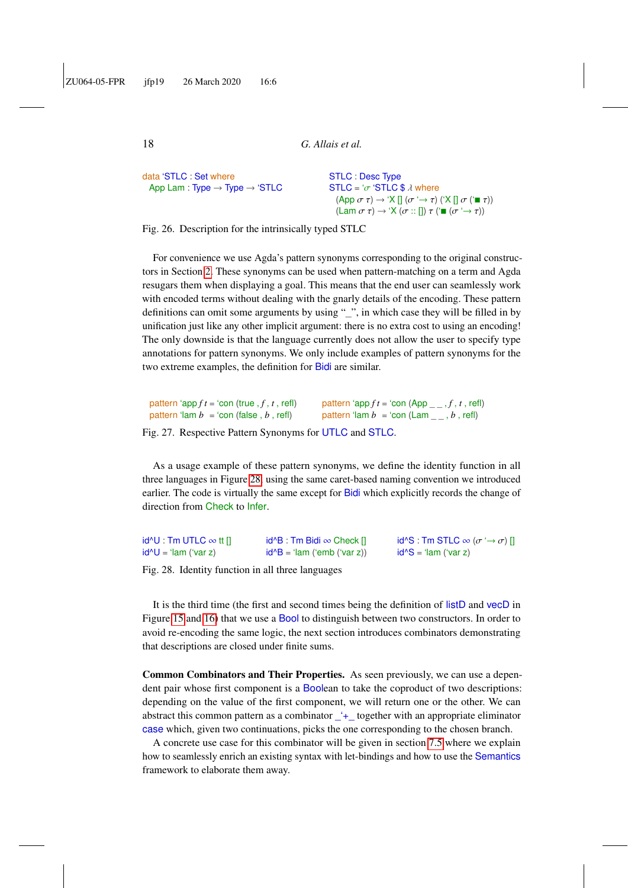```
data 'STLC : Set where
  App Lam : Type → Type → 'STLC
```

```
STLC : Desc Type
STLC = 'σ 'STLC $ λ where
  (App σ τ) → 'X [] (σ '→ τ) ('X [] σ ('■ τ))
  (Lam σ τ) → 'X (σ :: []) τ ('■ (σ '→ τ))
```

Fig. 26. Description for the intrinsically typed STLC

For convenience we use Agda's pattern synonyms corresponding to the original constructors in Section 2. These synonyms can be used when pattern-matching on a term and Agda resugars them when displaying a goal. This means that the end user can seamlessly work with encoded terms without dealing with the gnarly details of the encoding. These pattern definitions can omit some arguments by using "_", in which case they will be filled in by unification just like any other implicit argument: there is no extra cost to using an encoding! The only downside is that the language currently does not allow the user to specify type annotations for pattern synonyms. We only include examples of pattern synonyms for the two extreme examples, the definition for Bidi are similar.

```
pattern 'app f t = 'con (true , f , t , refl)
pattern 'lam b   = 'con (false , b , refl)
```

```
pattern 'app f t = 'con (App _ _ , f , t , refl)
pattern 'lam b   = 'con (Lam _ _ , b , refl)
```

Fig. 27. Respective Pattern Synonyms for UTLC and STLC.

As a usage example of these pattern synonyms, we define the identity function in all three languages in Figure 28, using the same caret-based naming convention we introduced earlier. The code is virtually the same except for Bidi which explicitly records the change of direction from Check to Infer.

```
id^U : Tm UTLC ∞ tt []
id^U = 'lam ('var z)
```

```
id^B : Tm Bidi ∞ Check []
id^B = 'lam ('emb ('var z))
```

```
id^S : Tm STLC ∞ (σ '→ σ) []
id^S = 'lam ('var z)
```

Fig. 28. Identity function in all three languages

It is the third time (the first and second times being the definition of listD and vecD in Figure 15 and 16) that we use a Bool to distinguish between two constructors. In order to avoid re-encoding the same logic, the next section introduces combinators demonstrating that descriptions are closed under finite sums.

**Common Combinators and Their Properties.** As seen previously, we can use a dependent pair whose first component is a Boolean to take the coproduct of two descriptions: depending on the value of the first component, we will return one or the other. We can abstract this common pattern as a combinator _'+_ together with an appropriate eliminator case which, given two continuations, picks the one corresponding to the chosen branch.

A concrete use case for this combinator will be given in section 7.5 where we explain how to seamlessly enrich an existing syntax with let-bindings and how to use the Semantics framework to elaborate them away.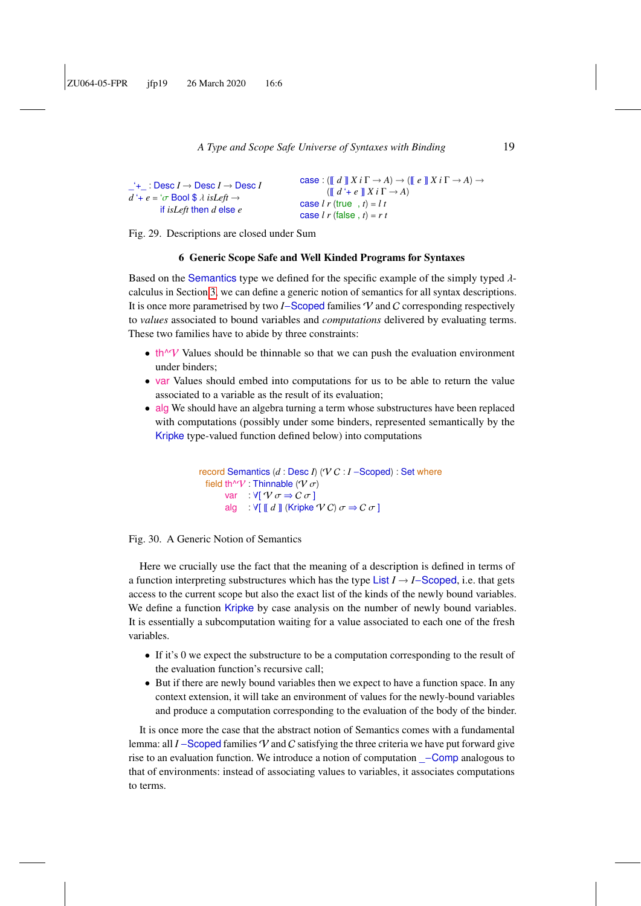```
_'+_ : Desc I → Desc I → Desc I
d '+ e = 'σ Bool $ λ isLeft →
         if isLeft then d else e
```

```
case : (⟦ d ⟧ X i Γ → A) → (⟦ e ⟧ X i Γ → A) →
       (⟦ d '+ e ⟧ X i Γ → A)
case l r (true  , t) = l t
case l r (false , t) = r t
```

Fig. 29. Descriptions are closed under Sum

## 6 Generic Scope Safe and Well Kinded Programs for Syntaxes

Based on the Semantics type we defined for the specific example of the simply typed λ-calculus in Section 3, we can define a generic notion of semantics for all syntax descriptions. It is once more parametrised by two $I$–Scoped families $\mathcal{V}$ and $\mathcal{C}$ corresponding respectively to *values* associated to bound variables and *computations* delivered by evaluating terms. These two families have to abide by three constraints:

- th^𝒱 Values should be thinnable so that we can push the evaluation environment under binders;
- var Values should embed into computations for us to be able to return the value associated to a variable as the result of its evaluation;
- alg We should have an algebra turning a term whose substructures have been replaced with computations (possibly under some binders, represented semantically by the Kripke type-valued function defined below) into computations

```
record Semantics (d : Desc I) (𝒱 𝒞 : I –Scoped) : Set where
  field th^𝒱 : Thinnable (𝒱 σ)
        var   : ∀[ 𝒱 σ ⇒ 𝒞 σ ]
        alg   : ∀[ ⟦ d ⟧ (Kripke 𝒱 𝒞) σ ⇒ 𝒞 σ ]
```

Fig. 30. A Generic Notion of Semantics

Here we crucially use the fact that the meaning of a description is defined in terms of a function interpreting substructures which has the type List $I$ → $I$–Scoped, i.e. that gets access to the current scope but also the exact list of the kinds of the newly bound variables. We define a function Kripke by case analysis on the number of newly bound variables. It is essentially a subcomputation waiting for a value associated to each one of the fresh variables.

- If it's 0 we expect the substructure to be a computation corresponding to the result of the evaluation function's recursive call;
- But if there are newly bound variables then we expect to have a function space. In any context extension, it will take an environment of values for the newly-bound variables and produce a computation corresponding to the evaluation of the body of the binder.

It is once more the case that the abstract notion of Semantics comes with a fundamental lemma: all $I$ –Scoped families $\mathcal{V}$ and $\mathcal{C}$ satisfying the three criteria we have put forward give rise to an evaluation function. We introduce a notion of computation _–Comp analogous to that of environments: instead of associating values to variables, it associates computations to terms.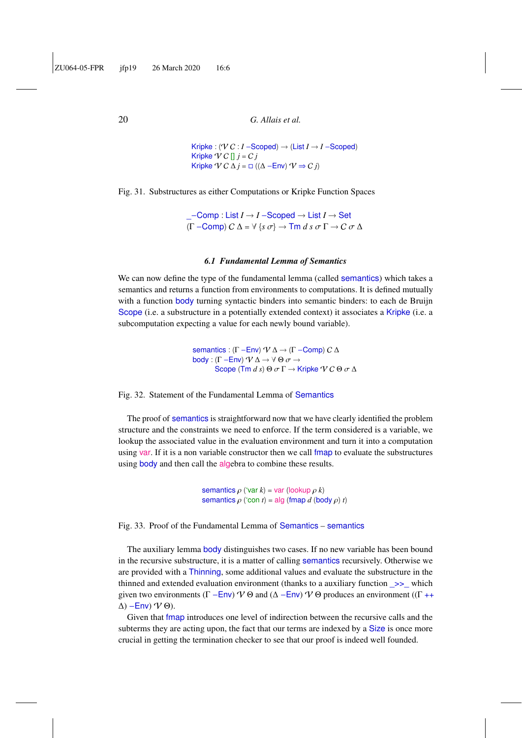```
Kripke : (𝒱 𝒞 : I –Scoped) → (List I → I –Scoped)
Kripke 𝒱 𝒞 [] j = 𝒞 j
Kripke 𝒱 𝒞 Δ j = □ ((Δ –Env) 𝒱 ⇒ 𝒞 j)
```

Fig. 31. Substructures as either Computations or Kripke Function Spaces

```
_–Comp : List I → I –Scoped → List I → Set
(Γ –Comp) 𝒞 Δ = ∀ {s σ} → Tm d s σ Γ → 𝒞 σ Δ
```

### 6.1 Fundamental Lemma of Semantics

We can now define the type of the fundamental lemma (called semantics) which takes a semantics and returns a function from environments to computations. It is defined mutually with a function body turning syntactic binders into semantic binders: to each de Bruijn Scope (i.e. a substructure in a potentially extended context) it associates a Kripke (i.e. a subcomputation expecting a value for each newly bound variable).

```
semantics : (Γ –Env) 𝒱 Δ → (Γ –Comp) 𝒞 Δ
body : (Γ –Env) 𝒱 Δ → ∀ Θ σ →
       Scope (Tm d s) Θ σ Γ → Kripke 𝒱 𝒞 Θ σ Δ
```

Fig. 32. Statement of the Fundamental Lemma of Semantics

The proof of semantics is straightforward now that we have clearly identified the problem structure and the constraints we need to enforce. If the term considered is a variable, we lookup the associated value in the evaluation environment and turn it into a computation using var. If it is a non variable constructor then we call fmap to evaluate the substructures using body and then call the algebra to combine these results.

```
semantics ρ (`var k) = var (lookup ρ k)
semantics ρ (`con t) = alg (fmap d (body ρ) t)
```

Fig. 33. Proof of the Fundamental Lemma of Semantics – semantics

The auxiliary lemma body distinguishes two cases. If no new variable has been bound in the recursive substructure, it is a matter of calling semantics recursively. Otherwise we are provided with a Thinning, some additional values and evaluate the substructure in the thinned and extended evaluation environment (thanks to a auxiliary function _>>_ which given two environments (Γ –Env) 𝒱 Θ and (Δ –Env) 𝒱 Θ produces an environment ((Γ ++ Δ) –Env) 𝒱 Θ).

Given that fmap introduces one level of indirection between the recursive calls and the subterms they are acting upon, the fact that our terms are indexed by a Size is once more crucial in getting the termination checker to see that our proof is indeed well founded.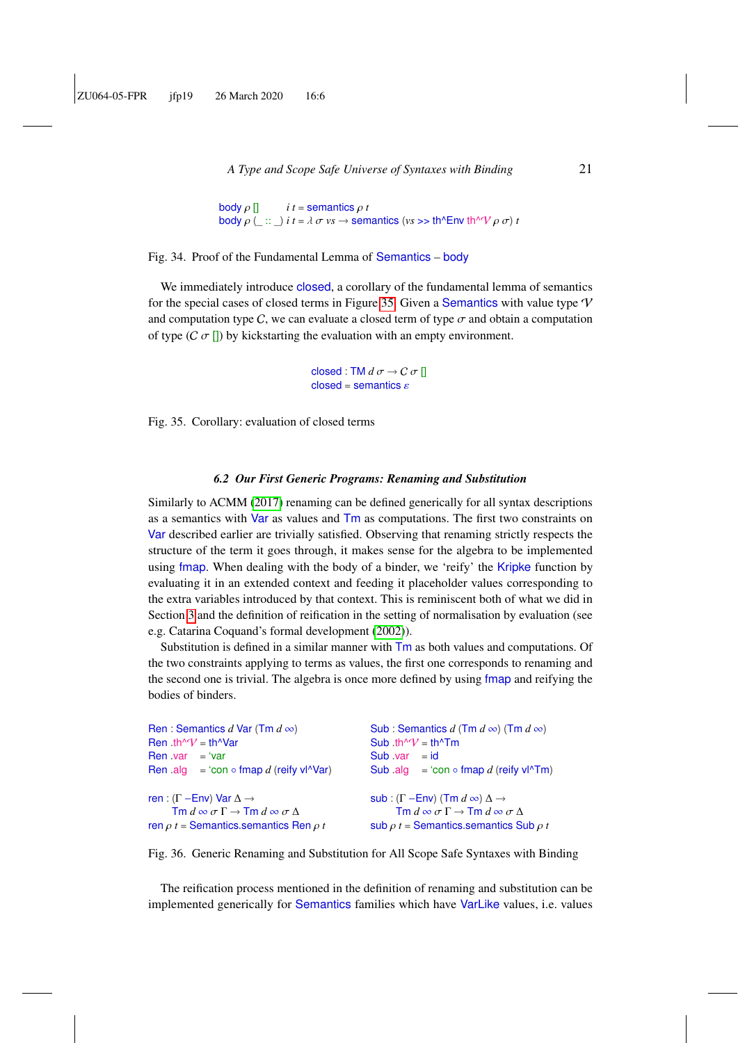```
body ρ []       i t = semantics ρ t
body ρ (_ :: _) i t = λ σ vs → semantics (vs >> th^Env th^𝒱 ρ σ) t
```

Fig. 34. Proof of the Fundamental Lemma of Semantics – body

We immediately introduce closed, a corollary of the fundamental lemma of semantics for the special cases of closed terms in Figure 35. Given a Semantics with value type $\mathcal{V}$ and computation type $\mathcal{C}$, we can evaluate a closed term of type $\sigma$ and obtain a computation of type ($\mathcal{C}$ $\sigma$ []) by kickstarting the evaluation with an empty environment.

```
closed : TM d σ → 𝒞 σ []
closed = semantics ε
```

Fig. 35. Corollary: evaluation of closed terms

### 6.2 Our First Generic Programs: Renaming and Substitution

Similarly to ACMM (2017) renaming can be defined generically for all syntax descriptions as a semantics with Var as values and Tm as computations. The first two constraints on Var described earlier are trivially satisfied. Observing that renaming strictly respects the structure of the term it goes through, it makes sense for the algebra to be implemented using fmap. When dealing with the body of a binder, we 'reify' the Kripke function by evaluating it in an extended context and feeding it placeholder values corresponding to the extra variables introduced by that context. This is reminiscent both of what we did in Section 3 and the definition of reification in the setting of normalisation by evaluation (see e.g. Catarina Coquand's formal development (2002)).

Substitution is defined in a similar manner with Tm as both values and computations. Of the two constraints applying to terms as values, the first one corresponds to renaming and the second one is trivial. The algebra is once more defined by using fmap and reifying the bodies of binders.

```
Ren : Semantics d Var (Tm d ∞)
Ren .th^𝒱 = th^Var
Ren .var  = 'var
Ren .alg  = 'con ∘ fmap d (reify vl^Var)

ren : (Γ –Env) Var Δ →
      Tm d ∞ σ Γ → Tm d ∞ σ Δ
ren ρ t = Semantics.semantics Ren ρ t
```

```
Sub : Semantics d (Tm d ∞) (Tm d ∞)
Sub .th^𝒱 = th^Tm
Sub .var  = id
Sub .alg  = 'con ∘ fmap d (reify vl^Tm)

sub : (Γ –Env) (Tm d ∞) Δ →
      Tm d ∞ σ Γ → Tm d ∞ σ Δ
sub ρ t = Semantics.semantics Sub ρ t
```

Fig. 36. Generic Renaming and Substitution for All Scope Safe Syntaxes with Binding

The reification process mentioned in the definition of renaming and substitution can be implemented generically for Semantics families which have VarLike values, i.e. values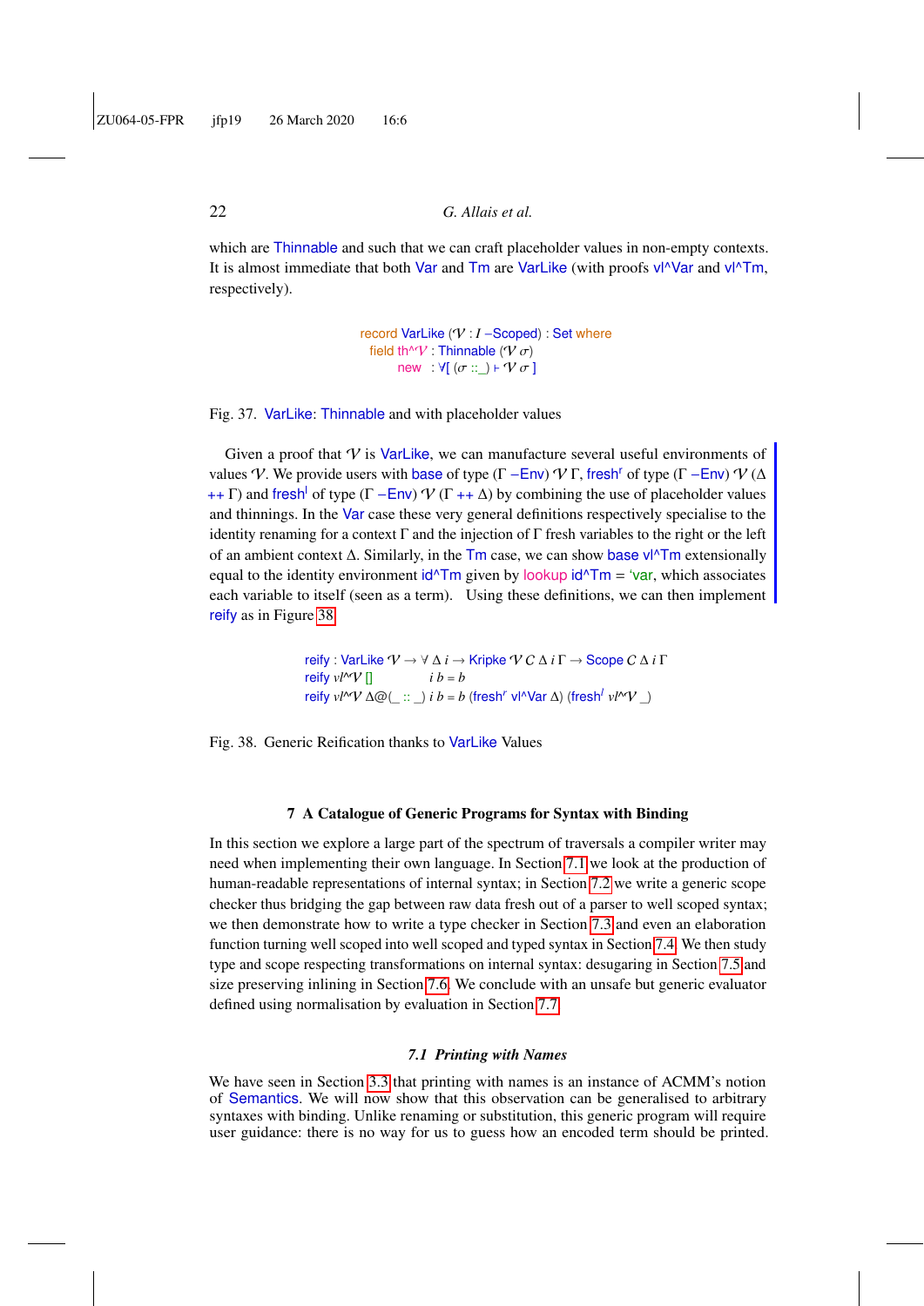which are Thinnable and such that we can craft placeholder values in non-empty contexts. It is almost immediate that both Var and Tm are VarLike (with proofs vl^Var and vl^Tm, respectively).

```
record VarLike (𝒱 : I –Scoped) : Set where
  field th^𝒱 : Thinnable (𝒱 σ)
        new  : ∀[ (σ ::_) ⊢ 𝒱 σ ]
```

Fig. 37. VarLike: Thinnable and with placeholder values

Given a proof that $\mathcal{V}$ is VarLike, we can manufacture several useful environments of values $\mathcal{V}$. We provide users with base of type (Γ –Env) $\mathcal{V}$ Γ, fresh$^r$ of type (Γ –Env) $\mathcal{V}$ (Δ ++ Γ) and fresh$^l$ of type (Γ –Env) $\mathcal{V}$ (Γ ++ Δ) by combining the use of placeholder values and thinnings. In the Var case these very general definitions respectively specialise to the identity renaming for a context Γ and the injection of Γ fresh variables to the right or the left of an ambient context Δ. Similarly, in the Tm case, we can show base vl^Tm extensionally equal to the identity environment id^Tm given by lookup id^Tm = 'var, which associates each variable to itself (seen as a term). Using these definitions, we can then implement reify as in Figure 38.

```
reify : VarLike 𝒱 → ∀ Δ i → Kripke 𝒱 𝒞 Δ i Γ → Scope 𝒞 Δ i Γ
reify vl^𝒱 []           i b = b
reify vl^𝒱 Δ@(_ :: _) i b = b (fresh^r vl^Var Δ) (fresh^l vl^𝒱 _)
```

Fig. 38. Generic Reification thanks to VarLike Values

## 7 A Catalogue of Generic Programs for Syntax with Binding

In this section we explore a large part of the spectrum of traversals a compiler writer may need when implementing their own language. In Section 7.1 we look at the production of human-readable representations of internal syntax; in Section 7.2 we write a generic scope checker thus bridging the gap between raw data fresh out of a parser to well scoped syntax; we then demonstrate how to write a type checker in Section 7.3 and even an elaboration function turning well scoped into well scoped and typed syntax in Section 7.4. We then study type and scope respecting transformations on internal syntax: desugaring in Section 7.5 and size preserving inlining in Section 7.6. We conclude with an unsafe but generic evaluator defined using normalisation by evaluation in Section 7.7.

### *7.1 Printing with Names*

We have seen in Section 3.3 that printing with names is an instance of ACMM's notion of Semantics. We will now show that this observation can be generalised to arbitrary syntaxes with binding. Unlike renaming or substitution, this generic program will require user guidance: there is no way for us to guess how an encoded term should be printed.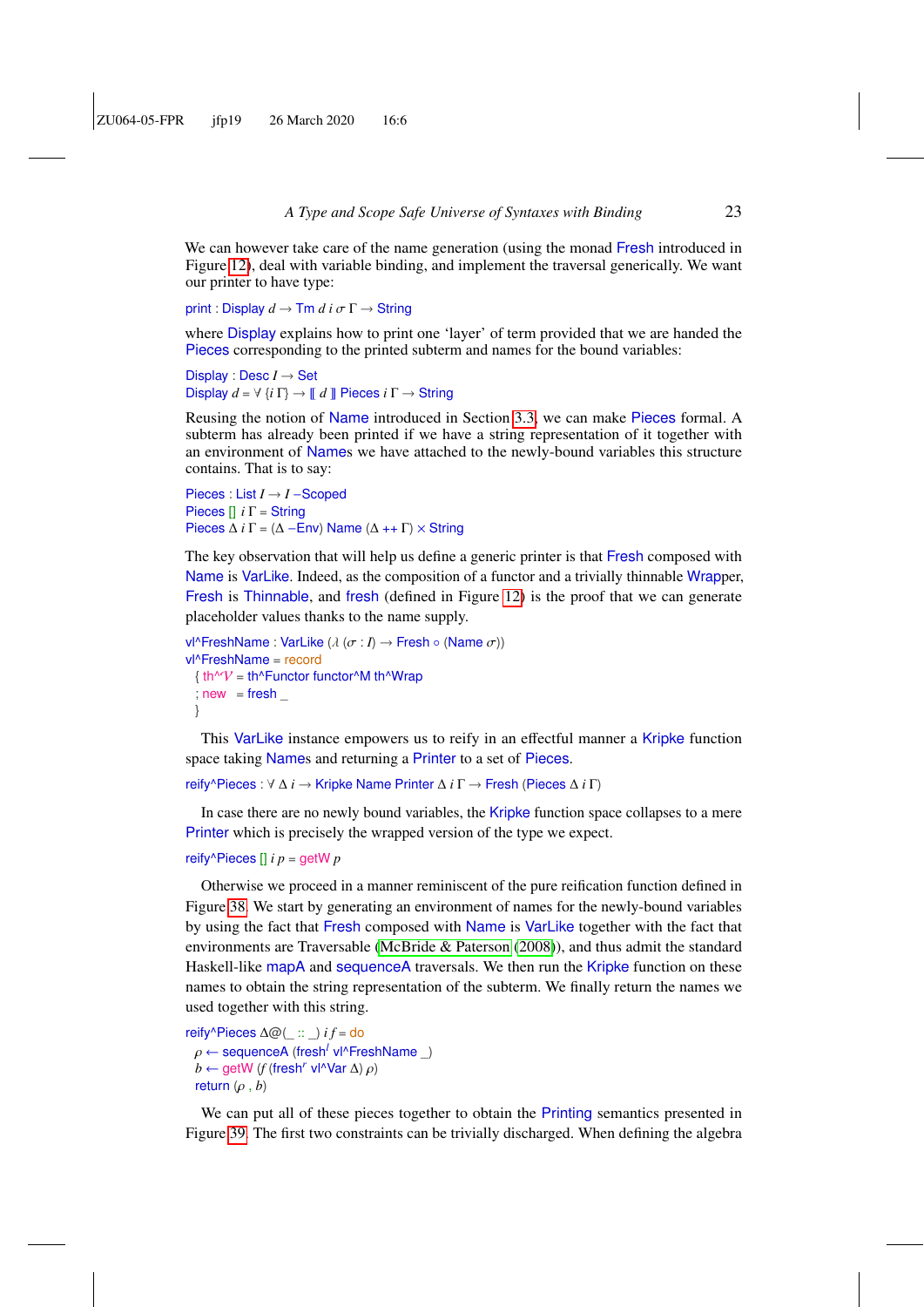We can however take care of the name generation (using the monad Fresh introduced in Figure 12), deal with variable binding, and implement the traversal generically. We want our printer to have type:

```
print : Display d → Tm d i σ Γ → String
```

where Display explains how to print one 'layer' of term provided that we are handed the Pieces corresponding to the printed subterm and names for the bound variables:

```
Display : Desc I → Set
Display d = ∀ {i Γ} → ⟦ d ⟧ Pieces i Γ → String
```

Reusing the notion of Name introduced in Section 3.3, we can make Pieces formal. A subterm has already been printed if we have a string representation of it together with an environment of Names we have attached to the newly-bound variables this structure contains. That is to say:

```
Pieces : List I → I −Scoped
Pieces [] i Γ = String
Pieces Δ i Γ = (Δ −Env) Name (Δ ++ Γ) × String
```

The key observation that will help us define a generic printer is that Fresh composed with Name is VarLike. Indeed, as the composition of a functor and a trivially thinnable Wrapper, Fresh is Thinnable, and fresh (defined in Figure 12) is the proof that we can generate placeholder values thanks to the name supply.

```
vl^FreshName : VarLike (λ (σ : I) → Fresh ∘ (Name σ))
vl^FreshName = record
  { th^𝒱 = th^Functor functor^M th^Wrap
  ; new   = fresh _
  }
```

This VarLike instance empowers us to reify in an effectful manner a Kripke function space taking Names and returning a Printer to a set of Pieces.

```
reify^Pieces : ∀ Δ i → Kripke Name Printer Δ i Γ → Fresh (Pieces Δ i Γ)
```

In case there are no newly bound variables, the Kripke function space collapses to a mere Printer which is precisely the wrapped version of the type we expect.

```
reify^Pieces [] i p = getW p
```

Otherwise we proceed in a manner reminiscent of the pure reification function defined in Figure 38. We start by generating an environment of names for the newly-bound variables by using the fact that Fresh composed with Name is VarLike together with the fact that environments are Traversable (McBride & Paterson (2008)), and thus admit the standard Haskell-like mapA and sequenceA traversals. We then run the Kripke function on these names to obtain the string representation of the subterm. We finally return the names we used together with this string.

```
reify^Pieces Δ@(_ :: _) i f = do
  ρ ← sequenceA (fresh^l vl^FreshName _)
  b ← getW (f (fresh^r vl^Var Δ) ρ)
  return (ρ , b)
```

We can put all of these pieces together to obtain the Printing semantics presented in Figure 39. The first two constraints can be trivially discharged. When defining the algebra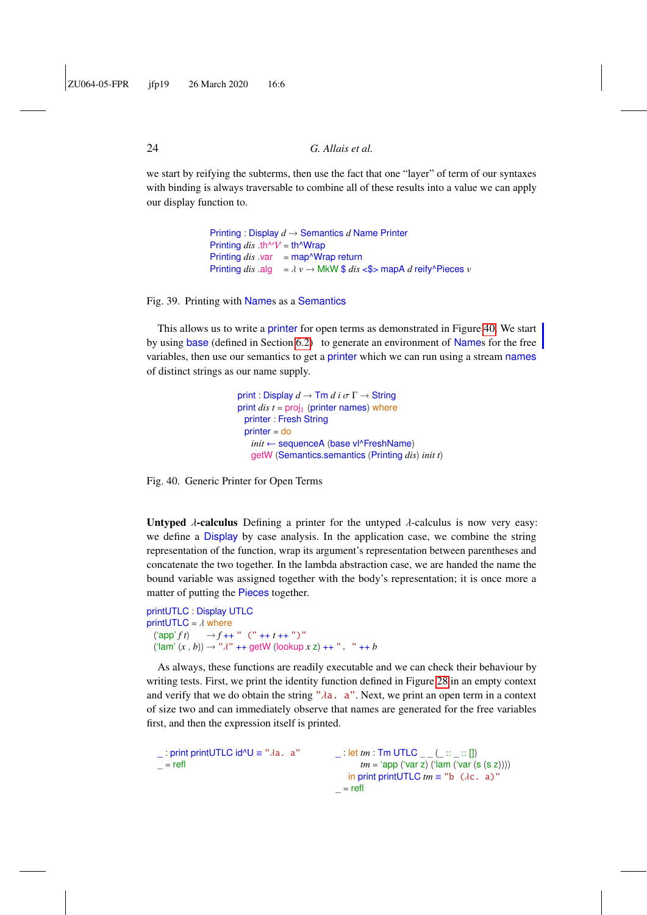we start by reifying the subterms, then use the fact that one "layer" of term of our syntaxes with binding is always traversable to combine all of these results into a value we can apply our display function to.

```
Printing : Display d → Semantics d Name Printer
Printing dis .th^𝒱 = th^Wrap
Printing dis .var   = map^Wrap return
Printing dis .alg   = λ v → MkW $ dis <$> mapA d reify^Pieces v
```

Fig. 39. Printing with Names as a Semantics

This allows us to write a printer for open terms as demonstrated in Figure 40. We start by using base (defined in Section 6.2) to generate an environment of Names for the free variables, then use our semantics to get a printer which we can run using a stream names of distinct strings as our name supply.

```
print : Display d → Tm d i σ Γ → String
print dis t = proj₁ (printer names) where
  printer : Fresh String
  printer = do
    init ← sequenceA (base vl^FreshName)
    getW (Semantics.semantics (Printing dis) init t)
```

Fig. 40. Generic Printer for Open Terms

**Untyped λ-calculus** Defining a printer for the untyped λ-calculus is now very easy: we define a Display by case analysis. In the application case, we combine the string representation of the function, wrap its argument's representation between parentheses and concatenate the two together. In the lambda abstraction case, we are handed the name the bound variable was assigned together with the body's representation; it is once more a matter of putting the Pieces together.

```
printUTLC : Display UTLC
printUTLC = λ where
  ('app' f t)      → f ++ " (" ++ t ++ ")"
  ('lam' (x , b)) → "λ" ++ getW (lookup x z) ++ ". " ++ b
```

As always, these functions are readily executable and we can check their behaviour by writing tests. First, we print the identity function defined in Figure 28 in an empty context and verify that we do obtain the string "λa. a". Next, we print an open term in a context of size two and can immediately observe that names are generated for the free variables first, and then the expression itself is printed.

```
_ : print printUTLC id^U ≡ "λa. a"
_ = refl
```

```
_ : let tm : Tm UTLC _ _ (_ :: _ :: [])
        tm = 'app ('var z) ('lam ('var (s (s z))))
    in print printUTLC tm ≡ "b (λc. a)"
_ = refl
```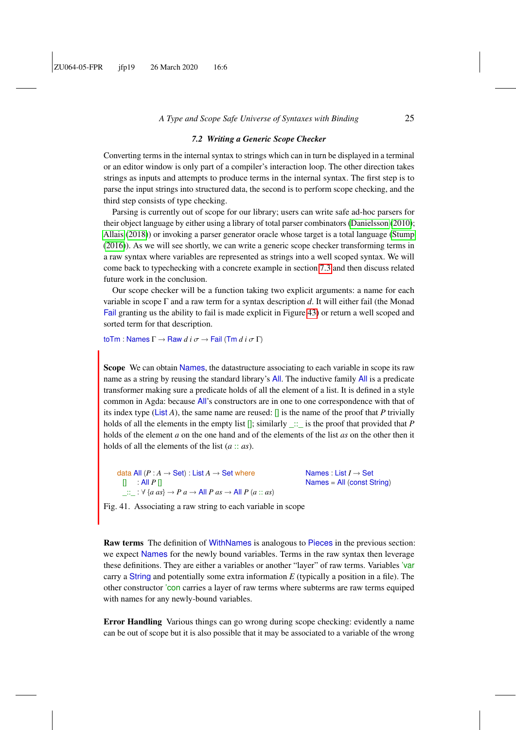### 7.2 Writing a Generic Scope Checker

Converting terms in the internal syntax to strings which can in turn be displayed in a terminal or an editor window is only part of a compiler's interaction loop. The other direction takes strings as inputs and attempts to produce terms in the internal syntax. The first step is to parse the input strings into structured data, the second is to perform scope checking, and the third step consists of type checking.

Parsing is currently out of scope for our library; users can write safe ad-hoc parsers for their object language by either using a library of total parser combinators (Danielsson (2010); Allais (2018)) or invoking a parser generator oracle whose target is a total language (Stump (2016)). As we will see shortly, we can write a generic scope checker transforming terms in a raw syntax where variables are represented as strings into a well scoped syntax. We will come back to typechecking with a concrete example in section 7.3 and then discuss related future work in the conclusion.

Our scope checker will be a function taking two explicit arguments: a name for each variable in scope Γ and a raw term for a syntax description $d$. It will either fail (the Monad Fail granting us the ability to fail is made explicit in Figure 43) or return a well scoped and sorted term for that description.

```
toTm : Names Γ → Raw d i σ → Fail (Tm d i σ Γ)
```

**Scope** We can obtain Names, the datastructure associating to each variable in scope its raw name as a string by reusing the standard library's All. The inductive family All is a predicate transformer making sure a predicate holds of all the element of a list. It is defined in a style common in Agda: because All's constructors are in one to one correspondence with that of its index type (List $A$), the same name are reused: [] is the name of the proof that $P$ trivially holds of all the elements in the empty list []; similarly _::_ is the proof that provided that $P$ holds of the element $a$ on the one hand and of the elements of the list $as$ on the other then it holds of all the elements of the list ($a$ :: $as$).

```
data All (P : A → Set) : List A → Set where
  []   : All P []
  _::_ : ∀ {a as} → P a → All P as → All P (a :: as)

Names : List I → Set
Names = All (const String)
```

Fig. 41. Associating a raw string to each variable in scope

**Raw terms** The definition of WithNames is analogous to Pieces in the previous section: we expect Names for the newly bound variables. Terms in the raw syntax then leverage these definitions. They are either a variables or another "layer" of raw terms. Variables 'var carry a String and potentially some extra information $E$ (typically a position in a file). The other constructor 'con carries a layer of raw terms where subterms are raw terms equiped with names for any newly-bound variables.

**Error Handling** Various things can go wrong during scope checking: evidently a name can be out of scope but it is also possible that it may be associated to a variable of the wrong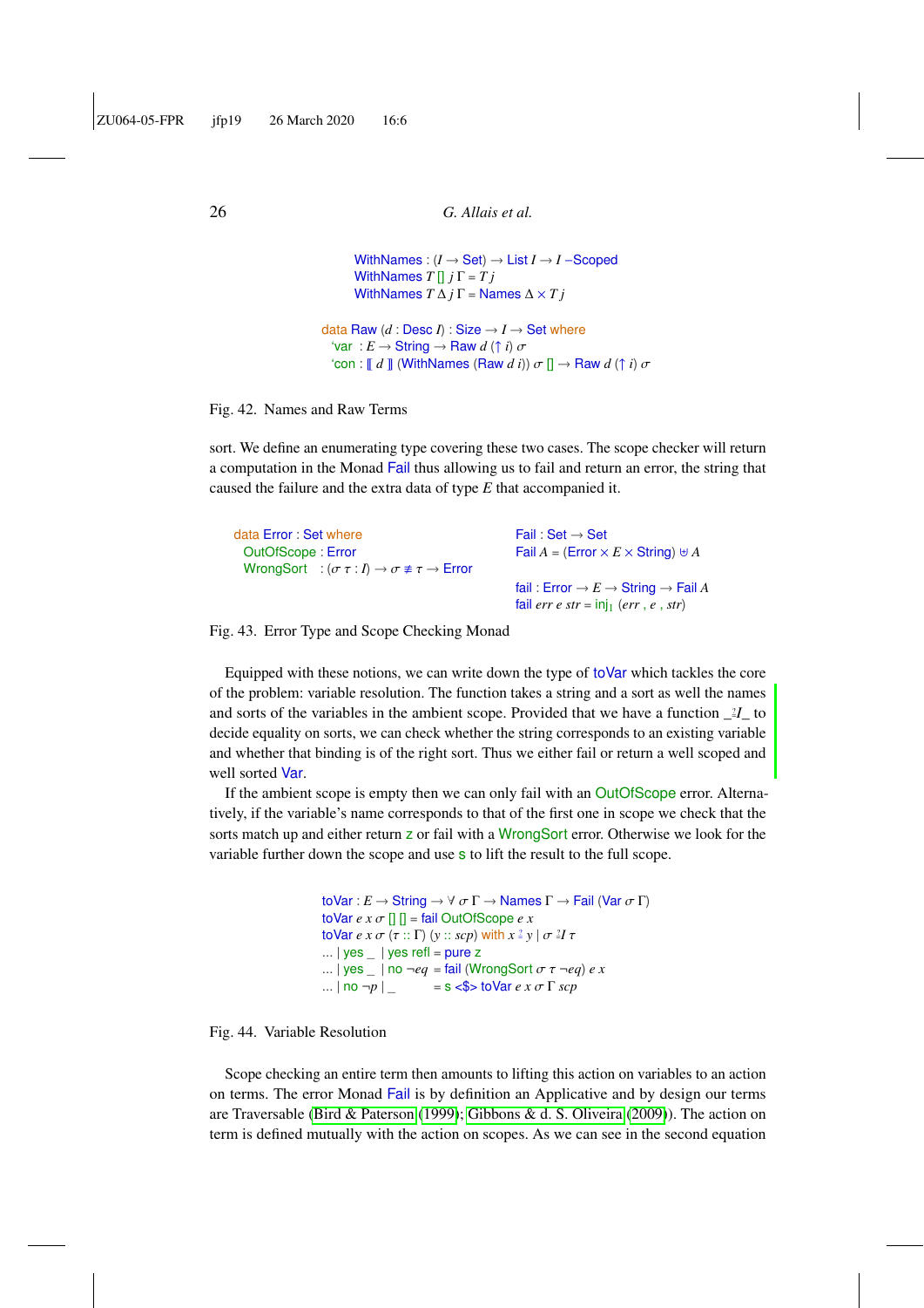```
WithNames : (I → Set) → List I → I –Scoped
WithNames T [] j Γ = T j
WithNames T Δ j Γ = Names Δ × T j

data Raw (d : Desc I) : Size → I → Set where
  'var  : E → String → Raw d (↑ i) σ
  'con : ⟦ d ⟧ (WithNames (Raw d i)) σ [] → Raw d (↑ i) σ
```

Fig. 42. Names and Raw Terms

sort. We define an enumerating type covering these two cases. The scope checker will return a computation in the Monad Fail thus allowing us to fail and return an error, the string that caused the failure and the extra data of type $E$ that accompanied it.

```
data Error : Set where
  OutOfScope : Error
  WrongSort   : (σ τ : I) → σ ≢ τ → Error

Fail : Set → Set
Fail A = (Error × E × String) ⊎ A

fail : Error → E → String → Fail A
fail err e str = inj₁ (err , e , str)
```

Fig. 43. Error Type and Scope Checking Monad

Equipped with these notions, we can write down the type of toVar which tackles the core of the problem: variable resolution. The function takes a string and a sort as well the names and sorts of the variables in the ambient scope. Provided that we have a function _≟I_ to decide equality on sorts, we can check whether the string corresponds to an existing variable and whether that binding is of the right sort. Thus we either fail or return a well scoped and well sorted Var.

If the ambient scope is empty then we can only fail with an OutOfScope error. Alternatively, if the variable's name corresponds to that of the first one in scope we check that the sorts match up and either return z or fail with a WrongSort error. Otherwise we look for the variable further down the scope and use s to lift the result to the full scope.

```
toVar : E → String → ∀ σ Γ → Names Γ → Fail (Var σ Γ)
toVar e x σ [] [] = fail OutOfScope e x
toVar e x σ (τ :: Γ) (y :: scp) with x ≟ y | σ ≟I τ
... | yes _  | yes refl = pure z
... | yes _  | no ¬eq  = fail (WrongSort σ τ ¬eq) e x
... | no ¬p | _          = s <$> toVar e x σ Γ scp
```

Fig. 44. Variable Resolution

Scope checking an entire term then amounts to lifting this action on variables to an action on terms. The error Monad Fail is by definition an Applicative and by design our terms are Traversable (Bird & Paterson (1999); Gibbons & d. S. Oliveira (2009)). The action on term is defined mutually with the action on scopes. As we can see in the second equation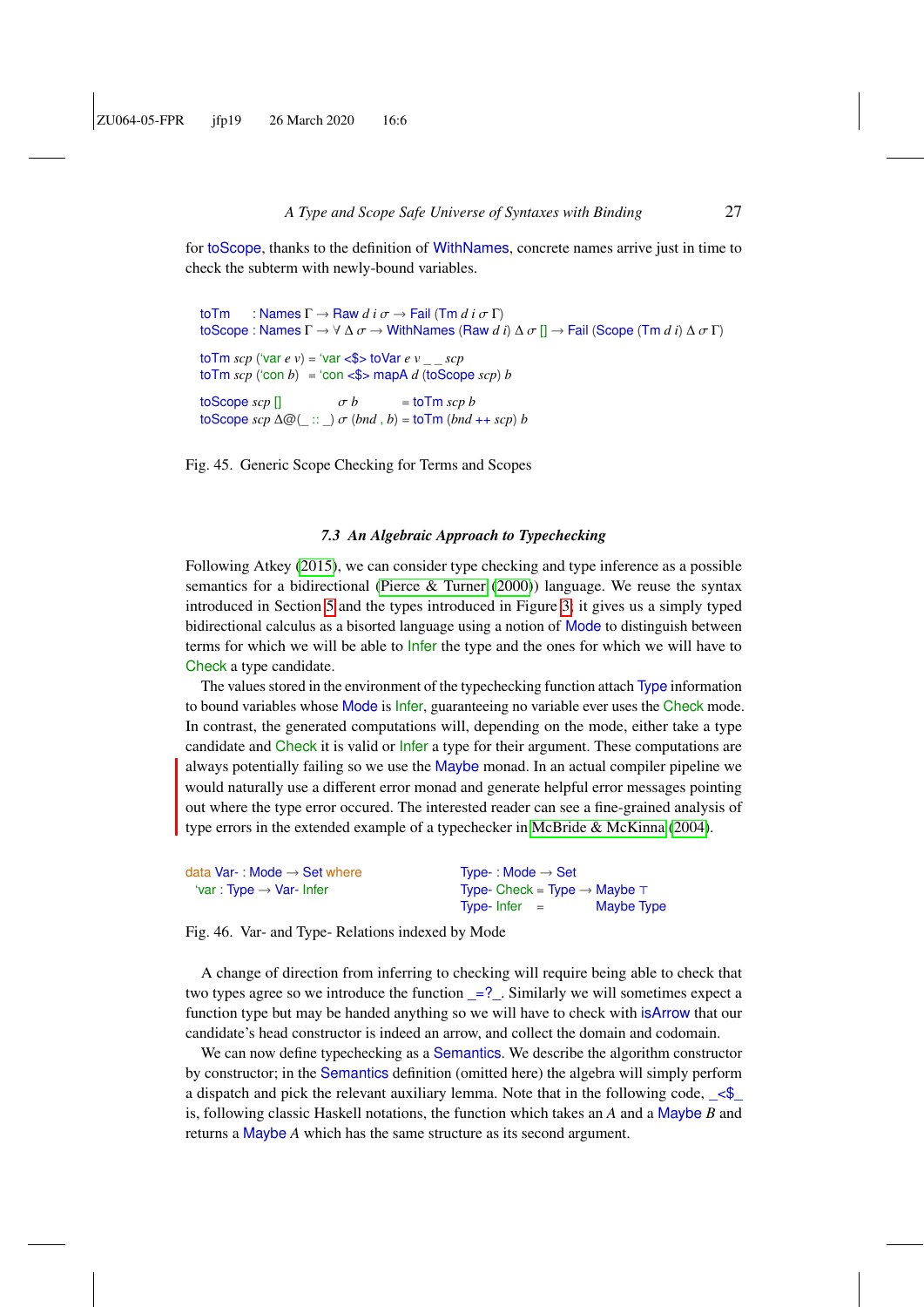for toScope, thanks to the definition of WithNames, concrete names arrive just in time to check the subterm with newly-bound variables.

```
toTm    : Names Γ → Raw d i σ → Fail (Tm d i σ Γ)
toScope : Names Γ → ∀ Δ σ → WithNames (Raw d i) Δ σ [] → Fail (Scope (Tm d i) Δ σ Γ)

toTm scp ('var e v) = 'var <$> toVar e v _ _ scp
toTm scp ('con b)   = 'con <$> mapA d (toScope scp) b

toScope scp []          σ b         = toTm scp b
toScope scp Δ@(_ :: _) σ (bnd , b) = toTm (bnd ++ scp) b
```

Fig. 45. Generic Scope Checking for Terms and Scopes

### 7.3 An Algebraic Approach to Typechecking

Following Atkey (2015), we can consider type checking and type inference as a possible semantics for a bidirectional (Pierce & Turner (2000)) language. We reuse the syntax introduced in Section 5 and the types introduced in Figure 3; it gives us a simply typed bidirectional calculus as a bisorted language using a notion of Mode to distinguish between terms for which we will be able to Infer the type and the ones for which we will have to Check a type candidate.

The values stored in the environment of the typechecking function attach Type information to bound variables whose Mode is Infer, guaranteeing no variable ever uses the Check mode. In contrast, the generated computations will, depending on the mode, either take a type candidate and Check it is valid or Infer a type for their argument. These computations are always potentially failing so we use the Maybe monad. In an actual compiler pipeline we would naturally use a different error monad and generate helpful error messages pointing out where the type error occured. The interested reader can see a fine-grained analysis of type errors in the extended example of a typechecker in McBride & McKinna (2004).

```
data Var- : Mode → Set where          Type- : Mode → Set
  'var : Type → Var- Infer            Type- Check = Type → Maybe ⊤
                                      Type- Infer =        Maybe Type
```

Fig. 46. Var- and Type- Relations indexed by Mode

A change of direction from inferring to checking will require being able to check that two types agree so we introduce the function _=?_. Similarly we will sometimes expect a function type but may be handed anything so we will have to check with isArrow that our candidate's head constructor is indeed an arrow, and collect the domain and codomain.

We can now define typechecking as a Semantics. We describe the algorithm constructor by constructor; in the Semantics definition (omitted here) the algebra will simply perform a dispatch and pick the relevant auxiliary lemma. Note that in the following code, _<$_ is, following classic Haskell notations, the function which takes an $A$ and a Maybe $B$ and returns a Maybe $A$ which has the same structure as its second argument.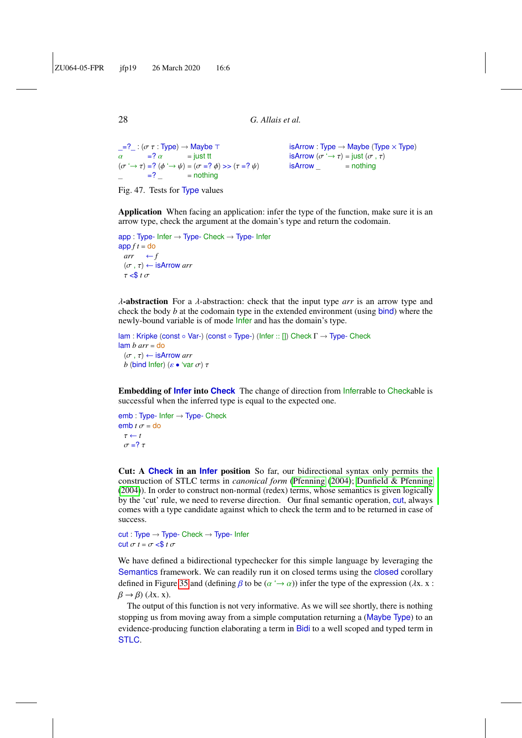```
_=?_ : (σ τ : Type) → Maybe ⊤
α          =? α          = just tt
(σ '→ τ) =? (ϕ '→ ψ) = (σ =? ϕ) >> (τ =? ψ)
_          =? _          = nothing
```

```
isArrow : Type → Maybe (Type × Type)
isArrow (σ '→ τ) = just (σ , τ)
isArrow _          = nothing
```

Fig. 47. Tests for Type values

**Application** When facing an application: infer the type of the function, make sure it is an arrow type, check the argument at the domain's type and return the codomain.

```
app : Type- Infer → Type- Check → Type- Infer
app f t = do
  arr    ← f
  (σ , τ) ← isArrow arr
  τ <$ t σ
```

**λ-abstraction** For a λ-abstraction: check that the input type *arr* is an arrow type and check the body *b* at the codomain type in the extended environment (using bind) where the newly-bound variable is of mode Infer and has the domain's type.

```
lam : Kripke (const ∘ Var-) (const ∘ Type-) (Infer :: []) Check Γ → Type- Check
lam b arr = do
  (σ , τ) ← isArrow arr
  b (bind Infer) (ε • 'var σ) τ
```

**Embedding of Infer into Check** The change of direction from Inferrable to Checkable is successful when the inferred type is equal to the expected one.

```
emb : Type- Infer → Type- Check
emb t σ = do
  τ ← t
  σ =? τ
```

**Cut: A Check in an Infer position** So far, our bidirectional syntax only permits the construction of STLC terms in *canonical form* (Pfenning (2004); Dunfield & Pfenning (2004)). In order to construct non-normal (redex) terms, whose semantics is given logically by the 'cut' rule, we need to reverse direction. Our final semantic operation, cut, always comes with a type candidate against which to check the term and to be returned in case of success.

```
cut : Type → Type- Check → Type- Infer
cut σ t = σ <$ t σ
```

We have defined a bidirectional typechecker for this simple language by leveraging the Semantics framework. We can readily run it on closed terms using the closed corollary defined in Figure 35 and (defining $\beta$ to be $(\alpha \text{ '}{\rightarrow}\ \alpha)$) infer the type of the expression $(\lambda x.\ x : \beta \rightarrow \beta)\ (\lambda x.\ x)$.

The output of this function is not very informative. As we will see shortly, there is nothing stopping us from moving away from a simple computation returning a (Maybe Type) to an evidence-producing function elaborating a term in Bidi to a well scoped and typed term in STLC.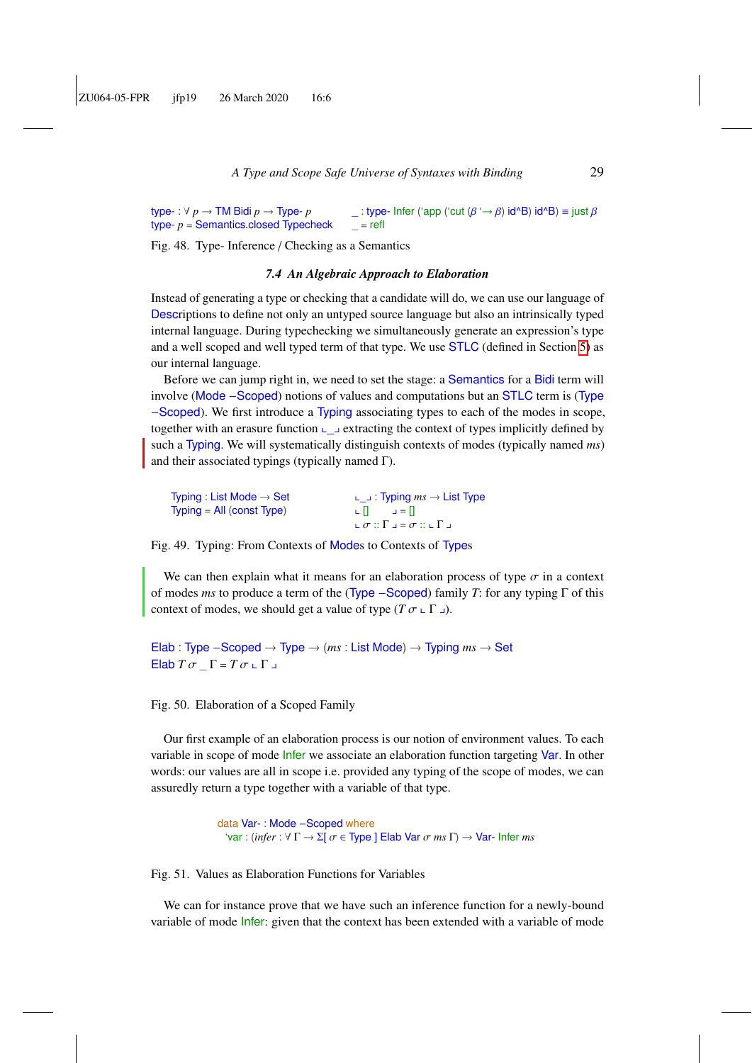```
type- : ∀ p → TM Bidi p → Type- p
type- p = Semantics.closed Typecheck
```

```
_ : type- Infer ('app ('cut (β '→ β) id^B) id^B) ≡ just β
_ = refl
```

Fig. 48. Type- Inference / Checking as a Semantics

### 7.4 An Algebraic Approach to Elaboration

Instead of generating a type or checking that a candidate will do, we can use our language of Descriptions to define not only an untyped source language but also an intrinsically typed internal language. During typechecking we simultaneously generate an expression's type and a well scoped and well typed term of that type. We use STLC (defined in Section 5) as our internal language.

Before we can jump right in, we need to set the stage: a Semantics for a Bidi term will involve (Mode −Scoped) notions of values and computations but an STLC term is (Type −Scoped). We first introduce a Typing associating types to each of the modes in scope, together with an erasure function ⌞\_⌟ extracting the context of types implicitly defined by such a Typing. We will systematically distinguish contexts of modes (typically named *ms*) and their associated typings (typically named Γ).

```
Typing : List Mode → Set
Typing = All (const Type)
```

```
⌞_⌟ : Typing ms → List Type
⌞ []      ⌟ = []
⌞ σ :: Γ ⌟ = σ :: ⌞ Γ ⌟
```

Fig. 49. Typing: From Contexts of Modes to Contexts of Types

We can then explain what it means for an elaboration process of type σ in a context of modes *ms* to produce a term of the (Type −Scoped) family *T*: for any typing Γ of this context of modes, we should get a value of type (*T* σ ⌞ Γ ⌟).

```
Elab : Type −Scoped → Type → (ms : List Mode) → Typing ms → Set
Elab T σ _ Γ = T σ ⌞ Γ ⌟
```

Fig. 50. Elaboration of a Scoped Family

Our first example of an elaboration process is our notion of environment values. To each variable in scope of mode Infer we associate an elaboration function targeting Var. In other words: our values are all in scope i.e. provided any typing of the scope of modes, we can assuredly return a type together with a variable of that type.

```
data Var- : Mode −Scoped where
  'var : (infer : ∀ Γ → Σ[ σ ∈ Type ] Elab Var σ ms Γ) → Var- Infer ms
```

Fig. 51. Values as Elaboration Functions for Variables

We can for instance prove that we have such an inference function for a newly-bound variable of mode Infer: given that the context has been extended with a variable of mode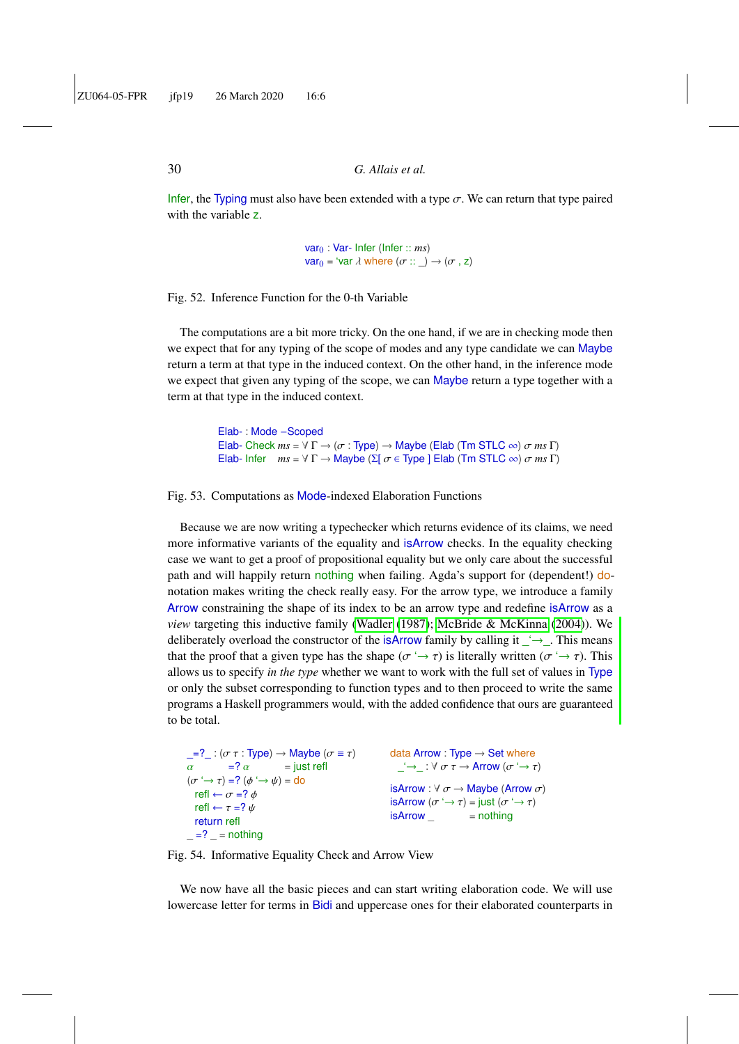Infer, the Typing must also have been extended with a type $\sigma$. We can return that type paired with the variable z.

```
var₀ : Var- Infer (Infer :: ms)
var₀ = 'var λ where (σ :: _) → (σ , z)
```

Fig. 52. Inference Function for the 0-th Variable

The computations are a bit more tricky. On the one hand, if we are in checking mode then we expect that for any typing of the scope of modes and any type candidate we can Maybe return a term at that type in the induced context. On the other hand, in the inference mode we expect that given any typing of the scope, we can Maybe return a type together with a term at that type in the induced context.

```
Elab- : Mode −Scoped
Elab- Check ms = ∀ Γ → (σ : Type) → Maybe (Elab (Tm STLC ∞) σ ms Γ)
Elab- Infer   ms = ∀ Γ → Maybe (Σ[ σ ∈ Type ] Elab (Tm STLC ∞) σ ms Γ)
```

Fig. 53. Computations as Mode-indexed Elaboration Functions

Because we are now writing a typechecker which returns evidence of its claims, we need more informative variants of the equality and isArrow checks. In the equality checking case we want to get a proof of propositional equality but we only care about the successful path and will happily return nothing when failing. Agda's support for (dependent!) do-notation makes writing the check really easy. For the arrow type, we introduce a family Arrow constraining the shape of its index to be an arrow type and redefine isArrow as a *view* targeting this inductive family (Wadler (1987); McBride & McKinna (2004)). We deliberately overload the constructor of the isArrow family by calling it _'→_. This means that the proof that a given type has the shape ($\sigma$ '→ $\tau$) is literally written ($\sigma$ '→ $\tau$). This allows us to specify *in the type* whether we want to work with the full set of values in Type or only the subset corresponding to function types and to then proceed to write the same programs a Haskell programmers would, with the added confidence that ours are guaranteed to be total.

```
_=?_ : (σ τ : Type) → Maybe (σ ≡ τ)
α          =? α           = just refl
(σ '→ τ) =? (ϕ '→ ψ) = do
  refl ← σ =? ϕ
  refl ← τ =? ψ
  return refl
_ =? _ = nothing
```

```
data Arrow : Type → Set where
  _'→_ : ∀ σ τ → Arrow (σ '→ τ)

isArrow : ∀ σ → Maybe (Arrow σ)
isArrow (σ '→ τ) = just (σ '→ τ)
isArrow _          = nothing
```

Fig. 54. Informative Equality Check and Arrow View

We now have all the basic pieces and can start writing elaboration code. We will use lowercase letter for terms in Bidi and uppercase ones for their elaborated counterparts in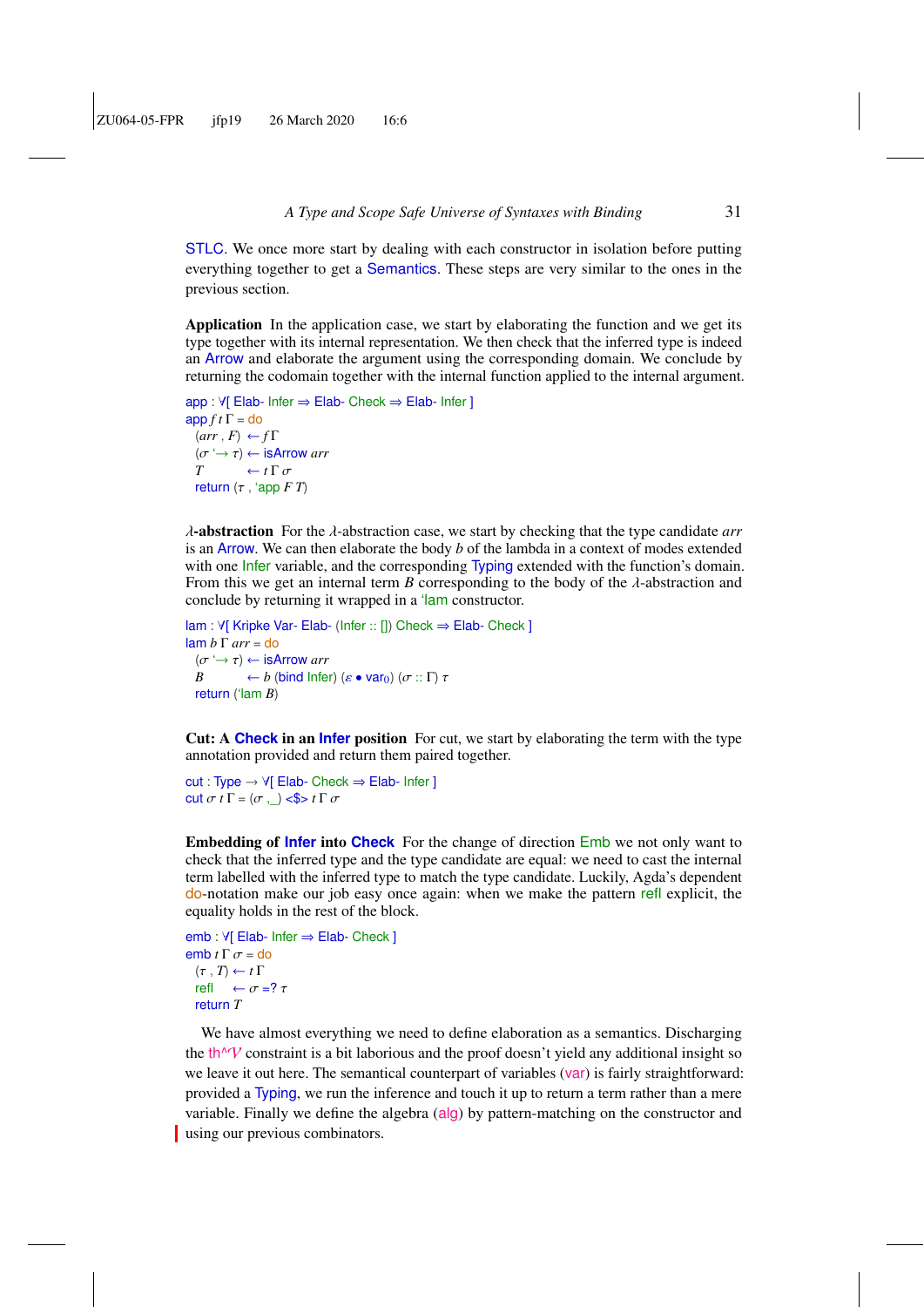STLC. We once more start by dealing with each constructor in isolation before putting everything together to get a Semantics. These steps are very similar to the ones in the previous section.

**Application** In the application case, we start by elaborating the function and we get its type together with its internal representation. We then check that the inferred type is indeed an Arrow and elaborate the argument using the corresponding domain. We conclude by returning the codomain together with the internal function applied to the internal argument.

```
app : ∀[ Elab- Infer ⇒ Elab- Check ⇒ Elab- Infer ]
app f t Γ = do
  (arr , F)   ← f Γ
  (σ ‘→ τ) ← isArrow arr
  T            ← t Γ σ
  return (τ , ‘app F T)
```

**λ-abstraction** For the λ-abstraction case, we start by checking that the type candidate *arr* is an Arrow. We can then elaborate the body *b* of the lambda in a context of modes extended with one Infer variable, and the corresponding Typing extended with the function's domain. From this we get an internal term *B* corresponding to the body of the λ-abstraction and conclude by returning it wrapped in a ‘lam constructor.

```
lam : ∀[ Kripke Var- Elab- (Infer :: []) Check ⇒ Elab- Check ]
lam b Γ arr = do
  (σ ‘→ τ) ← isArrow arr
  B            ← b (bind Infer) (ε • var₀) (σ :: Γ) τ
  return (‘lam B)
```

**Cut: A Check in an Infer position** For cut, we start by elaborating the term with the type annotation provided and return them paired together.

```
cut : Type → ∀[ Elab- Check ⇒ Elab- Infer ]
cut σ t Γ = (σ ,_) <$> t Γ σ
```

**Embedding of Infer into Check** For the change of direction Emb we not only want to check that the inferred type and the type candidate are equal: we need to cast the internal term labelled with the inferred type to match the type candidate. Luckily, Agda's dependent do-notation make our job easy once again: when we make the pattern refl explicit, the equality holds in the rest of the block.

```
emb : ∀[ Elab- Infer ⇒ Elab- Check ]
emb t Γ σ = do
  (τ , T) ← t Γ
  refl     ← σ =? τ
  return T
```

We have almost everything we need to define elaboration as a semantics. Discharging the th^𝒱 constraint is a bit laborious and the proof doesn't yield any additional insight so we leave it out here. The semantical counterpart of variables (var) is fairly straightforward: provided a Typing, we run the inference and touch it up to return a term rather than a mere variable. Finally we define the algebra (alg) by pattern-matching on the constructor and using our previous combinators.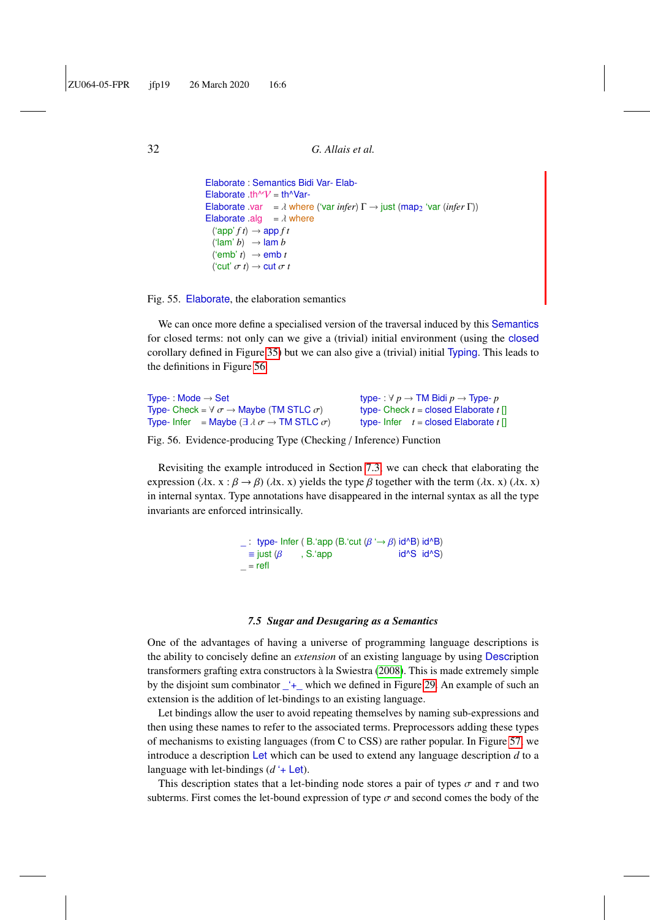```
Elaborate : Semantics Bidi Var- Elab-
Elaborate .th^𝒱 = th^Var-
Elaborate .var    = λ where (`var infer) Γ → just (map₂ `var (infer Γ))
Elaborate .alg    = λ where
  (`app' f t)  → app f t
  (`lam' b)    → lam b
  (`emb' t)    → emb t
  (`cut' σ t)  → cut σ t
```

Fig. 55. Elaborate, the elaboration semantics

We can once more define a specialised version of the traversal induced by this Semantics for closed terms: not only can we give a (trivial) initial environment (using the closed corollary defined in Figure 35) but we can also give a (trivial) initial Typing. This leads to the definitions in Figure 56.

```
Type- : Mode → Set                          type- : ∀ p → TM Bidi p → Type- p
Type- Check = ∀ σ → Maybe (TM STLC σ)       type- Check t = closed Elaborate t []
Type- Infer  = Maybe (∃ λ σ → TM STLC σ)    type- Infer  t = closed Elaborate t []
```

Fig. 56. Evidence-producing Type (Checking / Inference) Function

Revisiting the example introduced in Section 7.3, we can check that elaborating the expression $(\lambda x.\ x : \beta \to \beta)\ (\lambda x.\ x)$ yields the type $\beta$ together with the term $(\lambda x.\ x)\ (\lambda x.\ x)$ in internal syntax. Type annotations have disappeared in the internal syntax as all the type invariants are enforced intrinsically.

```
_ : type- Infer ( B.`app (B.`cut (β `→ β) id^B) id^B)
  ≡ just (β      , S.`app                id^S  id^S)
_ = refl
```

### 7.5 Sugar and Desugaring as a Semantics

One of the advantages of having a universe of programming language descriptions is the ability to concisely define an *extension* of an existing language by using Description transformers grafting extra constructors à la Swiestra (2008). This is made extremely simple by the disjoint sum combinator _`+_ which we defined in Figure 29. An example of such an extension is the addition of let-bindings to an existing language.

Let bindings allow the user to avoid repeating themselves by naming sub-expressions and then using these names to refer to the associated terms. Preprocessors adding these types of mechanisms to existing languages (from C to CSS) are rather popular. In Figure 57, we introduce a description Let which can be used to extend any language description $d$ to a language with let-bindings ($d$ `+ Let).

This description states that a let-binding node stores a pair of types $\sigma$ and $\tau$ and two subterms. First comes the let-bound expression of type $\sigma$ and second comes the body of the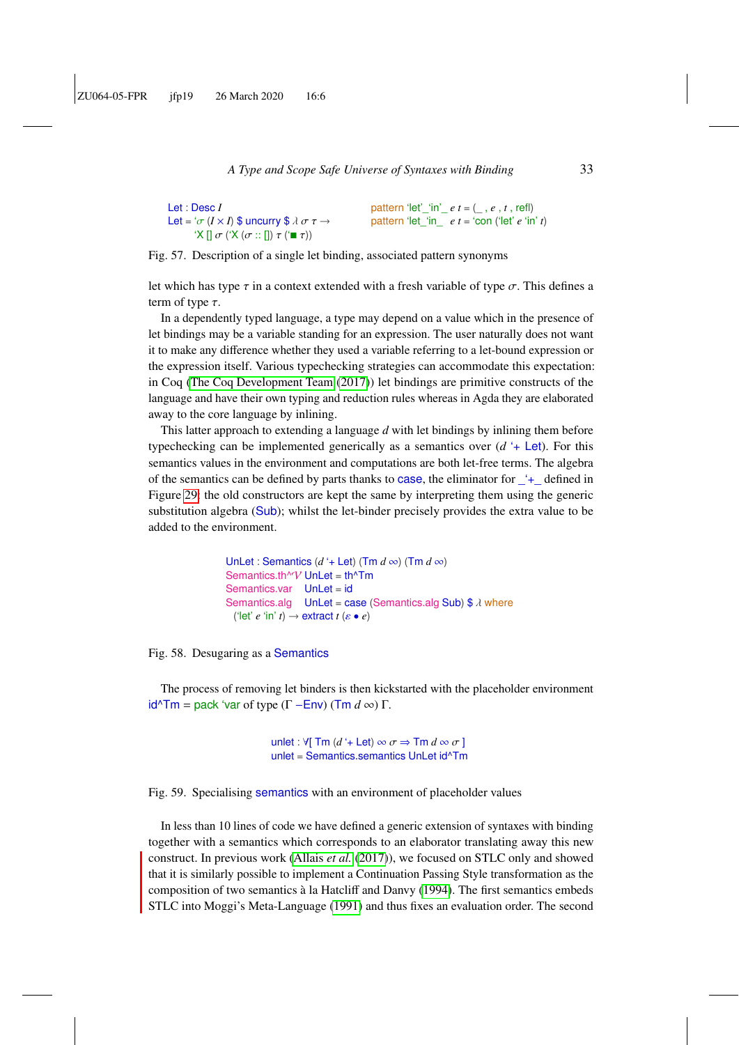```
Let : Desc I
Let = `σ (I × I) $ uncurry $ λ σ τ →
      `X [] σ (`X (σ :: []) τ (`■ τ))

pattern `let'_`in'_ e t = (_ , e , t , refl)
pattern `let_`in_  e t = `con (`let' e `in' t)
```

Fig. 57. Description of a single let binding, associated pattern synonyms

let which has type $\tau$ in a context extended with a fresh variable of type $\sigma$. This defines a term of type $\tau$.

In a dependently typed language, a type may depend on a value which in the presence of let bindings may be a variable standing for an expression. The user naturally does not want it to make any difference whether they used a variable referring to a let-bound expression or the expression itself. Various typechecking strategies can accommodate this expectation: in Coq (The Coq Development Team (2017)) let bindings are primitive constructs of the language and have their own typing and reduction rules whereas in Agda they are elaborated away to the core language by inlining.

This latter approach to extending a language $d$ with let bindings by inlining them before typechecking can be implemented generically as a semantics over ($d$ `+ Let). For this semantics values in the environment and computations are both let-free terms. The algebra of the semantics can be defined by parts thanks to case, the eliminator for _`+_ defined in Figure 29: the old constructors are kept the same by interpreting them using the generic substitution algebra (Sub); whilst the let-binder precisely provides the extra value to be added to the environment.

```
UnLet : Semantics (d `+ Let) (Tm d ∞) (Tm d ∞)
Semantics.th^𝒱 UnLet = th^Tm
Semantics.var   UnLet = id
Semantics.alg   UnLet = case (Semantics.alg Sub) $ λ where
  (`let' e `in' t) → extract t (ε ∙ e)
```

Fig. 58. Desugaring as a Semantics

The process of removing let binders is then kickstarted with the placeholder environment id^Tm = pack `var of type (Γ –Env) (Tm d ∞) Γ.

```
unlet : ∀[ Tm (d `+ Let) ∞ σ ⇒ Tm d ∞ σ ]
unlet = Semantics.semantics UnLet id^Tm
```

Fig. 59. Specialising semantics with an environment of placeholder values

In less than 10 lines of code we have defined a generic extension of syntaxes with binding together with a semantics which corresponds to an elaborator translating away this new construct. In previous work (Allais *et al.* (2017)), we focused on STLC only and showed that it is similarly possible to implement a Continuation Passing Style transformation as the composition of two semantics à la Hatcliff and Danvy (1994). The first semantics embeds STLC into Moggi's Meta-Language (1991) and thus fixes an evaluation order. The second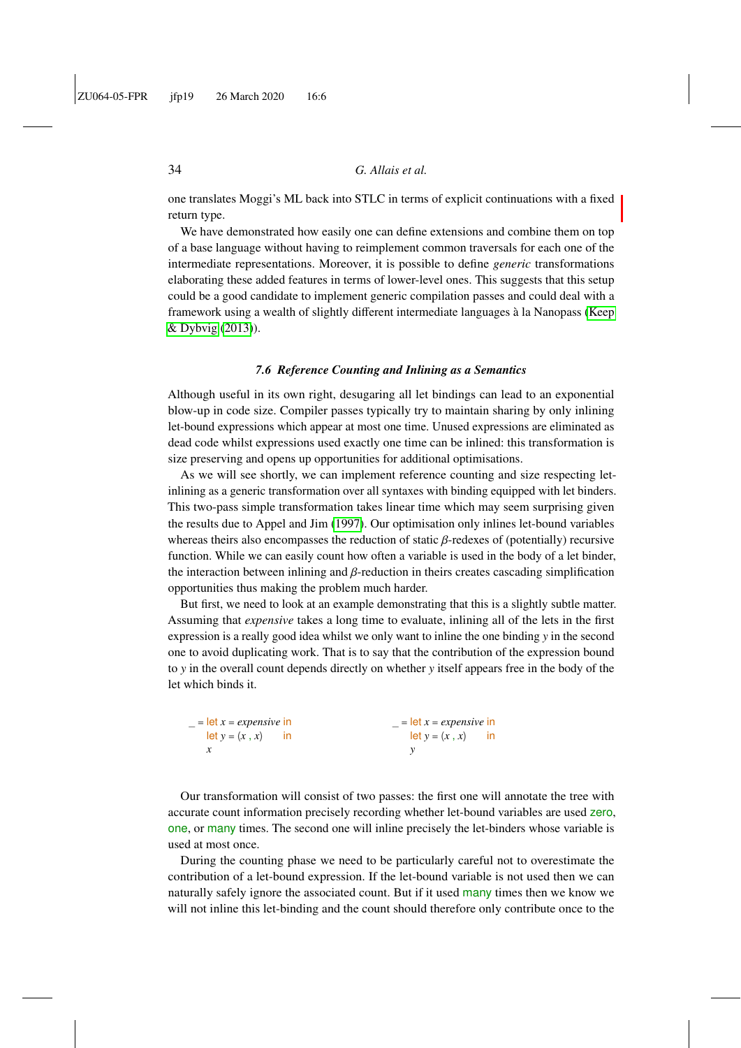one translates Moggi's ML back into STLC in terms of explicit continuations with a fixed return type.

We have demonstrated how easily one can define extensions and combine them on top of a base language without having to reimplement common traversals for each one of the intermediate representations. Moreover, it is possible to define *generic* transformations elaborating these added features in terms of lower-level ones. This suggests that this setup could be a good candidate to implement generic compilation passes and could deal with a framework using a wealth of slightly different intermediate languages à la Nanopass (Keep & Dybvig (2013)).

### 7.6 Reference Counting and Inlining as a Semantics

Although useful in its own right, desugaring all let bindings can lead to an exponential blow-up in code size. Compiler passes typically try to maintain sharing by only inlining let-bound expressions which appear at most one time. Unused expressions are eliminated as dead code whilst expressions used exactly one time can be inlined: this transformation is size preserving and opens up opportunities for additional optimisations.

As we will see shortly, we can implement reference counting and size respecting let-inlining as a generic transformation over all syntaxes with binding equipped with let binders. This two-pass simple transformation takes linear time which may seem surprising given the results due to Appel and Jim (1997). Our optimisation only inlines let-bound variables whereas theirs also encompasses the reduction of static $\beta$-redexes of (potentially) recursive function. While we can easily count how often a variable is used in the body of a let binder, the interaction between inlining and $\beta$-reduction in theirs creates cascading simplification opportunities thus making the problem much harder.

But first, we need to look at an example demonstrating that this is a slightly subtle matter. Assuming that *expensive* takes a long time to evaluate, inlining all of the lets in the first expression is a really good idea whilst we only want to inline the one binding $y$ in the second one to avoid duplicating work. That is to say that the contribution of the expression bound to $y$ in the overall count depends directly on whether $y$ itself appears free in the body of the let which binds it.

```
_ = let x = expensive in          _ = let x = expensive in
    let y = (x , x)    in              let y = (x , x)    in
    x                                  y
```

Our transformation will consist of two passes: the first one will annotate the tree with accurate count information precisely recording whether let-bound variables are used zero, one, or many times. The second one will inline precisely the let-binders whose variable is used at most once.

During the counting phase we need to be particularly careful not to overestimate the contribution of a let-bound expression. If the let-bound variable is not used then we can naturally safely ignore the associated count. But if it used many times then we know we will not inline this let-binding and the count should therefore only contribute once to the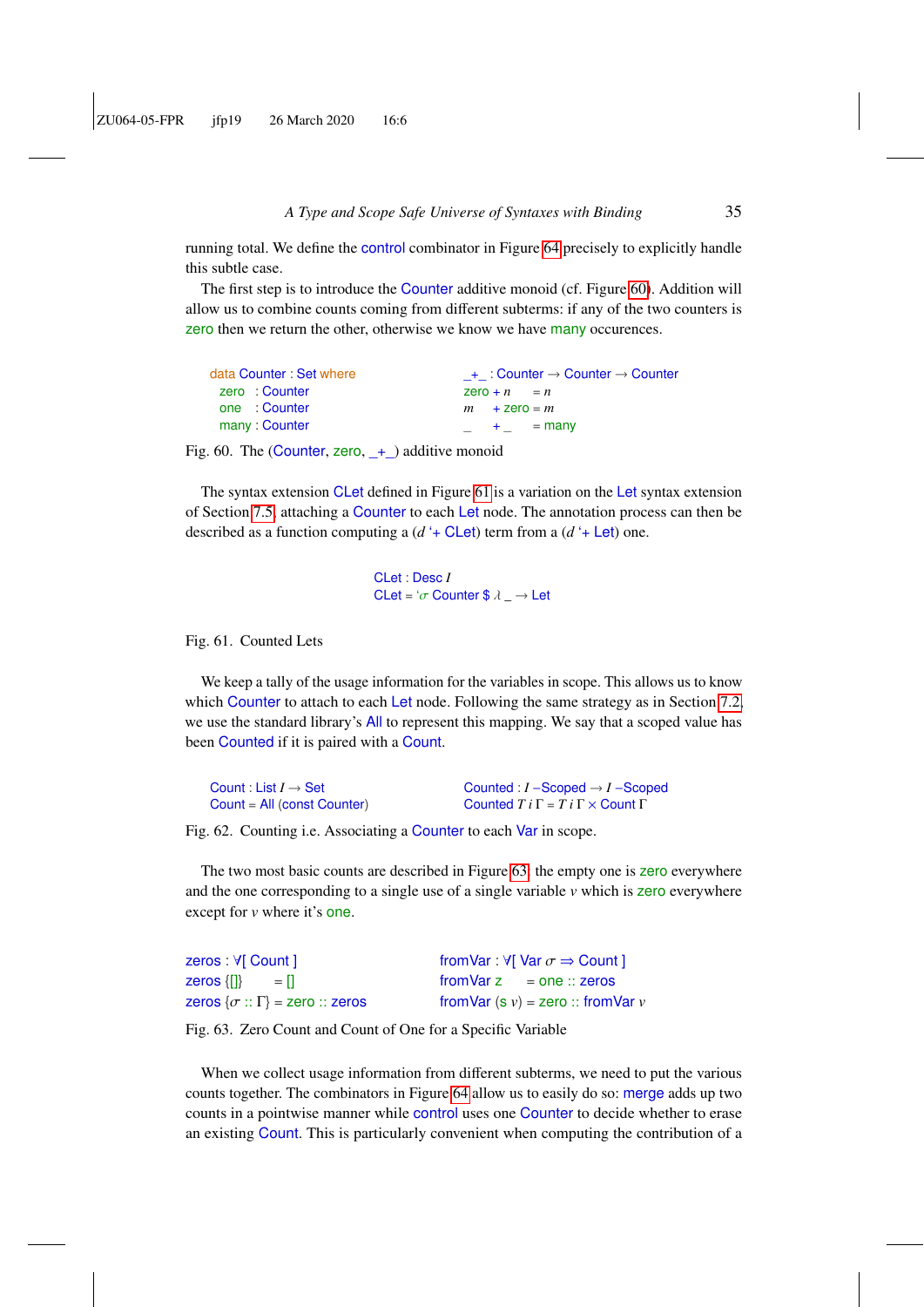running total. We define the control combinator in Figure 64 precisely to explicitly handle this subtle case.

The first step is to introduce the Counter additive monoid (cf. Figure 60). Addition will allow us to combine counts coming from different subterms: if any of the two counters is zero then we return the other, otherwise we know we have many occurences.

```
data Counter : Set where          _+_ : Counter → Counter → Counter
  zero  : Counter                 zero + n    = n
  one   : Counter                 m    + zero = m
  many  : Counter                 _    + _    = many
```

Fig. 60. The (Counter, zero, _+_) additive monoid

The syntax extension CLet defined in Figure 61 is a variation on the Let syntax extension of Section 7.5, attaching a Counter to each Let node. The annotation process can then be described as a function computing a ($d$ '+ CLet) term from a ($d$ '+ Let) one.

```
CLet : Desc I
CLet = 'σ Counter $ λ _ → Let
```

Fig. 61. Counted Lets

We keep a tally of the usage information for the variables in scope. This allows us to know which Counter to attach to each Let node. Following the same strategy as in Section 7.2, we use the standard library's All to represent this mapping. We say that a scoped value has been Counted if it is paired with a Count.

```
Count : List I → Set              Counted : I −Scoped → I −Scoped
Count = All (const Counter)       Counted T i Γ = T i Γ × Count Γ
```

Fig. 62. Counting i.e. Associating a Counter to each Var in scope.

The two most basic counts are described in Figure 63: the empty one is zero everywhere and the one corresponding to a single use of a single variable $v$ which is zero everywhere except for $v$ where it's one.

```
zeros : ∀[ Count ]                    fromVar : ∀[ Var σ ⇒ Count ]
zeros {[]}      = []                  fromVar z     = one :: zeros
zeros {σ :: Γ}  = zero :: zeros       fromVar (s v) = zero :: fromVar v
```

Fig. 63. Zero Count and Count of One for a Specific Variable

When we collect usage information from different subterms, we need to put the various counts together. The combinators in Figure 64 allow us to easily do so: merge adds up two counts in a pointwise manner while control uses one Counter to decide whether to erase an existing Count. This is particularly convenient when computing the contribution of a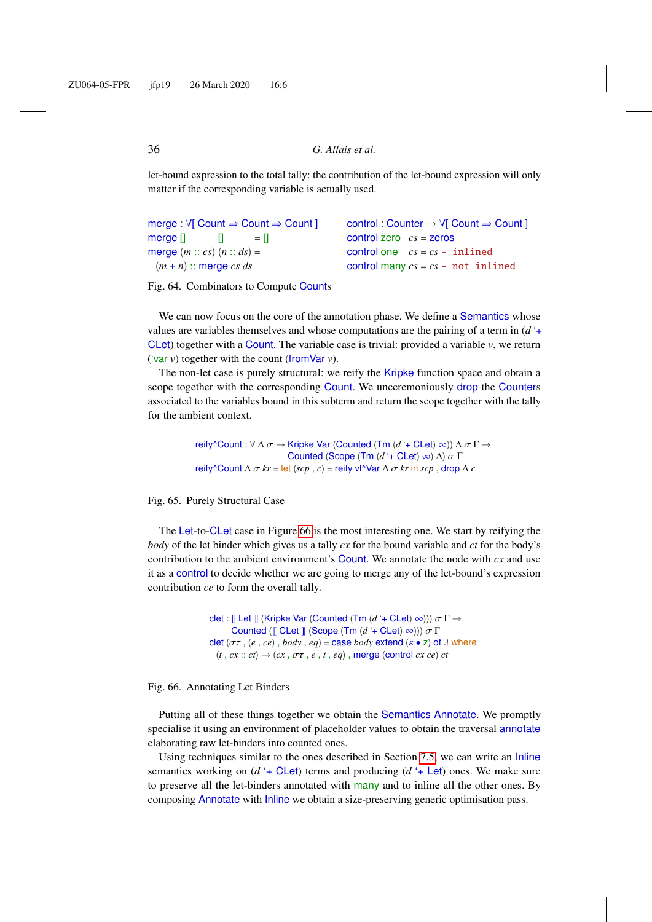let-bound expression to the total tally: the contribution of the let-bound expression will only matter if the corresponding variable is actually used.

```
merge : ∀[ Count ⇒ Count ⇒ Count ]
merge []       []       = []
merge (m :: cs) (n :: ds) =
  (m + n) :: merge cs ds
```

```
control : Counter → ∀[ Count ⇒ Count ]
control zero  cs = zeros
control one   cs = cs -- inlined
control many cs = cs -- not inlined
```

Fig. 64. Combinators to Compute Counts

We can now focus on the core of the annotation phase. We define a Semantics whose values are variables themselves and whose computations are the pairing of a term in (*d* '+ CLet) together with a Count. The variable case is trivial: provided a variable *v*, we return ('var *v*) together with the count (fromVar *v*).

The non-let case is purely structural: we reify the Kripke function space and obtain a scope together with the corresponding Count. We unceremoniously drop the Counters associated to the variables bound in this subterm and return the scope together with the tally for the ambient context.

```
reify^Count : ∀ Δ σ → Kripke Var (Counted (Tm (d '+ CLet) ∞)) Δ σ Γ →
                     Counted (Scope (Tm (d '+ CLet) ∞) Δ) σ Γ
reify^Count Δ σ kr = let (scp , c) = reify vl^Var Δ σ kr in scp , drop Δ c
```

Fig. 65. Purely Structural Case

The Let-to-CLet case in Figure 66 is the most interesting one. We start by reifying the *body* of the let binder which gives us a tally *cx* for the bound variable and *ct* for the body's contribution to the ambient environment's Count. We annotate the node with *cx* and use it as a control to decide whether we are going to merge any of the let-bound's expression contribution *ce* to form the overall tally.

```
clet : ⟦ Let ⟧ (Kripke Var (Counted (Tm (d '+ CLet) ∞))) σ Γ →
       Counted (⟦ CLet ⟧ (Scope (Tm (d '+ CLet) ∞))) σ Γ
clet (στ , (e , ce) , body , eq) = case body extend (ε • z) of λ where
  (t , cx :: ct) → (cx , στ , e , t , eq) , merge (control cx ce) ct
```

Fig. 66. Annotating Let Binders

Putting all of these things together we obtain the Semantics Annotate. We promptly specialise it using an environment of placeholder values to obtain the traversal annotate elaborating raw let-binders into counted ones.

Using techniques similar to the ones described in Section 7.5, we can write an Inline semantics working on (*d* '+ CLet) terms and producing (*d* '+ Let) ones. We make sure to preserve all the let-binders annotated with many and to inline all the other ones. By composing Annotate with Inline we obtain a size-preserving generic optimisation pass.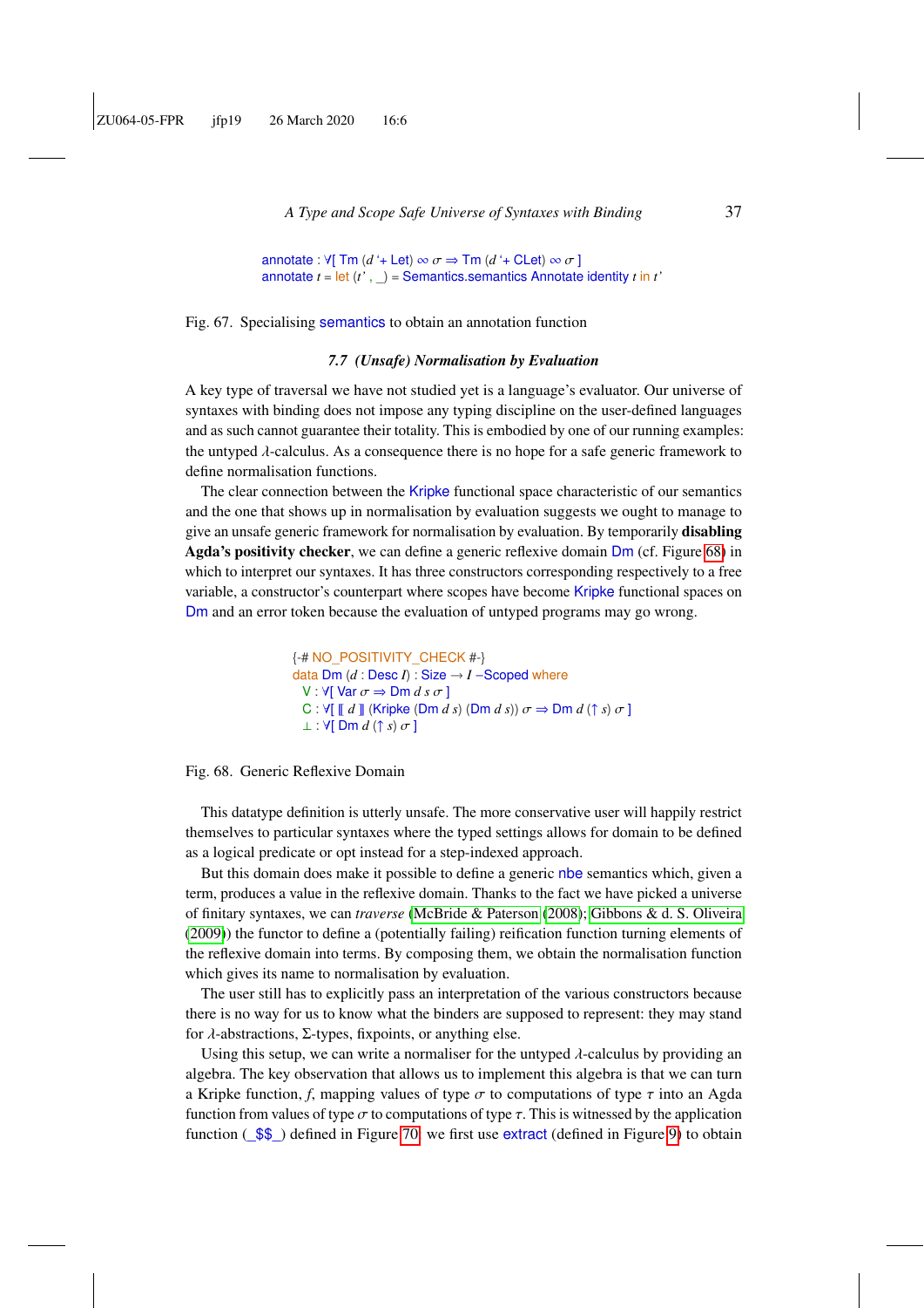```
annotate : ∀[ Tm (d '+ Let) ∞ σ ⇒ Tm (d '+ CLet) ∞ σ ]
annotate t = let (t' , _) = Semantics.semantics Annotate identity t in t'
```

Fig. 67. Specialising semantics to obtain an annotation function

### 7.7 (Unsafe) Normalisation by Evaluation

A key type of traversal we have not studied yet is a language's evaluator. Our universe of syntaxes with binding does not impose any typing discipline on the user-defined languages and as such cannot guarantee their totality. This is embodied by one of our running examples: the untyped $\lambda$-calculus. As a consequence there is no hope for a safe generic framework to define normalisation functions.

The clear connection between the Kripke functional space characteristic of our semantics and the one that shows up in normalisation by evaluation suggests we ought to manage to give an unsafe generic framework for normalisation by evaluation. By temporarily **disabling Agda's positivity checker**, we can define a generic reflexive domain Dm (cf. Figure 68) in which to interpret our syntaxes. It has three constructors corresponding respectively to a free variable, a constructor's counterpart where scopes have become Kripke functional spaces on Dm and an error token because the evaluation of untyped programs may go wrong.

```
{-# NO_POSITIVITY_CHECK #-}
data Dm (d : Desc I) : Size → I –Scoped where
  V : ∀[ Var σ ⇒ Dm d s σ ]
  C : ∀[ ⟦ d ⟧ (Kripke (Dm d s) (Dm d s)) σ ⇒ Dm d (↑ s) σ ]
  ⊥ : ∀[ Dm d (↑ s) σ ]
```

Fig. 68. Generic Reflexive Domain

This datatype definition is utterly unsafe. The more conservative user will happily restrict themselves to particular syntaxes where the typed settings allows for domain to be defined as a logical predicate or opt instead for a step-indexed approach.

But this domain does make it possible to define a generic nbe semantics which, given a term, produces a value in the reflexive domain. Thanks to the fact we have picked a universe of finitary syntaxes, we can *traverse* (McBride & Paterson (2008); Gibbons & d. S. Oliveira (2009)) the functor to define a (potentially failing) reification function turning elements of the reflexive domain into terms. By composing them, we obtain the normalisation function which gives its name to normalisation by evaluation.

The user still has to explicitly pass an interpretation of the various constructors because there is no way for us to know what the binders are supposed to represent: they may stand for $\lambda$-abstractions, $\Sigma$-types, fixpoints, or anything else.

Using this setup, we can write a normaliser for the untyped $\lambda$-calculus by providing an algebra. The key observation that allows us to implement this algebra is that we can turn a Kripke function, $f$, mapping values of type $\sigma$ to computations of type $\tau$ into an Agda function from values of type $\sigma$ to computations of type $\tau$. This is witnessed by the application function (_$$_) defined in Figure 70: we first use extract (defined in Figure 9) to obtain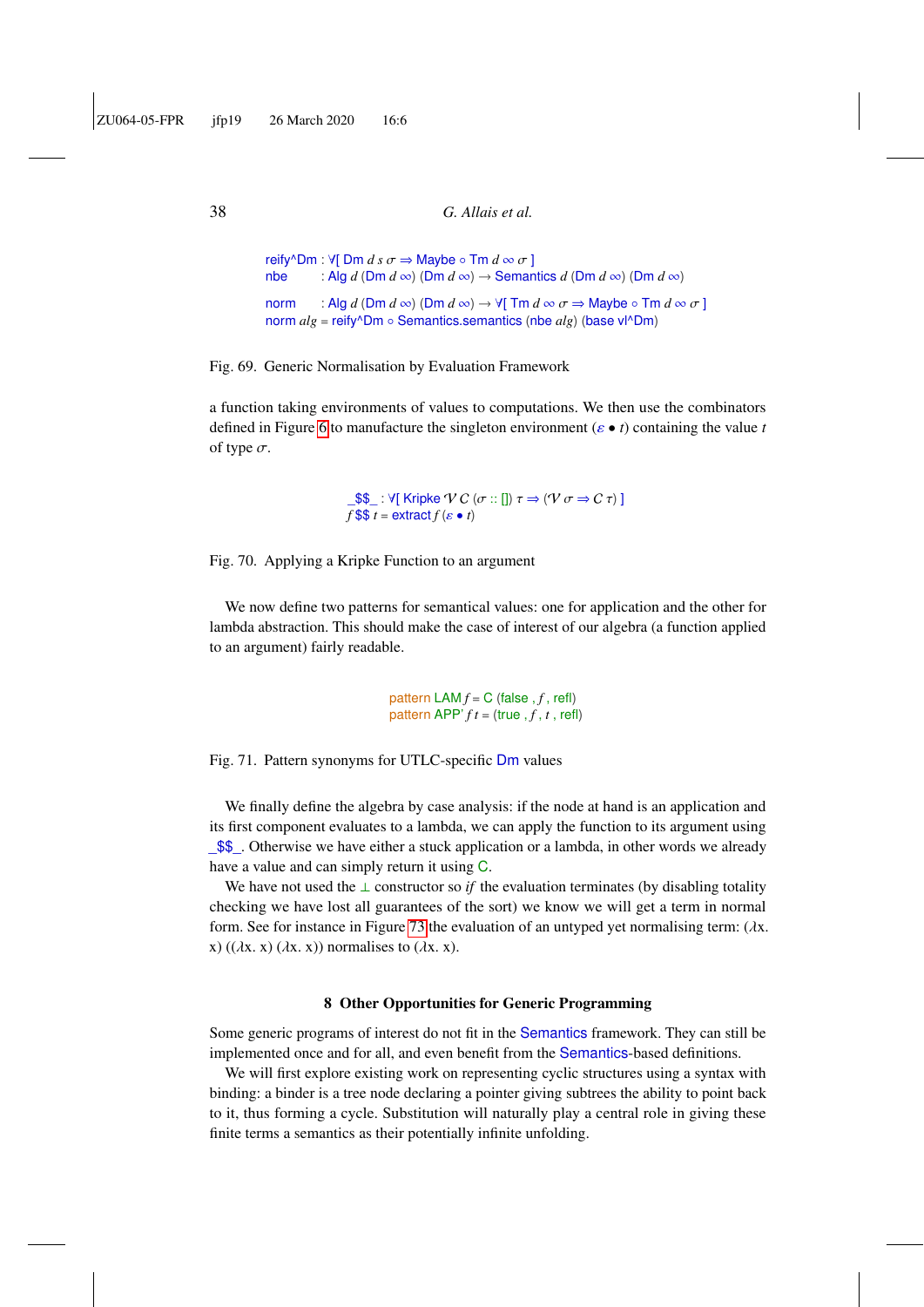```
reify^Dm : ∀[ Dm d s σ ⇒ Maybe ∘ Tm d ∞ σ ]
nbe      : Alg d (Dm d ∞) (Dm d ∞) → Semantics d (Dm d ∞) (Dm d ∞)

norm     : Alg d (Dm d ∞) (Dm d ∞) → ∀[ Tm d ∞ σ ⇒ Maybe ∘ Tm d ∞ σ ]
norm alg = reify^Dm ∘ Semantics.semantics (nbe alg) (base vl^Dm)
```

Fig. 69. Generic Normalisation by Evaluation Framework

a function taking environments of values to computations. We then use the combinators defined in Figure 6 to manufacture the singleton environment ($\varepsilon \bullet t$) containing the value $t$ of type $\sigma$.

```
_$$_ : ∀[ Kripke 𝒱 𝒞 (σ :: []) τ ⇒ (𝒱 σ ⇒ 𝒞 τ) ]
f $$ t = extract f (ε • t)
```

Fig. 70. Applying a Kripke Function to an argument

We now define two patterns for semantical values: one for application and the other for lambda abstraction. This should make the case of interest of our algebra (a function applied to an argument) fairly readable.

```
pattern LAM f = C (false , f , refl)
pattern APP' f t = (true , f , t , refl)
```

Fig. 71. Pattern synonyms for UTLC-specific Dm values

We finally define the algebra by case analysis: if the node at hand is an application and its first component evaluates to a lambda, we can apply the function to its argument using _$$_. Otherwise we have either a stuck application or a lambda, in other words we already have a value and can simply return it using C.

We have not used the ⊥ constructor so *if* the evaluation terminates (by disabling totality checking we have lost all guarantees of the sort) we know we will get a term in normal form. See for instance in Figure 73 the evaluation of an untyped yet normalising term: ($\lambda$x. x) (($\lambda$x. x) ($\lambda$x. x)) normalises to ($\lambda$x. x).

## 8 Other Opportunities for Generic Programming

Some generic programs of interest do not fit in the Semantics framework. They can still be implemented once and for all, and even benefit from the Semantics-based definitions.

We will first explore existing work on representing cyclic structures using a syntax with binding: a binder is a tree node declaring a pointer giving subtrees the ability to point back to it, thus forming a cycle. Substitution will naturally play a central role in giving these finite terms a semantics as their potentially infinite unfolding.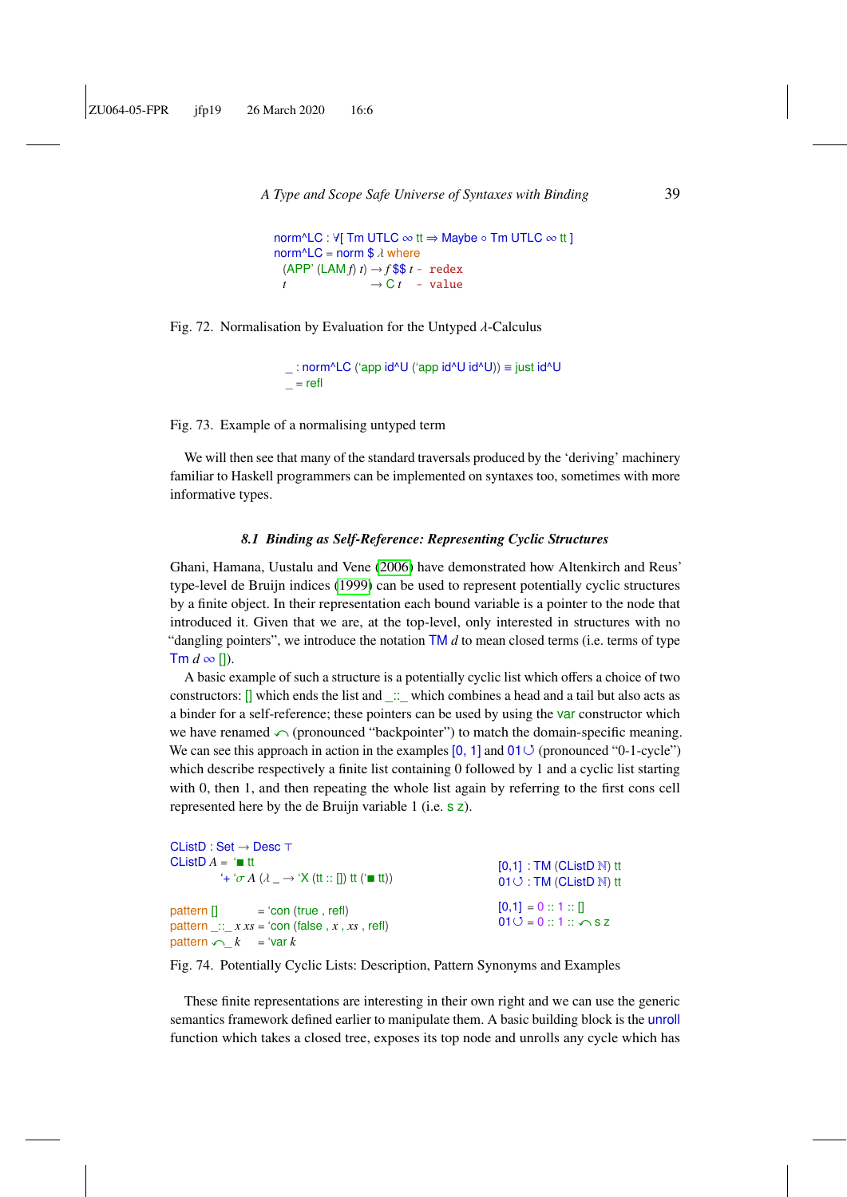```
norm^LC : ∀[ Tm UTLC ∞ tt ⇒ Maybe ∘ Tm UTLC ∞ tt ]
norm^LC = norm $ λ where
  (APP' (LAM f) t) → f $$ t -- redex
  t                → C t    -- value
```

Fig. 72. Normalisation by Evaluation for the Untyped λ-Calculus

```
_ : norm^LC (`app id^U (`app id^U id^U)) ≡ just id^U
_ = refl
```

Fig. 73. Example of a normalising untyped term

We will then see that many of the standard traversals produced by the 'deriving' machinery familiar to Haskell programmers can be implemented on syntaxes too, sometimes with more informative types.

### 8.1 Binding as Self-Reference: Representing Cyclic Structures

Ghani, Hamana, Uustalu and Vene (2006) have demonstrated how Altenkirch and Reus' type-level de Bruijn indices (1999) can be used to represent potentially cyclic structures by a finite object. In their representation each bound variable is a pointer to the node that introduced it. Given that we are, at the top-level, only interested in structures with no "dangling pointers", we introduce the notation TM $d$ to mean closed terms (i.e. terms of type Tm $d$ ∞ []).

A basic example of such a structure is a potentially cyclic list which offers a choice of two constructors: [] which ends the list and _::_ which combines a head and a tail but also acts as a binder for a self-reference; these pointers can be used by using the var constructor which we have renamed ↶ (pronounced "backpointer") to match the domain-specific meaning. We can see this approach in action in the examples [0, 1] and 01↻ (pronounced "0-1-cycle") which describe respectively a finite list containing 0 followed by 1 and a cyclic list starting with 0, then 1, and then repeating the whole list again by referring to the first cons cell represented here by the de Bruijn variable 1 (i.e. s z).

```
CListD : Set → Desc ⊤
CListD A = `■ tt
         `+ `σ A (λ _ → `X (tt :: []) tt (`■ tt))

pattern []       = `con (true , refl)
pattern _::_ x xs = `con (false , x , xs , refl)
pattern ↶_ k     = `var k

[0,1] : TM (CListD ℕ) tt
01↻   : TM (CListD ℕ) tt

[0,1] = 0 :: 1 :: []
01↻   = 0 :: 1 :: ↶ s z
```

Fig. 74. Potentially Cyclic Lists: Description, Pattern Synonyms and Examples

These finite representations are interesting in their own right and we can use the generic semantics framework defined earlier to manipulate them. A basic building block is the unroll function which takes a closed tree, exposes its top node and unrolls any cycle which has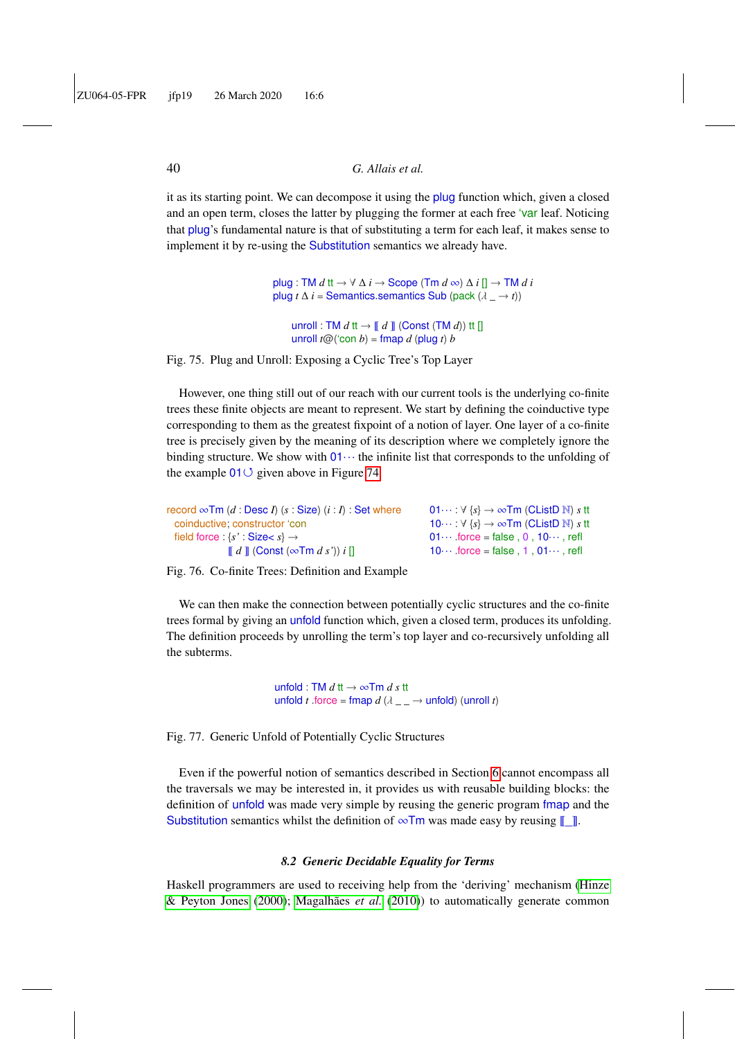it as its starting point. We can decompose it using the plug function which, given a closed and an open term, closes the latter by plugging the former at each free 'var leaf. Noticing that plug's fundamental nature is that of substituting a term for each leaf, it makes sense to implement it by re-using the Substitution semantics we already have.

```
plug : TM d tt → ∀ Δ i → Scope (Tm d ∞) Δ i [] → TM d i
plug t Δ i = Semantics.semantics Sub (pack (λ _ → t))

unroll : TM d tt → ⟦ d ⟧ (Const (TM d)) tt []
unroll t@('con b) = fmap d (plug t) b
```

Fig. 75. Plug and Unroll: Exposing a Cyclic Tree's Top Layer

However, one thing still out of our reach with our current tools is the underlying co-finite trees these finite objects are meant to represent. We start by defining the coinductive type corresponding to them as the greatest fixpoint of a notion of layer. One layer of a co-finite tree is precisely given by the meaning of its description where we completely ignore the binding structure. We show with 01··· the infinite list that corresponds to the unfolding of the example 01↺ given above in Figure 74.

```
record ∞Tm (d : Desc I) (s : Size) (i : I) : Set where
  coinductive; constructor 'con
  field force : {s' : Size< s} →
                ⟦ d ⟧ (Const (∞Tm d s')) i []

01··· : ∀ {s} → ∞Tm (CListD ℕ) s tt
10··· : ∀ {s} → ∞Tm (CListD ℕ) s tt
01··· .force = false , 0 , 10··· , refl
10··· .force = false , 1 , 01··· , refl
```

Fig. 76. Co-finite Trees: Definition and Example

We can then make the connection between potentially cyclic structures and the co-finite trees formal by giving an unfold function which, given a closed term, produces its unfolding. The definition proceeds by unrolling the term's top layer and co-recursively unfolding all the subterms.

```
unfold : TM d tt → ∞Tm d s tt
unfold t .force = fmap d (λ _ _ → unfold) (unroll t)
```

Fig. 77. Generic Unfold of Potentially Cyclic Structures

Even if the powerful notion of semantics described in Section 6 cannot encompass all the traversals we may be interested in, it provides us with reusable building blocks: the definition of unfold was made very simple by reusing the generic program fmap and the Substitution semantics whilst the definition of ∞Tm was made easy by reusing ⟦_⟧.

### 8.2 Generic Decidable Equality for Terms

Haskell programmers are used to receiving help from the 'deriving' mechanism (Hinze & Peyton Jones (2000); Magalhães *et al.* (2010)) to automatically generate common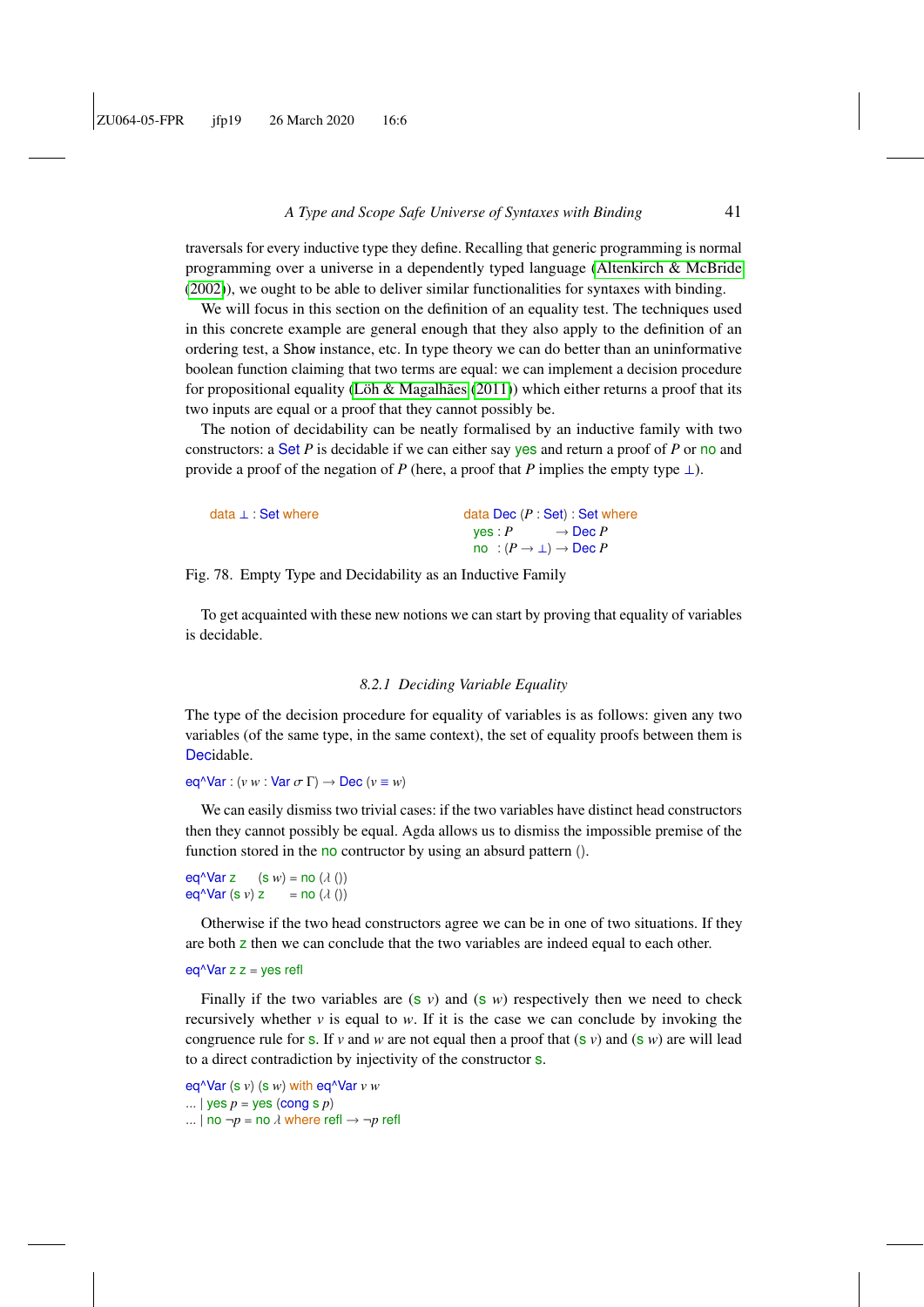traversals for every inductive type they define. Recalling that generic programming is normal programming over a universe in a dependently typed language (Altenkirch & McBride (2002)), we ought to be able to deliver similar functionalities for syntaxes with binding.

We will focus in this section on the definition of an equality test. The techniques used in this concrete example are general enough that they also apply to the definition of an ordering test, a `Show` instance, etc. In type theory we can do better than an uninformative boolean function claiming that two terms are equal: we can implement a decision procedure for propositional equality (Löh & Magalhães (2011)) which either returns a proof that its two inputs are equal or a proof that they cannot possibly be.

The notion of decidability can be neatly formalised by an inductive family with two constructors: a Set $P$ is decidable if we can either say yes and return a proof of $P$ or no and provide a proof of the negation of $P$ (here, a proof that $P$ implies the empty type $\bot$).

```
data ⊥ : Set where                    data Dec (P : Set) : Set where
                                        yes : P        → Dec P
                                        no  : (P → ⊥) → Dec P
```

Fig. 78. Empty Type and Decidability as an Inductive Family

To get acquainted with these new notions we can start by proving that equality of variables is decidable.

### 8.2.1 Deciding Variable Equality

The type of the decision procedure for equality of variables is as follows: given any two variables (of the same type, in the same context), the set of equality proofs between them is Decidable.

```
eq^Var : (v w : Var σ Γ) → Dec (v ≡ w)
```

We can easily dismiss two trivial cases: if the two variables have distinct head constructors then they cannot possibly be equal. Agda allows us to dismiss the impossible premise of the function stored in the no contructor by using an absurd pattern ().

```
eq^Var z      (s w) = no (λ ())
eq^Var (s v) z      = no (λ ())
```

Otherwise if the two head constructors agree we can be in one of two situations. If they are both z then we can conclude that the two variables are indeed equal to each other.

```
eq^Var z z = yes refl
```

Finally if the two variables are (s $v$) and (s $w$) respectively then we need to check recursively whether $v$ is equal to $w$. If it is the case we can conclude by invoking the congruence rule for s. If $v$ and $w$ are not equal then a proof that (s $v$) and (s $w$) are will lead to a direct contradiction by injectivity of the constructor s.

```
eq^Var (s v) (s w) with eq^Var v w
... | yes p = yes (cong s p)
... | no ¬p = no λ where refl → ¬p refl
```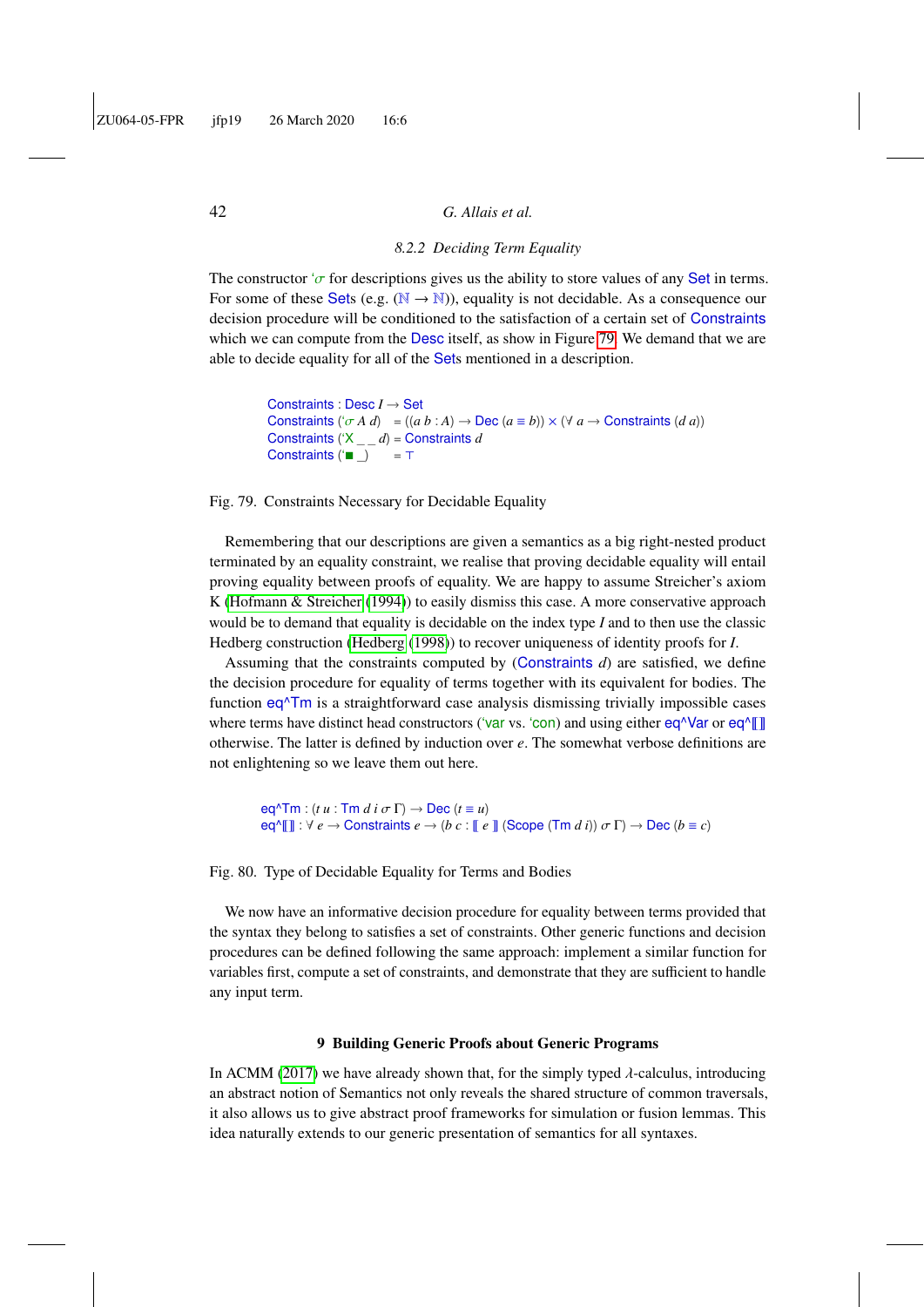#### 8.2.2 Deciding Term Equality

The constructor '$\sigma$ for descriptions gives us the ability to store values of any Set in terms. For some of these Sets (e.g. ($\mathbb{N} \to \mathbb{N}$)), equality is not decidable. As a consequence our decision procedure will be conditioned to the satisfaction of a certain set of Constraints which we can compute from the Desc itself, as show in Figure 79. We demand that we are able to decide equality for all of the Sets mentioned in a description.

```
Constraints : Desc I → Set
Constraints ('σ A d)   = ((a b : A) → Dec (a ≡ b)) × (∀ a → Constraints (d a))
Constraints ('X _ _ d) = Constraints d
Constraints ('■ _)     = ⊤
```

Fig. 79. Constraints Necessary for Decidable Equality

Remembering that our descriptions are given a semantics as a big right-nested product terminated by an equality constraint, we realise that proving decidable equality will entail proving equality between proofs of equality. We are happy to assume Streicher's axiom K (Hofmann & Streicher (1994)) to easily dismiss this case. A more conservative approach would be to demand that equality is decidable on the index type $I$ and to then use the classic Hedberg construction (Hedberg (1998)) to recover uniqueness of identity proofs for $I$.

Assuming that the constraints computed by (Constraints $d$) are satisfied, we define the decision procedure for equality of terms together with its equivalent for bodies. The function eq^Tm is a straightforward case analysis dismissing trivially impossible cases where terms have distinct head constructors ('var vs. 'con) and using either eq^Var or eq^⟦⟧ otherwise. The latter is defined by induction over $e$. The somewhat verbose definitions are not enlightening so we leave them out here.

```
eq^Tm : (t u : Tm d i σ Γ) → Dec (t ≡ u)
eq^⟦⟧ : ∀ e → Constraints e → (b c : ⟦ e ⟧ (Scope (Tm d i)) σ Γ) → Dec (b ≡ c)
```

Fig. 80. Type of Decidable Equality for Terms and Bodies

We now have an informative decision procedure for equality between terms provided that the syntax they belong to satisfies a set of constraints. Other generic functions and decision procedures can be defined following the same approach: implement a similar function for variables first, compute a set of constraints, and demonstrate that they are sufficient to handle any input term.

## 9 Building Generic Proofs about Generic Programs

In ACMM (2017) we have already shown that, for the simply typed $\lambda$-calculus, introducing an abstract notion of Semantics not only reveals the shared structure of common traversals, it also allows us to give abstract proof frameworks for simulation or fusion lemmas. This idea naturally extends to our generic presentation of semantics for all syntaxes.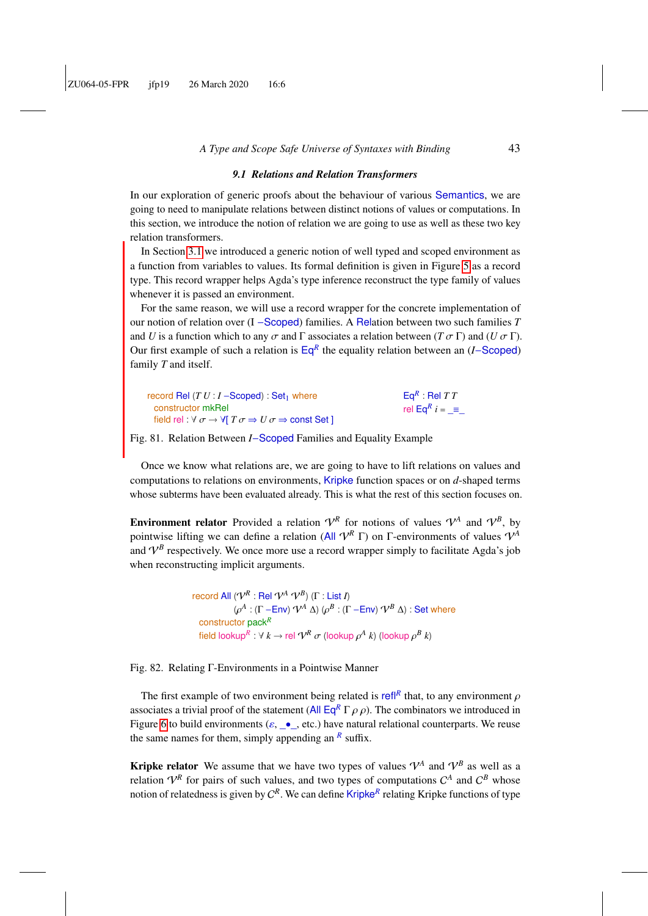### 9.1 Relations and Relation Transformers

In our exploration of generic proofs about the behaviour of various Semantics, we are going to need to manipulate relations between distinct notions of values or computations. In this section, we introduce the notion of relation we are going to use as well as these two key relation transformers.

In Section 3.1 we introduced a generic notion of well typed and scoped environment as a function from variables to values. Its formal definition is given in Figure 5 as a record type. This record wrapper helps Agda's type inference reconstruct the type family of values whenever it is passed an environment.

For the same reason, we will use a record wrapper for the concrete implementation of our notion of relation over (I –Scoped) families. A Relation between two such families $T$ and $U$ is a function which to any $\sigma$ and $\Gamma$ associates a relation between $(T\ \sigma\ \Gamma)$ and $(U\ \sigma\ \Gamma)$. Our first example of such a relation is $\mathsf{Eq}^R$ the equality relation between an ($I$–Scoped) family $T$ and itself.

```
record Rel (T U : I –Scoped) : Set₁ where
  constructor mkRel
  field rel : ∀ σ → ∀[ T σ ⇒ U σ ⇒ const Set ]
```

```
Eqᴿ : Rel T T
rel Eqᴿ i = _≡_
```

Fig. 81. Relation Between $I$–Scoped Families and Equality Example

Once we know what relations are, we are going to have to lift relations on values and computations to relations on environments, Kripke function spaces or on $d$-shaped terms whose subterms have been evaluated already. This is what the rest of this section focuses on.

**Environment relator** Provided a relation $\mathcal{V}^R$ for notions of values $\mathcal{V}^A$ and $\mathcal{V}^B$, by pointwise lifting we can define a relation (All $\mathcal{V}^R$ $\Gamma$) on $\Gamma$-environments of values $\mathcal{V}^A$ and $\mathcal{V}^B$ respectively. We once more use a record wrapper simply to facilitate Agda's job when reconstructing implicit arguments.

```
record All (𝒱ᴿ : Rel 𝒱ᴬ 𝒱ᴮ) (Γ : List I)
           (ρᴬ : (Γ –Env) 𝒱ᴬ Δ) (ρᴮ : (Γ –Env) 𝒱ᴮ Δ) : Set where
  constructor packᴿ
  field lookupᴿ : ∀ k → rel 𝒱ᴿ σ (lookup ρᴬ k) (lookup ρᴮ k)
```

Fig. 82. Relating Γ-Environments in a Pointwise Manner

The first example of two environment being related is $\mathsf{refl}^R$ that, to any environment $\rho$ associates a trivial proof of the statement (All $\mathsf{Eq}^R$ $\Gamma\ \rho\ \rho$). The combinators we introduced in Figure 6 to build environments ($\varepsilon$, _•_, etc.) have natural relational counterparts. We reuse the same names for them, simply appending an $^R$ suffix.

**Kripke relator** We assume that we have two types of values $\mathcal{V}^A$ and $\mathcal{V}^B$ as well as a relation $\mathcal{V}^R$ for pairs of such values, and two types of computations $\mathcal{C}^A$ and $\mathcal{C}^B$ whose notion of relatedness is given by $\mathcal{C}^R$. We can define $\mathsf{Kripke}^R$ relating Kripke functions of type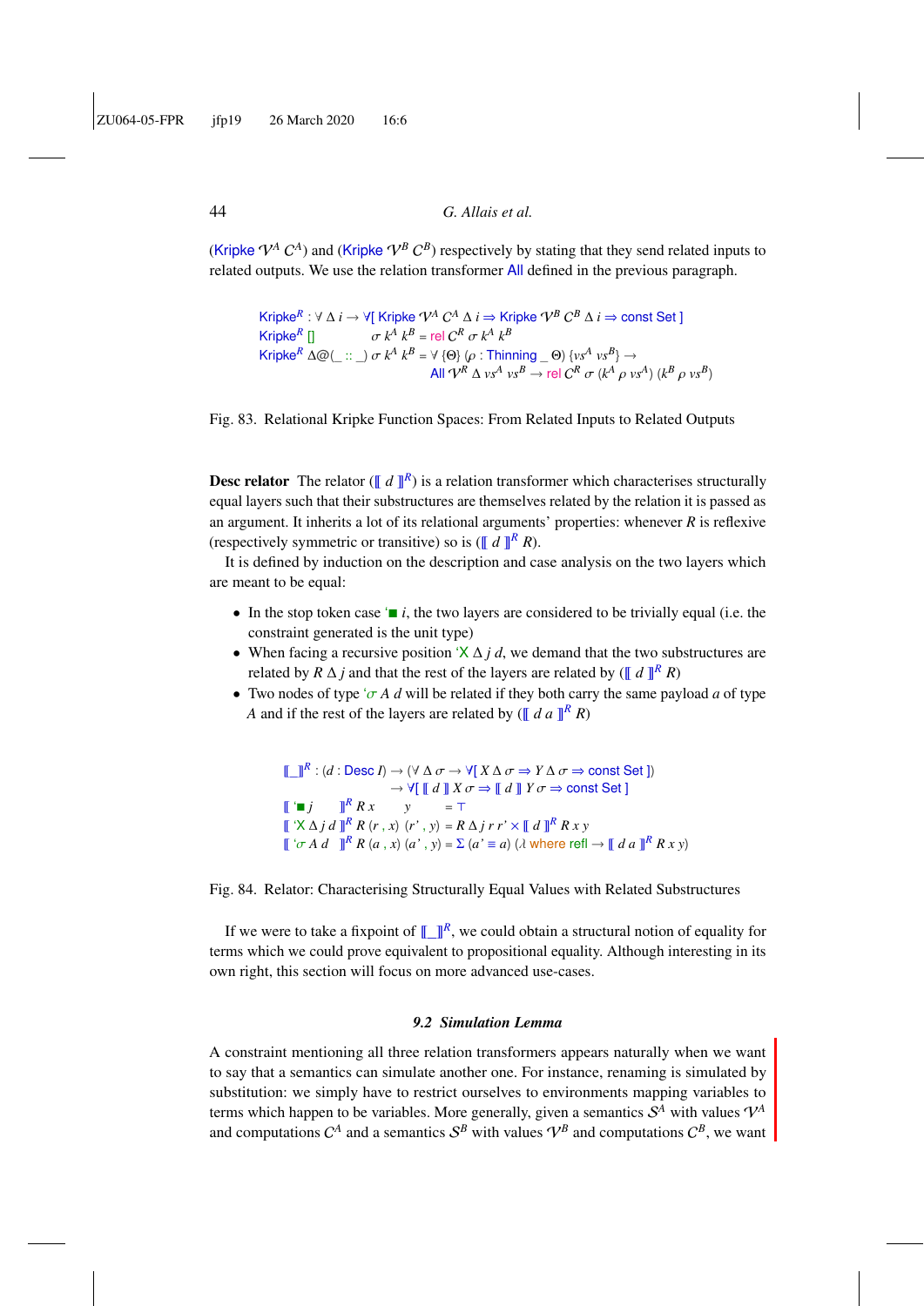($\text{Kripke}\ \mathcal{V}^A\ \mathcal{C}^A$) and ($\text{Kripke}\ \mathcal{V}^B\ \mathcal{C}^B$) respectively by stating that they send related inputs to related outputs. We use the relation transformer All defined in the previous paragraph.

```
Kripke^R : ∀ Δ i → ∀[ Kripke 𝒱^A 𝒞^A Δ i ⇒ Kripke 𝒱^B 𝒞^B Δ i ⇒ const Set ]
Kripke^R []          σ k^A k^B = rel 𝒞^R σ k^A k^B
Kripke^R Δ@(_ :: _) σ k^A k^B = ∀ {Θ} (ρ : Thinning _ Θ) {vs^A vs^B} →
                                All 𝒱^R Δ vs^A vs^B → rel 𝒞^R σ (k^A ρ vs^A) (k^B ρ vs^B)
```

Fig. 83. Relational Kripke Function Spaces: From Related Inputs to Related Outputs

**Desc relator** The relator ($⟦\ d\ ⟧^R$) is a relation transformer which characterises structurally equal layers such that their substructures are themselves related by the relation it is passed as an argument. It inherits a lot of its relational arguments' properties: whenever $R$ is reflexive (respectively symmetric or transitive) so is ($⟦\ d\ ⟧^R\ R$).

It is defined by induction on the description and case analysis on the two layers which are meant to be equal:

- In the stop token case `'■ i`, the two layers are considered to be trivially equal (i.e. the constraint generated is the unit type)
- When facing a recursive position `'X Δ j d`, we demand that the two substructures are related by $R\ \Delta\ j$ and that the rest of the layers are related by ($⟦\ d\ ⟧^R\ R$)
- Two nodes of type `'σ A d` will be related if they both carry the same payload $a$ of type $A$ and if the rest of the layers are related by ($⟦\ d\ a\ ⟧^R\ R$)

```
⟦_⟧^R : (d : Desc I) → (∀ Δ σ → ∀[ X Δ σ ⇒ Y Δ σ ⇒ const Set ])
                     → ∀[ ⟦ d ⟧ X σ ⇒ ⟦ d ⟧ Y σ ⇒ const Set ]
⟦ '■ j     ⟧^R R x       y        = ⊤
⟦ 'X Δ j d ⟧^R R (r , x) (r' , y) = R Δ j r r' × ⟦ d ⟧^R R x y
⟦ 'σ A d   ⟧^R R (a , x) (a' , y) = Σ (a' ≡ a) (λ where refl → ⟦ d a ⟧^R R x y)
```

Fig. 84. Relator: Characterising Structurally Equal Values with Related Substructures

If we were to take a fixpoint of $⟦\_⟧^R$, we could obtain a structural notion of equality for terms which we could prove equivalent to propositional equality. Although interesting in its own right, this section will focus on more advanced use-cases.

### 9.2 Simulation Lemma

A constraint mentioning all three relation transformers appears naturally when we want to say that a semantics can simulate another one. For instance, renaming is simulated by substitution: we simply have to restrict ourselves to environments mapping variables to terms which happen to be variables. More generally, given a semantics $\mathcal{S}^A$ with values $\mathcal{V}^A$ and computations $\mathcal{C}^A$ and a semantics $\mathcal{S}^B$ with values $\mathcal{V}^B$ and computations $\mathcal{C}^B$, we want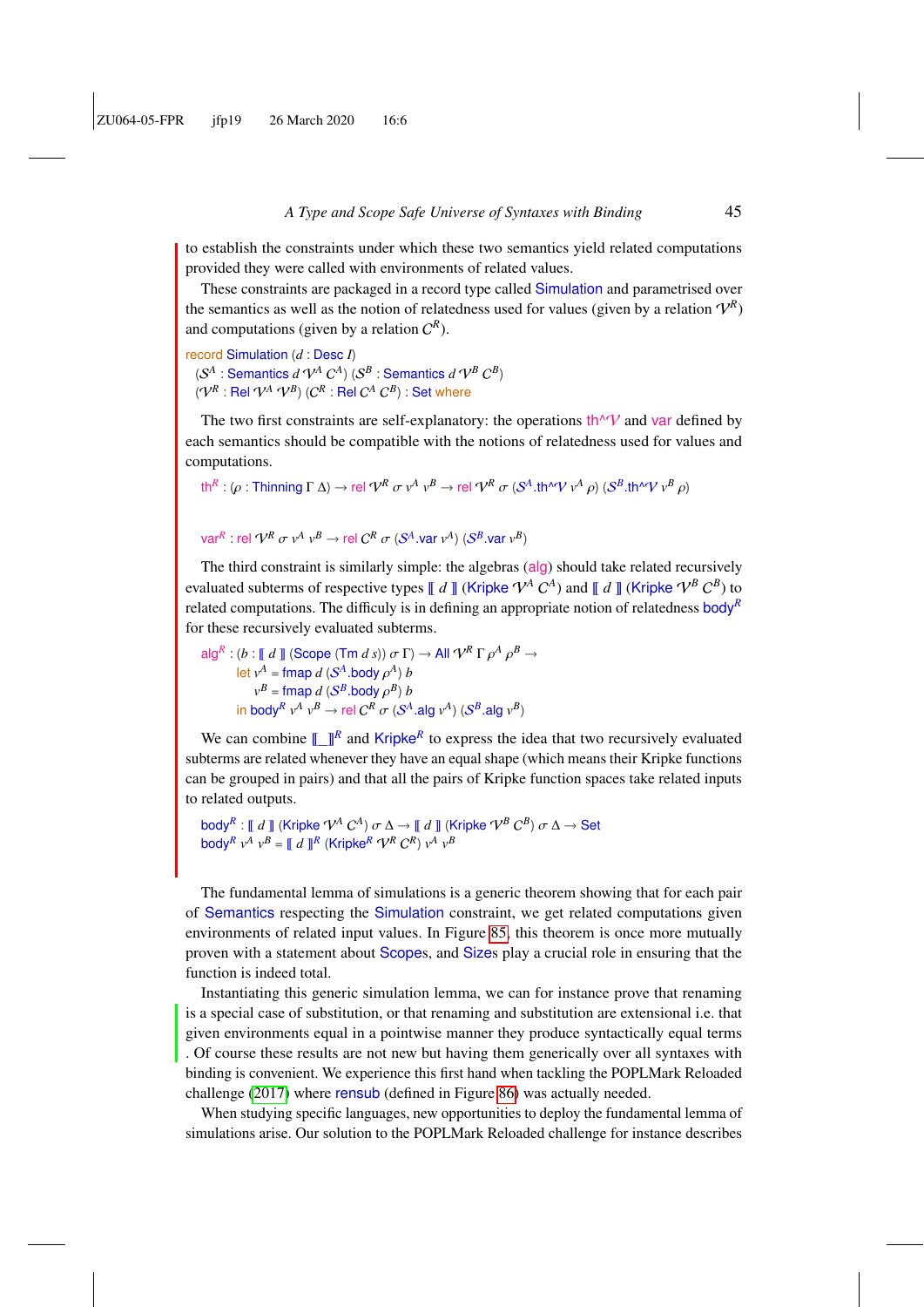to establish the constraints under which these two semantics yield related computations provided they were called with environments of related values.

These constraints are packaged in a record type called Simulation and parametrised over the semantics as well as the notion of relatedness used for values (given by a relation $\mathcal{V}^R$) and computations (given by a relation $C^R$).

```
record Simulation (d : Desc I)
  (𝒮ᴬ : Semantics d 𝒱ᴬ Cᴬ) (𝒮ᴮ : Semantics d 𝒱ᴮ Cᴮ)
  (𝒱ᴿ : Rel 𝒱ᴬ 𝒱ᴮ) (Cᴿ : Rel Cᴬ Cᴮ) : Set where
```

The two first constraints are self-explanatory: the operations th^𝒱 and var defined by each semantics should be compatible with the notions of relatedness used for values and computations.

```
  thᴿ : (ρ : Thinning Γ Δ) → rel 𝒱ᴿ σ vᴬ vᴮ → rel 𝒱ᴿ σ (𝒮ᴬ.th^𝒱 vᴬ ρ) (𝒮ᴮ.th^𝒱 vᴮ ρ)

  varᴿ : rel 𝒱ᴿ σ vᴬ vᴮ → rel Cᴿ σ (𝒮ᴬ.var vᴬ) (𝒮ᴮ.var vᴮ)
```

The third constraint is similarly simple: the algebras (alg) should take related recursively evaluated subterms of respective types ⟦ $d$ ⟧ (Kripke $\mathcal{V}^A$ $C^A$) and ⟦ $d$ ⟧ (Kripke $\mathcal{V}^B$ $C^B$) to related computations. The difficuly is in defining an appropriate notion of relatedness body$^R$ for these recursively evaluated subterms.

```
  algᴿ : (b : ⟦ d ⟧ (Scope (Tm d s)) σ Γ) → All 𝒱ᴿ Γ ρᴬ ρᴮ →
         let vᴬ = fmap d (𝒮ᴬ.body ρᴬ) b
             vᴮ = fmap d (𝒮ᴮ.body ρᴮ) b
         in bodyᴿ vᴬ vᴮ → rel Cᴿ σ (𝒮ᴬ.alg vᴬ) (𝒮ᴮ.alg vᴮ)
```

We can combine ⟦\_⟧$^R$ and Kripke$^R$ to express the idea that two recursively evaluated subterms are related whenever they have an equal shape (which means their Kripke functions can be grouped in pairs) and that all the pairs of Kripke function spaces take related inputs to related outputs.

```
  bodyᴿ : ⟦ d ⟧ (Kripke 𝒱ᴬ Cᴬ) σ Δ → ⟦ d ⟧ (Kripke 𝒱ᴮ Cᴮ) σ Δ → Set
  bodyᴿ vᴬ vᴮ = ⟦ d ⟧ᴿ (Kripkeᴿ 𝒱ᴿ Cᴿ) vᴬ vᴮ
```

The fundamental lemma of simulations is a generic theorem showing that for each pair of Semantics respecting the Simulation constraint, we get related computations given environments of related input values. In Figure 85, this theorem is once more mutually proven with a statement about Scopes, and Sizes play a crucial role in ensuring that the function is indeed total.

Instantiating this generic simulation lemma, we can for instance prove that renaming is a special case of substitution, or that renaming and substitution are extensional i.e. that given environments equal in a pointwise manner they produce syntactically equal terms . Of course these results are not new but having them generically over all syntaxes with binding is convenient. We experience this first hand when tackling the POPLMark Reloaded challenge (2017) where rensub (defined in Figure 86) was actually needed.

When studying specific languages, new opportunities to deploy the fundamental lemma of simulations arise. Our solution to the POPLMark Reloaded challenge for instance describes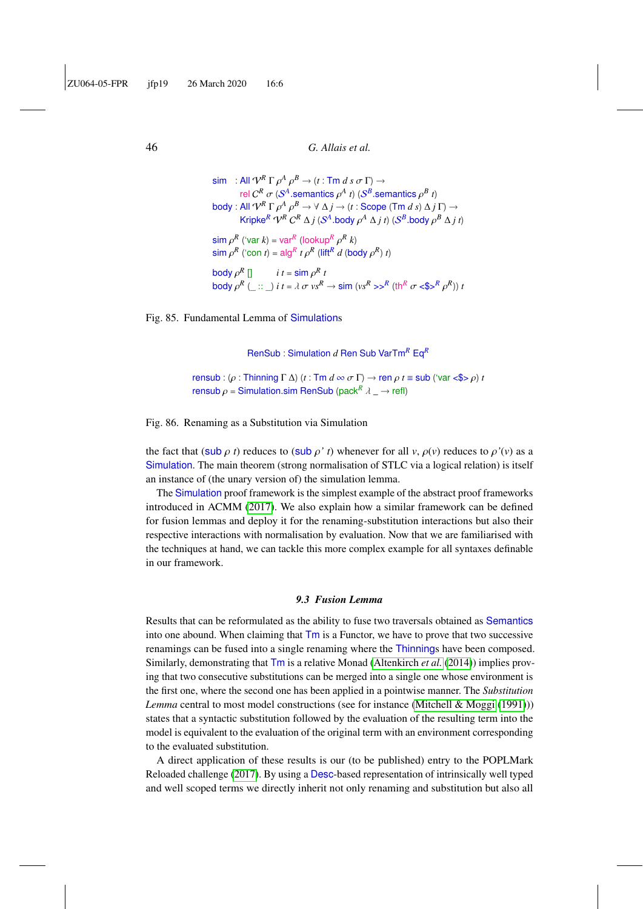```
sim   : All 𝒱ᴿ Γ ρᴬ ρᴮ → (t : Tm d s σ Γ) →
        rel Cᴿ σ (𝒮ᴬ.semantics ρᴬ t) (𝒮ᴮ.semantics ρᴮ t)
body : All 𝒱ᴿ Γ ρᴬ ρᴮ → ∀ Δ j → (t : Scope (Tm d s) Δ j Γ) →
        Kripkeᴿ 𝒱ᴿ Cᴿ Δ j (𝒮ᴬ.body ρᴬ Δ j t) (𝒮ᴮ.body ρᴮ Δ j t)

sim ρᴿ (`var k) = varᴿ (lookupᴿ ρᴿ k)
sim ρᴿ (`con t) = algᴿ t ρᴿ (liftᴿ d (body ρᴿ) t)

body ρᴿ []          i t = sim ρᴿ t
body ρᴿ (_ :: _) i t = λ σ vsᴿ → sim (vsᴿ >>ᴿ (thᴿ σ <$>ᴿ ρᴿ)) t
```

Fig. 85. Fundamental Lemma of Simulations

```
RenSub : Simulation d Ren Sub VarTmᴿ Eqᴿ

rensub : (ρ : Thinning Γ Δ) (t : Tm d ∞ σ Γ) → ren ρ t ≡ sub (`var <$> ρ) t
rensub ρ = Simulation.sim RenSub (packᴿ λ _ → refl)
```

Fig. 86. Renaming as a Substitution via Simulation

the fact that (sub $\rho$ $t$) reduces to (sub $\rho'$ $t$) whenever for all $v$, $\rho(v)$ reduces to $\rho'(v)$ as a Simulation. The main theorem (strong normalisation of STLC via a logical relation) is itself an instance of (the unary version of) the simulation lemma.

The Simulation proof framework is the simplest example of the abstract proof frameworks introduced in ACMM (2017). We also explain how a similar framework can be defined for fusion lemmas and deploy it for the renaming-substitution interactions but also their respective interactions with normalisation by evaluation. Now that we are familiarised with the techniques at hand, we can tackle this more complex example for all syntaxes definable in our framework.

### *9.3 Fusion Lemma*

Results that can be reformulated as the ability to fuse two traversals obtained as Semantics into one abound. When claiming that Tm is a Functor, we have to prove that two successive renamings can be fused into a single renaming where the Thinnings have been composed. Similarly, demonstrating that Tm is a relative Monad (Altenkirch *et al.* (2014)) implies proving that two consecutive substitutions can be merged into a single one whose environment is the first one, where the second one has been applied in a pointwise manner. The *Substitution Lemma* central to most model constructions (see for instance (Mitchell & Moggi (1991))) states that a syntactic substitution followed by the evaluation of the resulting term into the model is equivalent to the evaluation of the original term with an environment corresponding to the evaluated substitution.

A direct application of these results is our (to be published) entry to the POPLMark Reloaded challenge (2017). By using a Desc-based representation of intrinsically well typed and well scoped terms we directly inherit not only renaming and substitution but also all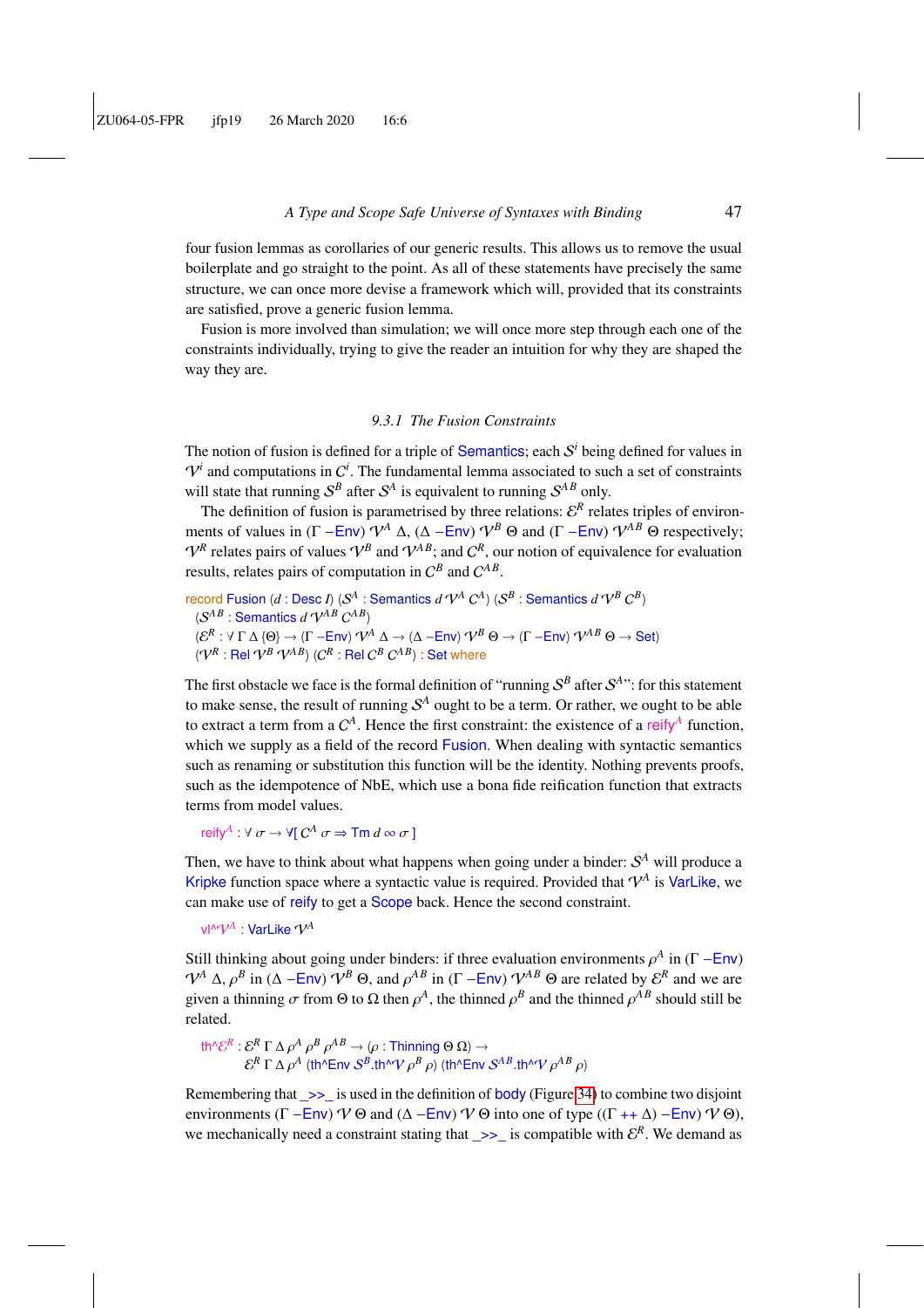four fusion lemmas as corollaries of our generic results. This allows us to remove the usual boilerplate and go straight to the point. As all of these statements have precisely the same structure, we can once more devise a framework which will, provided that its constraints are satisfied, prove a generic fusion lemma.

Fusion is more involved than simulation; we will once more step through each one of the constraints individually, trying to give the reader an intuition for why they are shaped the way they are.

### 9.3.1 The Fusion Constraints

The notion of fusion is defined for a triple of Semantics; each $\mathcal{S}^i$ being defined for values in $\mathcal{V}^i$ and computations in $\mathcal{C}^i$. The fundamental lemma associated to such a set of constraints will state that running $\mathcal{S}^B$ after $\mathcal{S}^A$ is equivalent to running $\mathcal{S}^{AB}$ only.

The definition of fusion is parametrised by three relations: $\mathcal{E}^R$ relates triples of environments of values in (Γ –Env) $\mathcal{V}^A$ Δ, (Δ –Env) $\mathcal{V}^B$ Θ and (Γ –Env) $\mathcal{V}^{AB}$ Θ respectively; $\mathcal{V}^R$ relates pairs of values $\mathcal{V}^B$ and $\mathcal{V}^{AB}$; and $\mathcal{C}^R$, our notion of equivalence for evaluation results, relates pairs of computation in $\mathcal{C}^B$ and $\mathcal{C}^{AB}$.

```
record Fusion (d : Desc I) (𝒮^A : Semantics d 𝒱^A 𝒞^A) (𝒮^B : Semantics d 𝒱^B 𝒞^B)
  (𝒮^AB : Semantics d 𝒱^AB 𝒞^AB)
  (ℰ^R : ∀ Γ Δ {Θ} → (Γ –Env) 𝒱^A Δ → (Δ –Env) 𝒱^B Θ → (Γ –Env) 𝒱^AB Θ → Set)
  (𝒱^R : Rel 𝒱^B 𝒱^AB) (𝒞^R : Rel 𝒞^B 𝒞^AB) : Set where
```

The first obstacle we face is the formal definition of "running $\mathcal{S}^B$ after $\mathcal{S}^A$": for this statement to make sense, the result of running $\mathcal{S}^A$ ought to be a term. Or rather, we ought to be able to extract a term from a $\mathcal{C}^A$. Hence the first constraint: the existence of a reify$^A$ function, which we supply as a field of the record Fusion. When dealing with syntactic semantics such as renaming or substitution this function will be the identity. Nothing prevents proofs, such as the idempotence of NbE, which use a bona fide reification function that extracts terms from model values.

```
reify^A : ∀ σ → ∀[ 𝒞^A σ ⇒ Tm d ∞ σ ]
```

Then, we have to think about what happens when going under a binder: $\mathcal{S}^A$ will produce a Kripke function space where a syntactic value is required. Provided that $\mathcal{V}^A$ is VarLike, we can make use of reify to get a Scope back. Hence the second constraint.

```
vl^𝒱^A : VarLike 𝒱^A
```

Still thinking about going under binders: if three evaluation environments $\rho^A$ in (Γ –Env) $\mathcal{V}^A$ Δ, $\rho^B$ in (Δ –Env) $\mathcal{V}^B$ Θ, and $\rho^{AB}$ in (Γ –Env) $\mathcal{V}^{AB}$ Θ are related by $\mathcal{E}^R$ and we are given a thinning σ from Θ to Ω then $\rho^A$, the thinned $\rho^B$ and the thinned $\rho^{AB}$ should still be related.

```
th^ℰ^R : ℰ^R Γ Δ ρ^A ρ^B ρ^AB → (ρ : Thinning Θ Ω) →
         ℰ^R Γ Δ ρ^A (th^Env 𝒮^B.th^𝒱 ρ^B ρ) (th^Env 𝒮^AB.th^𝒱 ρ^AB ρ)
```

Remembering that _>>_ is used in the definition of body (Figure 34) to combine two disjoint environments (Γ –Env) $\mathcal{V}$ Θ and (Δ –Env) $\mathcal{V}$ Θ into one of type ((Γ ++ Δ) –Env) $\mathcal{V}$ Θ), we mechanically need a constraint stating that _>>_ is compatible with $\mathcal{E}^R$. We demand as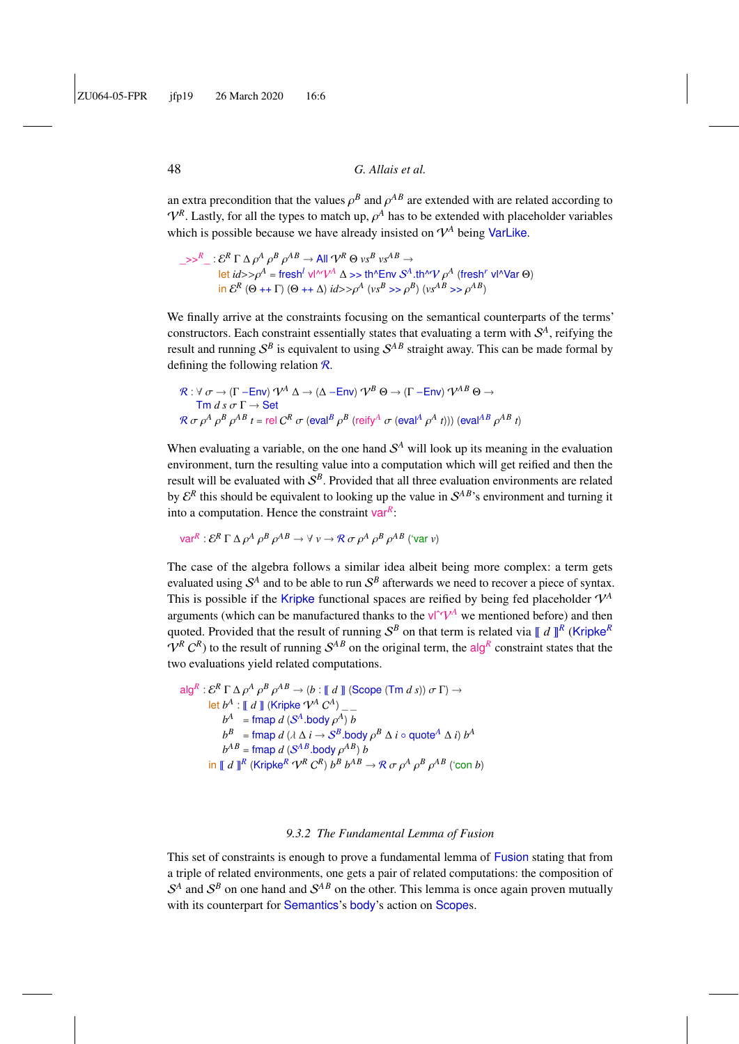an extra precondition that the values $\rho^B$ and $\rho^{AB}$ are extended with are related according to $\mathcal{V}^R$. Lastly, for all the types to match up, $\rho^A$ has to be extended with placeholder variables which is possible because we have already insisted on $\mathcal{V}^A$ being VarLike.

```
_>>ᴿ_ : ℰᴿ Γ Δ ρᴬ ρᴮ ρᴬᴮ → All 𝒱ᴿ Θ vsᴮ vsᴬᴮ →
         let id>>ρᴬ = freshˡ vl^𝒱ᴬ Δ >> th^Env 𝒮ᴬ.th^𝒱 ρᴬ (freshʳ vl^Var Θ)
         in ℰᴿ (Θ ++ Γ) (Θ ++ Δ) id>>ρᴬ (vsᴮ >> ρᴮ) (vsᴬᴮ >> ρᴬᴮ)
```

We finally arrive at the constraints focusing on the semantical counterparts of the terms' constructors. Each constraint essentially states that evaluating a term with $\mathcal{S}^A$, reifying the result and running $\mathcal{S}^B$ is equivalent to using $\mathcal{S}^{AB}$ straight away. This can be made formal by defining the following relation $\mathcal{R}$.

```
ℛ : ∀ σ → (Γ −Env) 𝒱ᴬ Δ → (Δ −Env) 𝒱ᴮ Θ → (Γ −Env) 𝒱ᴬᴮ Θ →
    Tm d s σ Γ → Set
ℛ σ ρᴬ ρᴮ ρᴬᴮ t = rel 𝒞ᴿ σ (evalᴮ ρᴮ (reifyᴬ σ (evalᴬ ρᴬ t))) (evalᴬᴮ ρᴬᴮ t)
```

When evaluating a variable, on the one hand $\mathcal{S}^A$ will look up its meaning in the evaluation environment, turn the resulting value into a computation which will get reified and then the result will be evaluated with $\mathcal{S}^B$. Provided that all three evaluation environments are related by $\mathcal{E}^R$ this should be equivalent to looking up the value in $\mathcal{S}^{AB}$'s environment and turning it into a computation. Hence the constraint $\mathsf{var}^R$:

```
varᴿ : ℰᴿ Γ Δ ρᴬ ρᴮ ρᴬᴮ → ∀ v → ℛ σ ρᴬ ρᴮ ρᴬᴮ (`var v)
```

The case of the algebra follows a similar idea albeit being more complex: a term gets evaluated using $\mathcal{S}^A$ and to be able to run $\mathcal{S}^B$ afterwards we need to recover a piece of syntax. This is possible if the Kripke functional spaces are reified by being fed placeholder $\mathcal{V}^A$ arguments (which can be manufactured thanks to the vl^$\mathcal{V}^A$ we mentioned before) and then quoted. Provided that the result of running $\mathcal{S}^B$ on that term is related via $⟦ d ⟧^R$ (Kripke$^R$ $\mathcal{V}^R$ $C^R$) to the result of running $\mathcal{S}^{AB}$ on the original term, the $\mathsf{alg}^R$ constraint states that the two evaluations yield related computations.

```
algᴿ : ℰᴿ Γ Δ ρᴬ ρᴮ ρᴬᴮ → (b : ⟦ d ⟧ (Scope (Tm d s)) σ Γ) →
       let bᴬ : ⟦ d ⟧ (Kripke 𝒱ᴬ Cᴬ) _ _
           bᴬ  = fmap d (𝒮ᴬ.body ρᴬ) b
           bᴮ  = fmap d (λ Δ i → 𝒮ᴮ.body ρᴮ Δ i ∘ quoteᴬ Δ i) bᴬ
           bᴬᴮ = fmap d (𝒮ᴬᴮ.body ρᴬᴮ) b
       in ⟦ d ⟧ᴿ (Kripkeᴿ 𝒱ᴿ Cᴿ) bᴮ bᴬᴮ → ℛ σ ρᴬ ρᴮ ρᴬᴮ (`con b)
```

### 9.3.2 The Fundamental Lemma of Fusion

This set of constraints is enough to prove a fundamental lemma of Fusion stating that from a triple of related environments, one gets a pair of related computations: the composition of $\mathcal{S}^A$ and $\mathcal{S}^B$ on one hand and $\mathcal{S}^{AB}$ on the other. This lemma is once again proven mutually with its counterpart for Semantics's body's action on Scopes.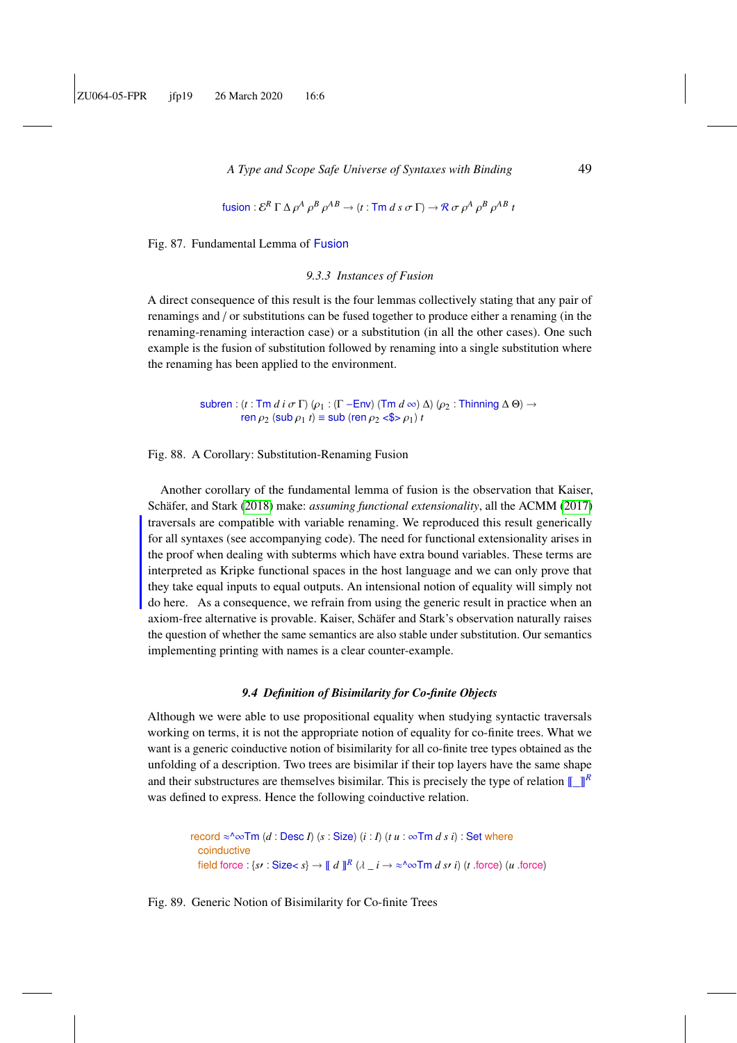```
fusion : ℰᴿ Γ Δ ρᴬ ρᴮ ρᴬᴮ → (t : Tm d s σ Γ) → ℛ σ ρᴬ ρᴮ ρᴬᴮ t
```

Fig. 87. Fundamental Lemma of Fusion

### 9.3.3 Instances of Fusion

A direct consequence of this result is the four lemmas collectively stating that any pair of renamings and / or substitutions can be fused together to produce either a renaming (in the renaming-renaming interaction case) or a substitution (in all the other cases). One such example is the fusion of substitution followed by renaming into a single substitution where the renaming has been applied to the environment.

```
subren : (t : Tm d i σ Γ) (ρ₁ : (Γ ─Env) (Tm d ∞) Δ) (ρ₂ : Thinning Δ Θ) →
         ren ρ₂ (sub ρ₁ t) ≡ sub (ren ρ₂ <$> ρ₁) t
```

Fig. 88. A Corollary: Substitution-Renaming Fusion

Another corollary of the fundamental lemma of fusion is the observation that Kaiser, Schäfer, and Stark (2018) make: *assuming functional extensionality*, all the ACMM (2017) traversals are compatible with variable renaming. We reproduced this result generically for all syntaxes (see accompanying code). The need for functional extensionality arises in the proof when dealing with subterms which have extra bound variables. These terms are interpreted as Kripke functional spaces in the host language and we can only prove that they take equal inputs to equal outputs. An intensional notion of equality will simply not do here. As a consequence, we refrain from using the generic result in practice when an axiom-free alternative is provable. Kaiser, Schäfer and Stark's observation naturally raises the question of whether the same semantics are also stable under substitution. Our semantics implementing printing with names is a clear counter-example.

## 9.4 Definition of Bisimilarity for Co-finite Objects

Although we were able to use propositional equality when studying syntactic traversals working on terms, it is not the appropriate notion of equality for co-finite trees. What we want is a generic coinductive notion of bisimilarity for all co-finite tree types obtained as the unfolding of a description. Two trees are bisimilar if their top layers have the same shape and their substructures are themselves bisimilar. This is precisely the type of relation ⟦_⟧ᴿ was defined to express. Hence the following coinductive relation.

```
record ≈^∞Tm (d : Desc I) (s : Size) (i : I) (t u : ∞Tm d s i) : Set where
  coinductive
  field force : {s′ : Size< s} → ⟦ d ⟧ᴿ (λ _ i → ≈^∞Tm d s′ i) (t .force) (u .force)
```

Fig. 89. Generic Notion of Bisimilarity for Co-finite Trees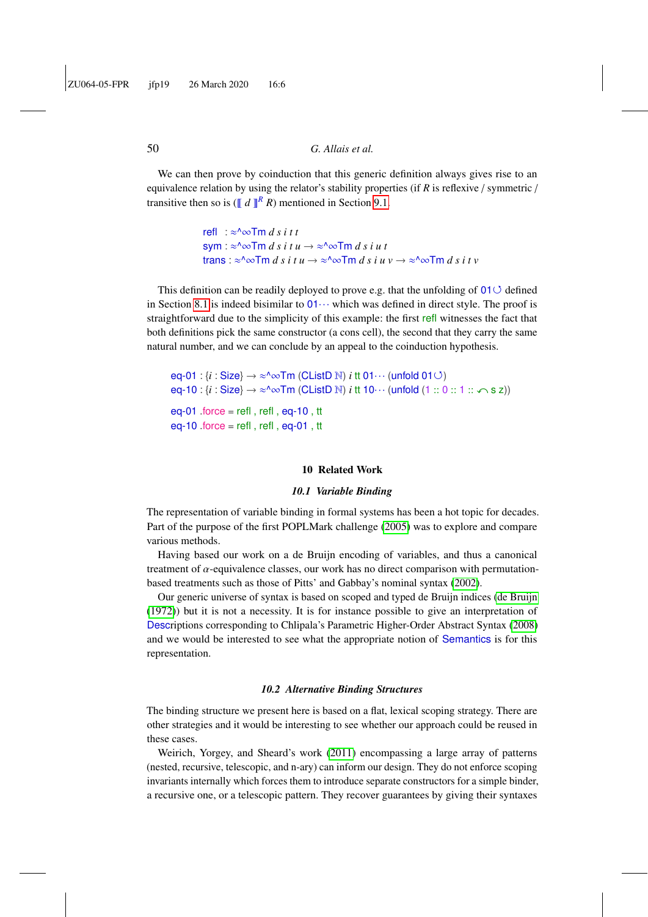We can then prove by coinduction that this generic definition always gives rise to an equivalence relation by using the relator's stability properties (if $R$ is reflexive / symmetric / transitive then so is ($[\![\, d \,]\!]^R\ R$) mentioned in Section 9.1.

```
refl  : ≈^∞Tm d s i t t
sym   : ≈^∞Tm d s i t u → ≈^∞Tm d s i u t
trans : ≈^∞Tm d s i t u → ≈^∞Tm d s i u v → ≈^∞Tm d s i t v
```

This definition can be readily deployed to prove e.g. that the unfolding of 01↺ defined in Section 8.1 is indeed bisimilar to 01··· which was defined in direct style. The proof is straightforward due to the simplicity of this example: the first refl witnesses the fact that both definitions pick the same constructor (a cons cell), the second that they carry the same natural number, and we can conclude by an appeal to the coinduction hypothesis.

```
eq-01 : {i : Size} → ≈^∞Tm (CListD ℕ) i tt 01··· (unfold 01↺)
eq-10 : {i : Size} → ≈^∞Tm (CListD ℕ) i tt 10··· (unfold (1 :: 0 :: 1 :: ↶ s z))

eq-01 .force = refl , refl , eq-10 , tt
eq-10 .force = refl , refl , eq-01 , tt
```

## 10 Related Work

### 10.1 Variable Binding

The representation of variable binding in formal systems has been a hot topic for decades. Part of the purpose of the first POPLMark challenge (2005) was to explore and compare various methods.

Having based our work on a de Bruijn encoding of variables, and thus a canonical treatment of $\alpha$-equivalence classes, our work has no direct comparison with permutation-based treatments such as those of Pitts' and Gabbay's nominal syntax (2002).

Our generic universe of syntax is based on scoped and typed de Bruijn indices (de Bruijn (1972)) but it is not a necessity. It is for instance possible to give an interpretation of Descriptions corresponding to Chlipala's Parametric Higher-Order Abstract Syntax (2008) and we would be interested to see what the appropriate notion of Semantics is for this representation.

### 10.2 Alternative Binding Structures

The binding structure we present here is based on a flat, lexical scoping strategy. There are other strategies and it would be interesting to see whether our approach could be reused in these cases.

Weirich, Yorgey, and Sheard's work (2011) encompassing a large array of patterns (nested, recursive, telescopic, and n-ary) can inform our design. They do not enforce scoping invariants internally which forces them to introduce separate constructors for a simple binder, a recursive one, or a telescopic pattern. They recover guarantees by giving their syntaxes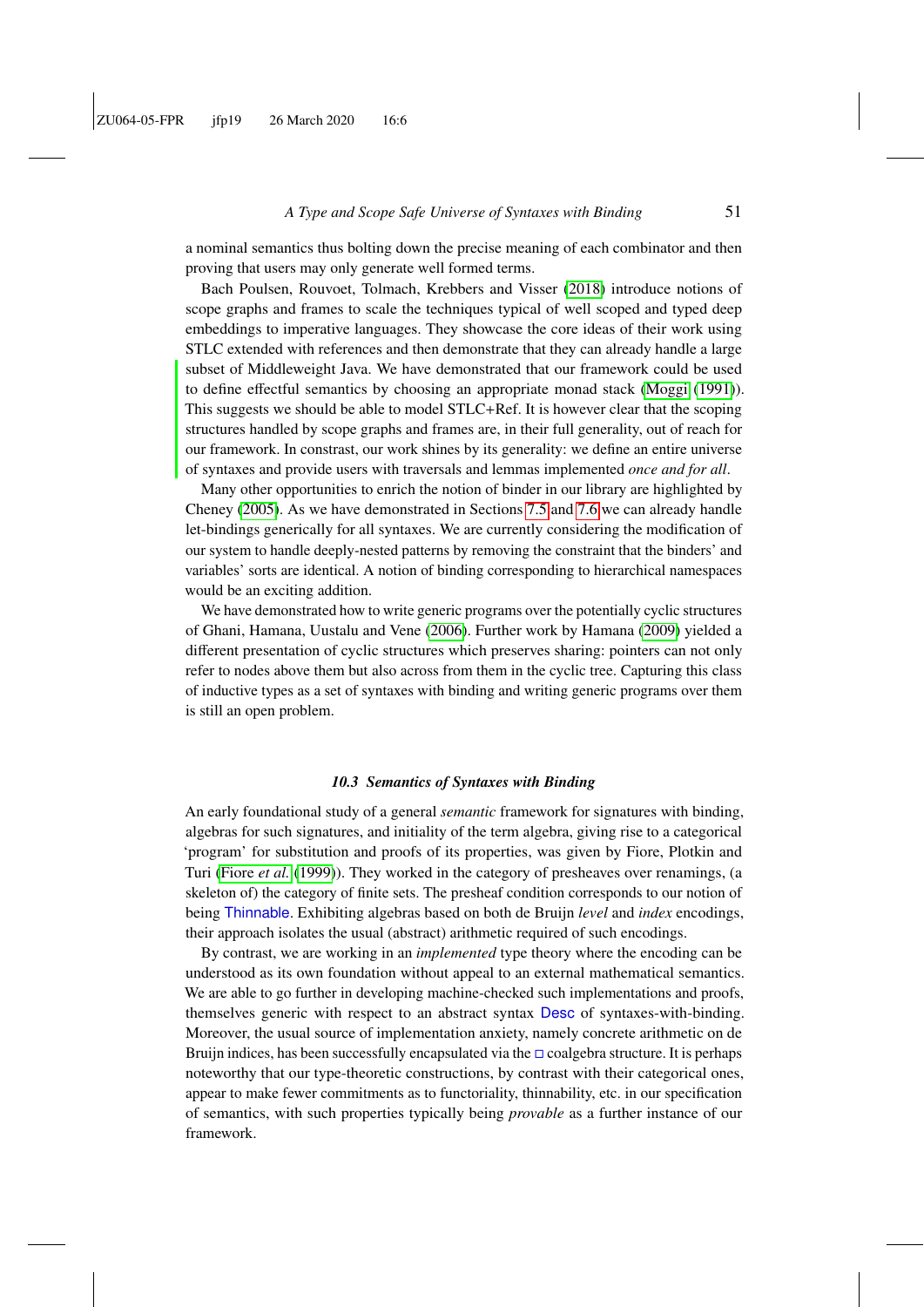a nominal semantics thus bolting down the precise meaning of each combinator and then proving that users may only generate well formed terms.

Bach Poulsen, Rouvoet, Tolmach, Krebbers and Visser (2018) introduce notions of scope graphs and frames to scale the techniques typical of well scoped and typed deep embeddings to imperative languages. They showcase the core ideas of their work using STLC extended with references and then demonstrate that they can already handle a large subset of Middleweight Java. We have demonstrated that our framework could be used to define effectful semantics by choosing an appropriate monad stack (Moggi (1991)). This suggests we should be able to model STLC+Ref. It is however clear that the scoping structures handled by scope graphs and frames are, in their full generality, out of reach for our framework. In constrast, our work shines by its generality: we define an entire universe of syntaxes and provide users with traversals and lemmas implemented *once and for all*.

Many other opportunities to enrich the notion of binder in our library are highlighted by Cheney (2005). As we have demonstrated in Sections 7.5 and 7.6 we can already handle let-bindings generically for all syntaxes. We are currently considering the modification of our system to handle deeply-nested patterns by removing the constraint that the binders' and variables' sorts are identical. A notion of binding corresponding to hierarchical namespaces would be an exciting addition.

We have demonstrated how to write generic programs over the potentially cyclic structures of Ghani, Hamana, Uustalu and Vene (2006). Further work by Hamana (2009) yielded a different presentation of cyclic structures which preserves sharing: pointers can not only refer to nodes above them but also across from them in the cyclic tree. Capturing this class of inductive types as a set of syntaxes with binding and writing generic programs over them is still an open problem.

### 10.3 Semantics of Syntaxes with Binding

An early foundational study of a general *semantic* framework for signatures with binding, algebras for such signatures, and initiality of the term algebra, giving rise to a categorical 'program' for substitution and proofs of its properties, was given by Fiore, Plotkin and Turi (Fiore *et al.* (1999)). They worked in the category of presheaves over renamings, (a skeleton of) the category of finite sets. The presheaf condition corresponds to our notion of being Thinnable. Exhibiting algebras based on both de Bruijn *level* and *index* encodings, their approach isolates the usual (abstract) arithmetic required of such encodings.

By contrast, we are working in an *implemented* type theory where the encoding can be understood as its own foundation without appeal to an external mathematical semantics. We are able to go further in developing machine-checked such implementations and proofs, themselves generic with respect to an abstract syntax Desc of syntaxes-with-binding. Moreover, the usual source of implementation anxiety, namely concrete arithmetic on de Bruijn indices, has been successfully encapsulated via the □ coalgebra structure. It is perhaps noteworthy that our type-theoretic constructions, by contrast with their categorical ones, appear to make fewer commitments as to functoriality, thinnability, etc. in our specification of semantics, with such properties typically being *provable* as a further instance of our framework.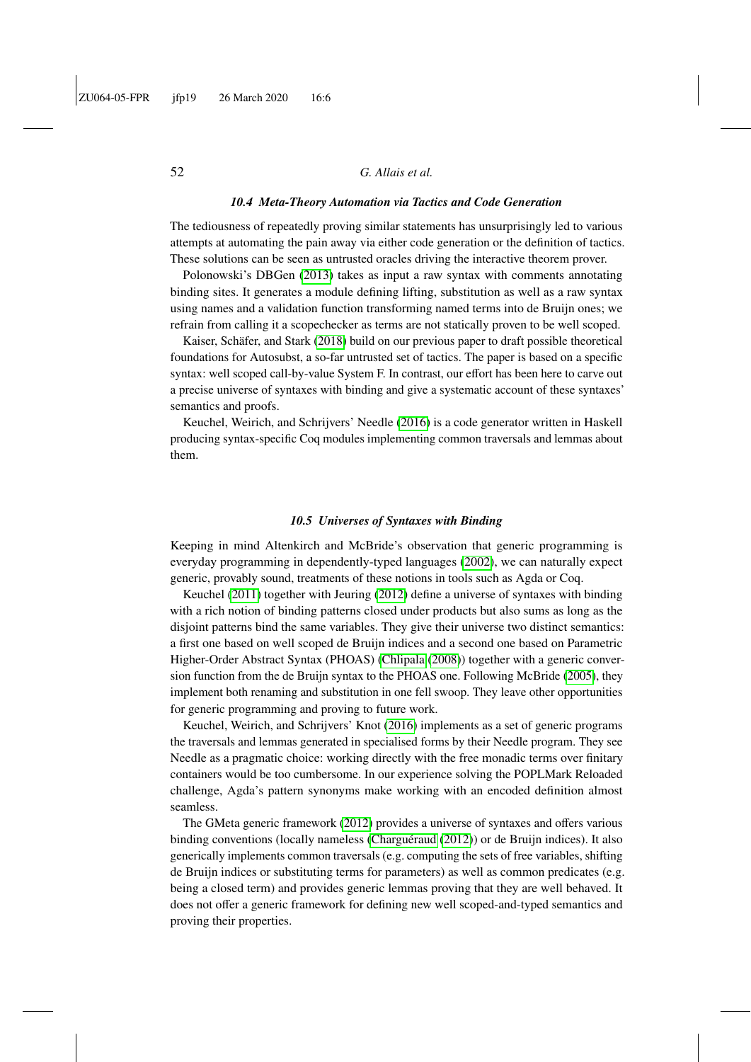### 10.4 Meta-Theory Automation via Tactics and Code Generation

The tediousness of repeatedly proving similar statements has unsurprisingly led to various attempts at automating the pain away via either code generation or the definition of tactics. These solutions can be seen as untrusted oracles driving the interactive theorem prover.

Polonowski's DBGen (2013) takes as input a raw syntax with comments annotating binding sites. It generates a module defining lifting, substitution as well as a raw syntax using names and a validation function transforming named terms into de Bruijn ones; we refrain from calling it a scopechecker as terms are not statically proven to be well scoped.

Kaiser, Schäfer, and Stark (2018) build on our previous paper to draft possible theoretical foundations for Autosubst, a so-far untrusted set of tactics. The paper is based on a specific syntax: well scoped call-by-value System F. In contrast, our effort has been here to carve out a precise universe of syntaxes with binding and give a systematic account of these syntaxes' semantics and proofs.

Keuchel, Weirich, and Schrijvers' Needle (2016) is a code generator written in Haskell producing syntax-specific Coq modules implementing common traversals and lemmas about them.

### 10.5 Universes of Syntaxes with Binding

Keeping in mind Altenkirch and McBride's observation that generic programming is everyday programming in dependently-typed languages (2002), we can naturally expect generic, provably sound, treatments of these notions in tools such as Agda or Coq.

Keuchel (2011) together with Jeuring (2012) define a universe of syntaxes with binding with a rich notion of binding patterns closed under products but also sums as long as the disjoint patterns bind the same variables. They give their universe two distinct semantics: a first one based on well scoped de Bruijn indices and a second one based on Parametric Higher-Order Abstract Syntax (PHOAS) (Chlipala (2008)) together with a generic conversion function from the de Bruijn syntax to the PHOAS one. Following McBride (2005), they implement both renaming and substitution in one fell swoop. They leave other opportunities for generic programming and proving to future work.

Keuchel, Weirich, and Schrijvers' Knot (2016) implements as a set of generic programs the traversals and lemmas generated in specialised forms by their Needle program. They see Needle as a pragmatic choice: working directly with the free monadic terms over finitary containers would be too cumbersome. In our experience solving the POPLMark Reloaded challenge, Agda's pattern synonyms make working with an encoded definition almost seamless.

The GMeta generic framework (2012) provides a universe of syntaxes and offers various binding conventions (locally nameless (Charguéraud (2012)) or de Bruijn indices). It also generically implements common traversals (e.g. computing the sets of free variables, shifting de Bruijn indices or substituting terms for parameters) as well as common predicates (e.g. being a closed term) and provides generic lemmas proving that they are well behaved. It does not offer a generic framework for defining new well scoped-and-typed semantics and proving their properties.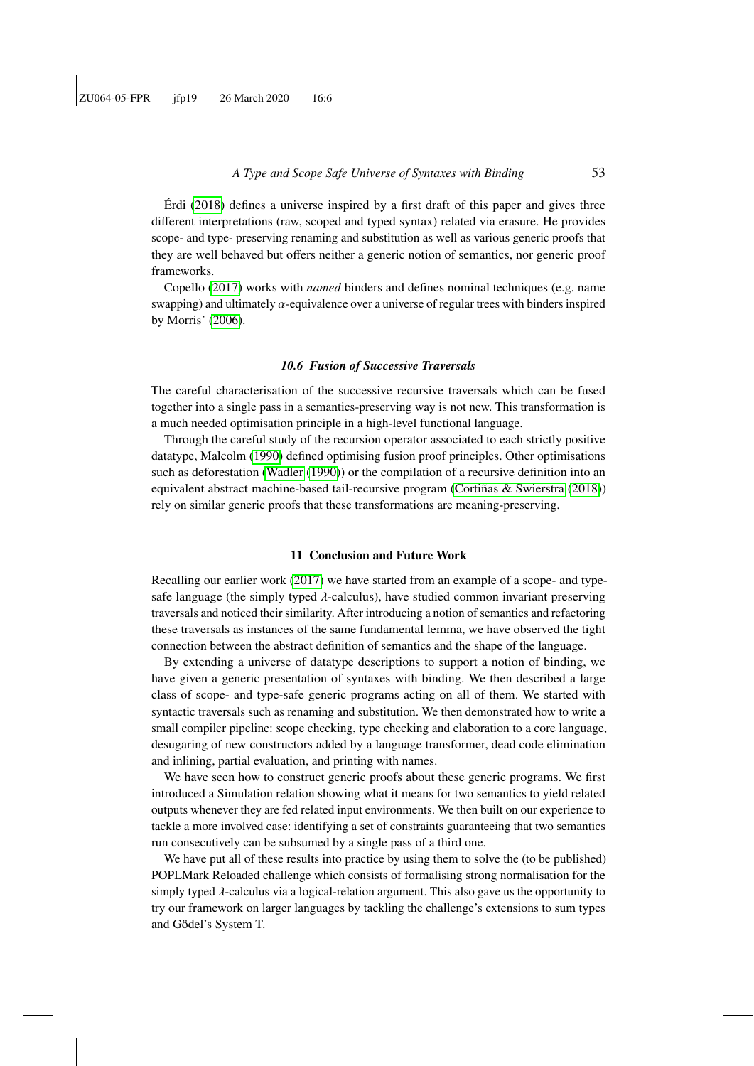Érdi (2018) defines a universe inspired by a first draft of this paper and gives three different interpretations (raw, scoped and typed syntax) related via erasure. He provides scope- and type- preserving renaming and substitution as well as various generic proofs that they are well behaved but offers neither a generic notion of semantics, nor generic proof frameworks.

Copello (2017) works with *named* binders and defines nominal techniques (e.g. name swapping) and ultimately $\alpha$-equivalence over a universe of regular trees with binders inspired by Morris' (2006).

### *10.6 Fusion of Successive Traversals*

The careful characterisation of the successive recursive traversals which can be fused together into a single pass in a semantics-preserving way is not new. This transformation is a much needed optimisation principle in a high-level functional language.

Through the careful study of the recursion operator associated to each strictly positive datatype, Malcolm (1990) defined optimising fusion proof principles. Other optimisations such as deforestation (Wadler (1990)) or the compilation of a recursive definition into an equivalent abstract machine-based tail-recursive program (Cortiñas & Swierstra (2018)) rely on similar generic proofs that these transformations are meaning-preserving.

## 11 Conclusion and Future Work

Recalling our earlier work (2017) we have started from an example of a scope- and type-safe language (the simply typed $\lambda$-calculus), have studied common invariant preserving traversals and noticed their similarity. After introducing a notion of semantics and refactoring these traversals as instances of the same fundamental lemma, we have observed the tight connection between the abstract definition of semantics and the shape of the language.

By extending a universe of datatype descriptions to support a notion of binding, we have given a generic presentation of syntaxes with binding. We then described a large class of scope- and type-safe generic programs acting on all of them. We started with syntactic traversals such as renaming and substitution. We then demonstrated how to write a small compiler pipeline: scope checking, type checking and elaboration to a core language, desugaring of new constructors added by a language transformer, dead code elimination and inlining, partial evaluation, and printing with names.

We have seen how to construct generic proofs about these generic programs. We first introduced a Simulation relation showing what it means for two semantics to yield related outputs whenever they are fed related input environments. We then built on our experience to tackle a more involved case: identifying a set of constraints guaranteeing that two semantics run consecutively can be subsumed by a single pass of a third one.

We have put all of these results into practice by using them to solve the (to be published) POPLMark Reloaded challenge which consists of formalising strong normalisation for the simply typed $\lambda$-calculus via a logical-relation argument. This also gave us the opportunity to try our framework on larger languages by tackling the challenge's extensions to sum types and Gödel's System T.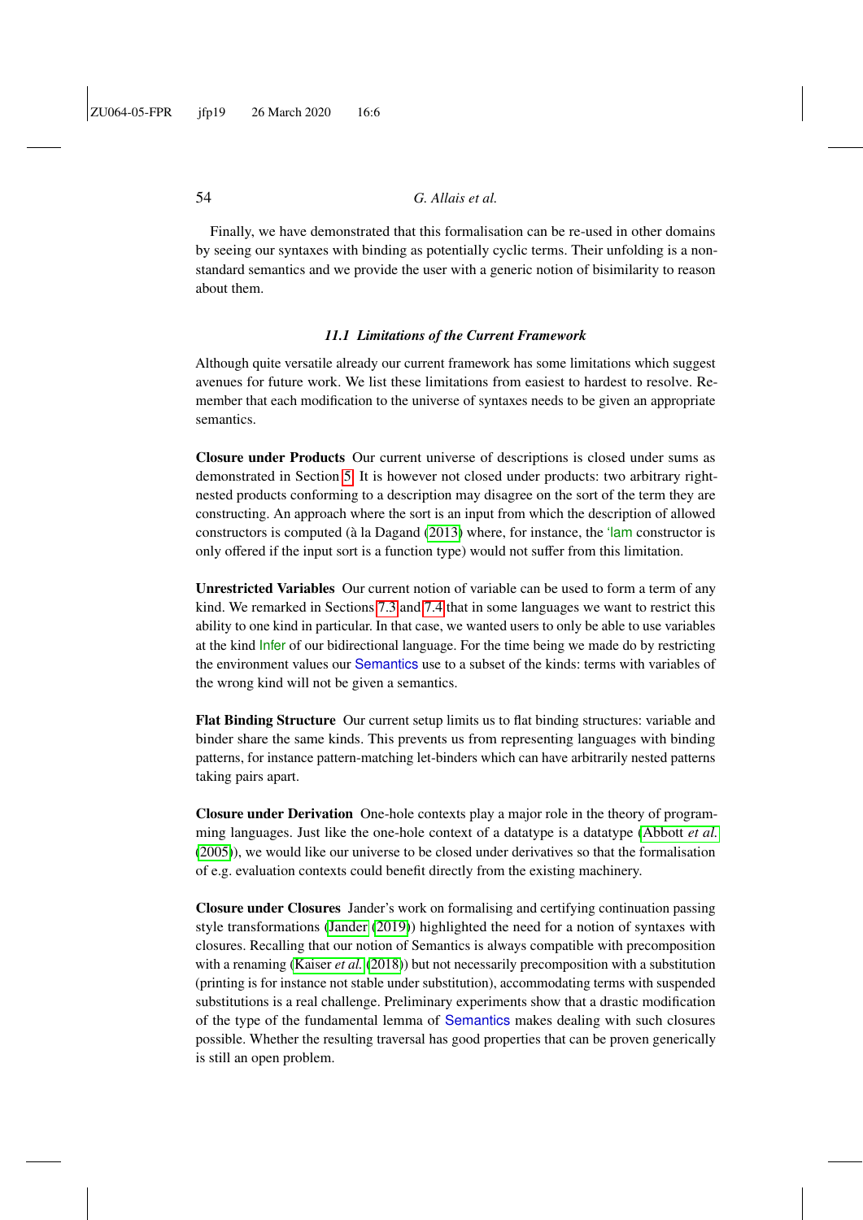Finally, we have demonstrated that this formalisation can be re-used in other domains by seeing our syntaxes with binding as potentially cyclic terms. Their unfolding is a non-standard semantics and we provide the user with a generic notion of bisimilarity to reason about them.

### 11.1 Limitations of the Current Framework

Although quite versatile already our current framework has some limitations which suggest avenues for future work. We list these limitations from easiest to hardest to resolve. Remember that each modification to the universe of syntaxes needs to be given an appropriate semantics.

**Closure under Products** Our current universe of descriptions is closed under sums as demonstrated in Section 5. It is however not closed under products: two arbitrary right-nested products conforming to a description may disagree on the sort of the term they are constructing. An approach where the sort is an input from which the description of allowed constructors is computed (à la Dagand (2013) where, for instance, the 'lam constructor is only offered if the input sort is a function type) would not suffer from this limitation.

**Unrestricted Variables** Our current notion of variable can be used to form a term of any kind. We remarked in Sections 7.3 and 7.4 that in some languages we want to restrict this ability to one kind in particular. In that case, we wanted users to only be able to use variables at the kind Infer of our bidirectional language. For the time being we made do by restricting the environment values our Semantics use to a subset of the kinds: terms with variables of the wrong kind will not be given a semantics.

**Flat Binding Structure** Our current setup limits us to flat binding structures: variable and binder share the same kinds. This prevents us from representing languages with binding patterns, for instance pattern-matching let-binders which can have arbitrarily nested patterns taking pairs apart.

**Closure under Derivation** One-hole contexts play a major role in the theory of programming languages. Just like the one-hole context of a datatype is a datatype (Abbott *et al.* (2005)), we would like our universe to be closed under derivatives so that the formalisation of e.g. evaluation contexts could benefit directly from the existing machinery.

**Closure under Closures** Jander's work on formalising and certifying continuation passing style transformations (Jander (2019)) highlighted the need for a notion of syntaxes with closures. Recalling that our notion of Semantics is always compatible with precomposition with a renaming (Kaiser *et al.* (2018)) but not necessarily precomposition with a substitution (printing is for instance not stable under substitution), accommodating terms with suspended substitutions is a real challenge. Preliminary experiments show that a drastic modification of the type of the fundamental lemma of Semantics makes dealing with such closures possible. Whether the resulting traversal has good properties that can be proven generically is still an open problem.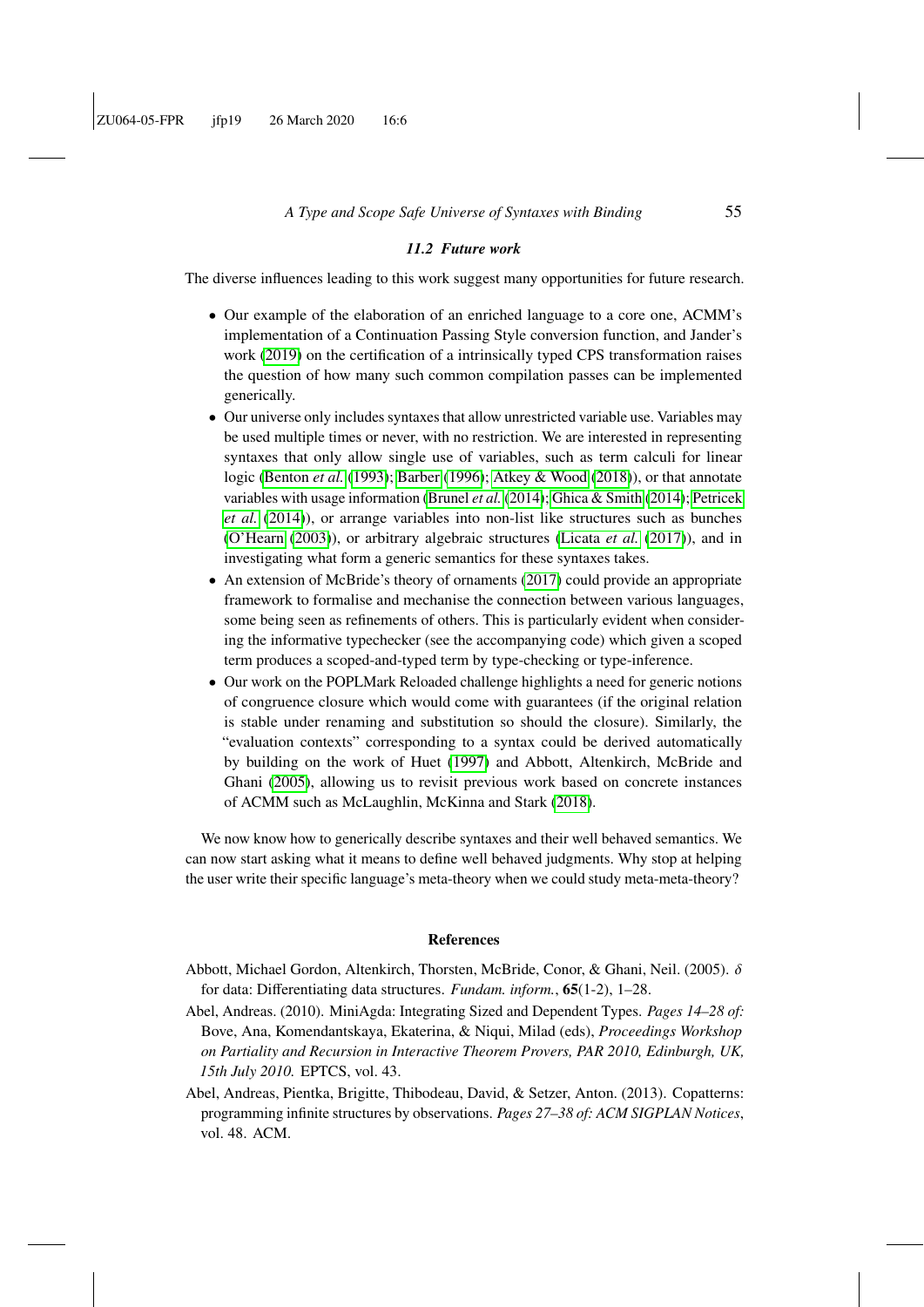### 11.2 Future work

The diverse influences leading to this work suggest many opportunities for future research.

- Our example of the elaboration of an enriched language to a core one, ACMM's implementation of a Continuation Passing Style conversion function, and Jander's work (2019) on the certification of a intrinsically typed CPS transformation raises the question of how many such common compilation passes can be implemented generically.
- Our universe only includes syntaxes that allow unrestricted variable use. Variables may be used multiple times or never, with no restriction. We are interested in representing syntaxes that only allow single use of variables, such as term calculi for linear logic (Benton *et al.* (1993); Barber (1996); Atkey & Wood (2018)), or that annotate variables with usage information (Brunel *et al.* (2014); Ghica & Smith (2014); Petricek *et al.* (2014)), or arrange variables into non-list like structures such as bunches (O'Hearn (2003)), or arbitrary algebraic structures (Licata *et al.* (2017)), and in investigating what form a generic semantics for these syntaxes takes.
- An extension of McBride's theory of ornaments (2017) could provide an appropriate framework to formalise and mechanise the connection between various languages, some being seen as refinements of others. This is particularly evident when considering the informative typechecker (see the accompanying code) which given a scoped term produces a scoped-and-typed term by type-checking or type-inference.
- Our work on the POPLMark Reloaded challenge highlights a need for generic notions of congruence closure which would come with guarantees (if the original relation is stable under renaming and substitution so should the closure). Similarly, the "evaluation contexts" corresponding to a syntax could be derived automatically by building on the work of Huet (1997) and Abbott, Altenkirch, McBride and Ghani (2005), allowing us to revisit previous work based on concrete instances of ACMM such as McLaughlin, McKinna and Stark (2018).

We now know how to generically describe syntaxes and their well behaved semantics. We can now start asking what it means to define well behaved judgments. Why stop at helping the user write their specific language's meta-theory when we could study meta-meta-theory?

## References

Abbott, Michael Gordon, Altenkirch, Thorsten, McBride, Conor, & Ghani, Neil. (2005). $\delta$ for data: Differentiating data structures. *Fundam. inform.*, **65**(1-2), 1–28.

Abel, Andreas. (2010). MiniAgda: Integrating Sized and Dependent Types. *Pages 14–28 of:* Bove, Ana, Komendantskaya, Ekaterina, & Niqui, Milad (eds), *Proceedings Workshop on Partiality and Recursion in Interactive Theorem Provers, PAR 2010, Edinburgh, UK, 15th July 2010.* EPTCS, vol. 43.

Abel, Andreas, Pientka, Brigitte, Thibodeau, David, & Setzer, Anton. (2013). Copatterns: programming infinite structures by observations. *Pages 27–38 of: ACM SIGPLAN Notices*, vol. 48. ACM.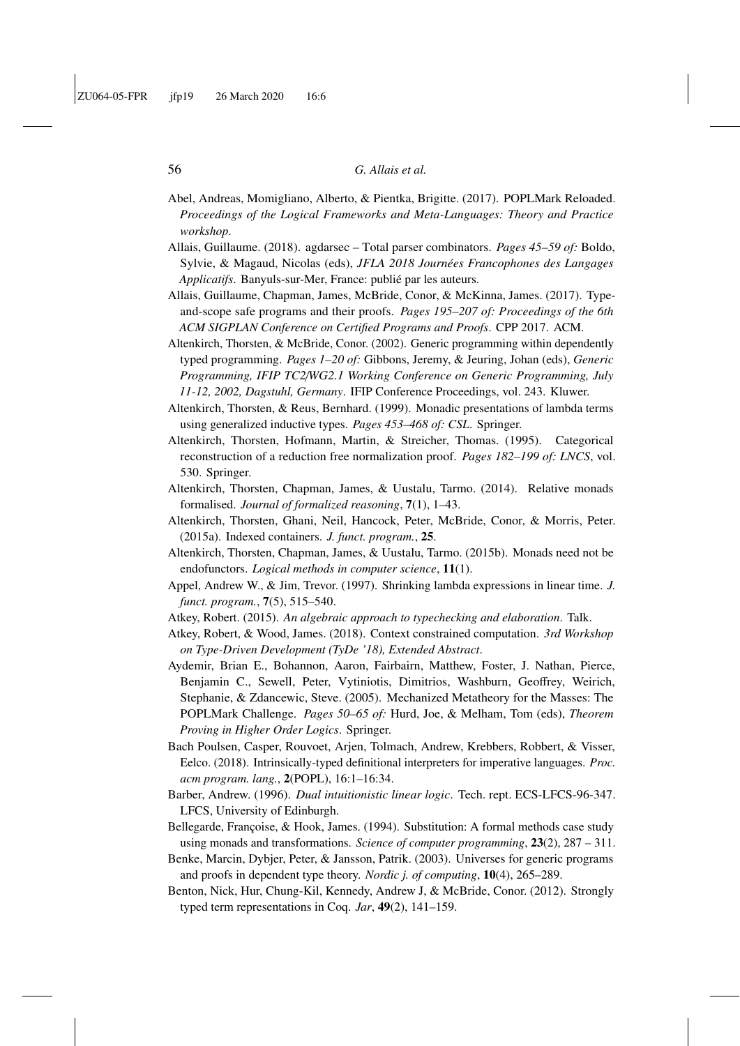Abel, Andreas, Momigliano, Alberto, & Pientka, Brigitte. (2017). POPLMark Reloaded. *Proceedings of the Logical Frameworks and Meta-Languages: Theory and Practice workshop*.

Allais, Guillaume. (2018). agdarsec – Total parser combinators. *Pages 45–59 of:* Boldo, Sylvie, & Magaud, Nicolas (eds), *JFLA 2018 Journées Francophones des Langages Applicatifs*. Banyuls-sur-Mer, France: publié par les auteurs.

Allais, Guillaume, Chapman, James, McBride, Conor, & McKinna, James. (2017). Type-and-scope safe programs and their proofs. *Pages 195–207 of: Proceedings of the 6th ACM SIGPLAN Conference on Certified Programs and Proofs*. CPP 2017. ACM.

Altenkirch, Thorsten, & McBride, Conor. (2002). Generic programming within dependently typed programming. *Pages 1–20 of:* Gibbons, Jeremy, & Jeuring, Johan (eds), *Generic Programming, IFIP TC2/WG2.1 Working Conference on Generic Programming, July 11-12, 2002, Dagstuhl, Germany*. IFIP Conference Proceedings, vol. 243. Kluwer.

Altenkirch, Thorsten, & Reus, Bernhard. (1999). Monadic presentations of lambda terms using generalized inductive types. *Pages 453–468 of: CSL*. Springer.

Altenkirch, Thorsten, Hofmann, Martin, & Streicher, Thomas. (1995). Categorical reconstruction of a reduction free normalization proof. *Pages 182–199 of: LNCS*, vol. 530. Springer.

Altenkirch, Thorsten, Chapman, James, & Uustalu, Tarmo. (2014). Relative monads formalised. *Journal of formalized reasoning*, **7**(1), 1–43.

Altenkirch, Thorsten, Ghani, Neil, Hancock, Peter, McBride, Conor, & Morris, Peter. (2015a). Indexed containers. *J. funct. program.*, **25**.

Altenkirch, Thorsten, Chapman, James, & Uustalu, Tarmo. (2015b). Monads need not be endofunctors. *Logical methods in computer science*, **11**(1).

Appel, Andrew W., & Jim, Trevor. (1997). Shrinking lambda expressions in linear time. *J. funct. program.*, **7**(5), 515–540.

Atkey, Robert. (2015). *An algebraic approach to typechecking and elaboration*. Talk.

Atkey, Robert, & Wood, James. (2018). Context constrained computation. *3rd Workshop on Type-Driven Development (TyDe '18), Extended Abstract*.

Aydemir, Brian E., Bohannon, Aaron, Fairbairn, Matthew, Foster, J. Nathan, Pierce, Benjamin C., Sewell, Peter, Vytiniotis, Dimitrios, Washburn, Geoffrey, Weirich, Stephanie, & Zdancewic, Steve. (2005). Mechanized Metatheory for the Masses: The POPLMark Challenge. *Pages 50–65 of:* Hurd, Joe, & Melham, Tom (eds), *Theorem Proving in Higher Order Logics*. Springer.

Bach Poulsen, Casper, Rouvoet, Arjen, Tolmach, Andrew, Krebbers, Robbert, & Visser, Eelco. (2018). Intrinsically-typed definitional interpreters for imperative languages. *Proc. acm program. lang.*, **2**(POPL), 16:1–16:34.

Barber, Andrew. (1996). *Dual intuitionistic linear logic*. Tech. rept. ECS-LFCS-96-347. LFCS, University of Edinburgh.

Bellegarde, Françoise, & Hook, James. (1994). Substitution: A formal methods case study using monads and transformations. *Science of computer programming*, **23**(2), 287 – 311.

Benke, Marcin, Dybjer, Peter, & Jansson, Patrik. (2003). Universes for generic programs and proofs in dependent type theory. *Nordic j. of computing*, **10**(4), 265–289.

Benton, Nick, Hur, Chung-Kil, Kennedy, Andrew J, & McBride, Conor. (2012). Strongly typed term representations in Coq. *Jar*, **49**(2), 141–159.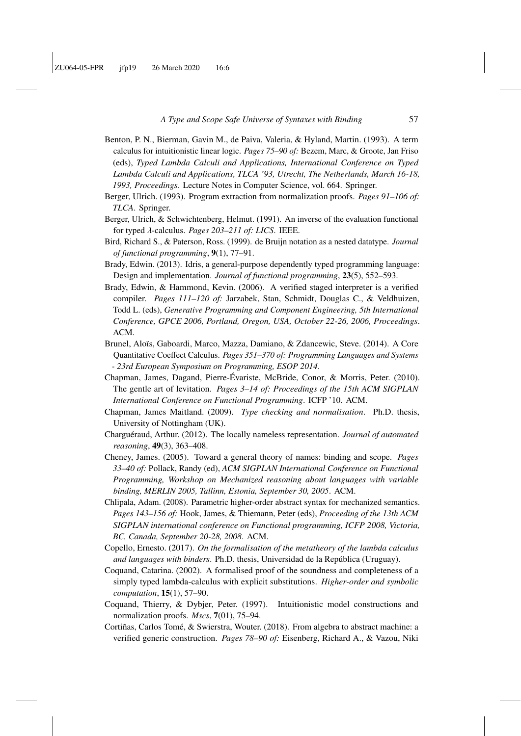Benton, P. N., Bierman, Gavin M., de Paiva, Valeria, & Hyland, Martin. (1993). A term calculus for intuitionistic linear logic. *Pages 75–90 of:* Bezem, Marc, & Groote, Jan Friso (eds), *Typed Lambda Calculi and Applications, International Conference on Typed Lambda Calculi and Applications, TLCA '93, Utrecht, The Netherlands, March 16-18, 1993, Proceedings*. Lecture Notes in Computer Science, vol. 664. Springer.

Berger, Ulrich. (1993). Program extraction from normalization proofs. *Pages 91–106 of: TLCA*. Springer.

Berger, Ulrich, & Schwichtenberg, Helmut. (1991). An inverse of the evaluation functional for typed $\lambda$-calculus. *Pages 203–211 of: LICS*. IEEE.

Bird, Richard S., & Paterson, Ross. (1999). de Bruijn notation as a nested datatype. *Journal of functional programming*, **9**(1), 77–91.

Brady, Edwin. (2013). Idris, a general-purpose dependently typed programming language: Design and implementation. *Journal of functional programming*, **23**(5), 552–593.

Brady, Edwin, & Hammond, Kevin. (2006). A verified staged interpreter is a verified compiler. *Pages 111–120 of:* Jarzabek, Stan, Schmidt, Douglas C., & Veldhuizen, Todd L. (eds), *Generative Programming and Component Engineering, 5th International Conference, GPCE 2006, Portland, Oregon, USA, October 22-26, 2006, Proceedings*. ACM.

Brunel, Aloïs, Gaboardi, Marco, Mazza, Damiano, & Zdancewic, Steve. (2014). A Core Quantitative Coeffect Calculus. *Pages 351–370 of: Programming Languages and Systems - 23rd European Symposium on Programming, ESOP 2014*.

Chapman, James, Dagand, Pierre-Évariste, McBride, Conor, & Morris, Peter. (2010). The gentle art of levitation. *Pages 3–14 of: Proceedings of the 15th ACM SIGPLAN International Conference on Functional Programming*. ICFP '10. ACM.

Chapman, James Maitland. (2009). *Type checking and normalisation*. Ph.D. thesis, University of Nottingham (UK).

Charguéraud, Arthur. (2012). The locally nameless representation. *Journal of automated reasoning*, **49**(3), 363–408.

Cheney, James. (2005). Toward a general theory of names: binding and scope. *Pages 33–40 of:* Pollack, Randy (ed), *ACM SIGPLAN International Conference on Functional Programming, Workshop on Mechanized reasoning about languages with variable binding, MERLIN 2005, Tallinn, Estonia, September 30, 2005*. ACM.

Chlipala, Adam. (2008). Parametric higher-order abstract syntax for mechanized semantics. *Pages 143–156 of:* Hook, James, & Thiemann, Peter (eds), *Proceeding of the 13th ACM SIGPLAN international conference on Functional programming, ICFP 2008, Victoria, BC, Canada, September 20-28, 2008*. ACM.

Copello, Ernesto. (2017). *On the formalisation of the metatheory of the lambda calculus and languages with binders*. Ph.D. thesis, Universidad de la República (Uruguay).

Coquand, Catarina. (2002). A formalised proof of the soundness and completeness of a simply typed lambda-calculus with explicit substitutions. *Higher-order and symbolic computation*, **15**(1), 57–90.

Coquand, Thierry, & Dybjer, Peter. (1997). Intuitionistic model constructions and normalization proofs. *Mscs*, **7**(01), 75–94.

Cortiñas, Carlos Tomé, & Swierstra, Wouter. (2018). From algebra to abstract machine: a verified generic construction. *Pages 78–90 of:* Eisenberg, Richard A., & Vazou, Niki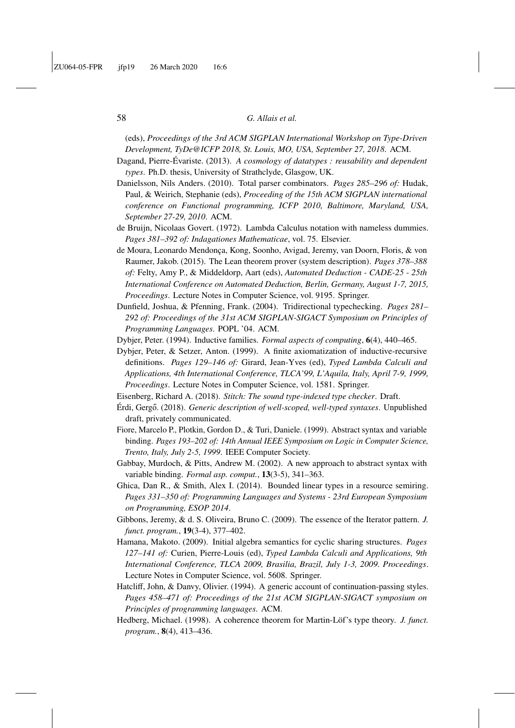(eds), *Proceedings of the 3rd ACM SIGPLAN International Workshop on Type-Driven Development, TyDe@ICFP 2018, St. Louis, MO, USA, September 27, 2018*. ACM.

Dagand, Pierre-Évariste. (2013). *A cosmology of datatypes : reusability and dependent types*. Ph.D. thesis, University of Strathclyde, Glasgow, UK.

Danielsson, Nils Anders. (2010). Total parser combinators. *Pages 285–296 of:* Hudak, Paul, & Weirich, Stephanie (eds), *Proceeding of the 15th ACM SIGPLAN international conference on Functional programming, ICFP 2010, Baltimore, Maryland, USA, September 27-29, 2010*. ACM.

de Bruijn, Nicolaas Govert. (1972). Lambda Calculus notation with nameless dummies. *Pages 381–392 of: Indagationes Mathematicae*, vol. 75. Elsevier.

de Moura, Leonardo Mendonça, Kong, Soonho, Avigad, Jeremy, van Doorn, Floris, & von Raumer, Jakob. (2015). The Lean theorem prover (system description). *Pages 378–388 of:* Felty, Amy P., & Middeldorp, Aart (eds), *Automated Deduction - CADE-25 - 25th International Conference on Automated Deduction, Berlin, Germany, August 1-7, 2015, Proceedings*. Lecture Notes in Computer Science, vol. 9195. Springer.

Dunfield, Joshua, & Pfenning, Frank. (2004). Tridirectional typechecking. *Pages 281–292 of: Proceedings of the 31st ACM SIGPLAN-SIGACT Symposium on Principles of Programming Languages*. POPL '04. ACM.

Dybjer, Peter. (1994). Inductive families. *Formal aspects of computing*, **6**(4), 440–465.

Dybjer, Peter, & Setzer, Anton. (1999). A finite axiomatization of inductive-recursive definitions. *Pages 129–146 of:* Girard, Jean-Yves (ed), *Typed Lambda Calculi and Applications, 4th International Conference, TLCA'99, L'Aquila, Italy, April 7-9, 1999, Proceedings*. Lecture Notes in Computer Science, vol. 1581. Springer.

Eisenberg, Richard A. (2018). *Stitch: The sound type-indexed type checker*. Draft.

Érdi, Gergő. (2018). *Generic description of well-scoped, well-typed syntaxes*. Unpublished draft, privately communicated.

Fiore, Marcelo P., Plotkin, Gordon D., & Turi, Daniele. (1999). Abstract syntax and variable binding. *Pages 193–202 of: 14th Annual IEEE Symposium on Logic in Computer Science, Trento, Italy, July 2-5, 1999*. IEEE Computer Society.

Gabbay, Murdoch, & Pitts, Andrew M. (2002). A new approach to abstract syntax with variable binding. *Formal asp. comput.*, **13**(3-5), 341–363.

Ghica, Dan R., & Smith, Alex I. (2014). Bounded linear types in a resource semiring. *Pages 331–350 of: Programming Languages and Systems - 23rd European Symposium on Programming, ESOP 2014*.

Gibbons, Jeremy, & d. S. Oliveira, Bruno C. (2009). The essence of the Iterator pattern. *J. funct. program.*, **19**(3-4), 377–402.

Hamana, Makoto. (2009). Initial algebra semantics for cyclic sharing structures. *Pages 127–141 of:* Curien, Pierre-Louis (ed), *Typed Lambda Calculi and Applications, 9th International Conference, TLCA 2009, Brasilia, Brazil, July 1-3, 2009. Proceedings*. Lecture Notes in Computer Science, vol. 5608. Springer.

Hatcliff, John, & Danvy, Olivier. (1994). A generic account of continuation-passing styles. *Pages 458–471 of: Proceedings of the 21st ACM SIGPLAN-SIGACT symposium on Principles of programming languages*. ACM.

Hedberg, Michael. (1998). A coherence theorem for Martin-Löf's type theory. *J. funct. program.*, **8**(4), 413–436.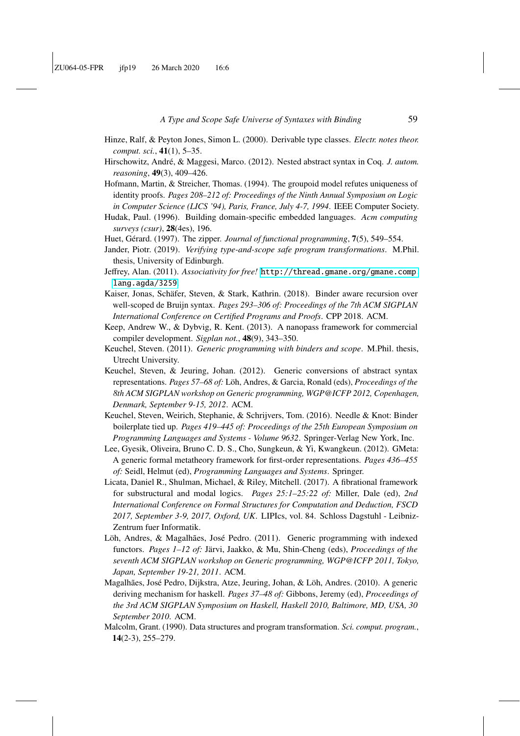Hinze, Ralf, & Peyton Jones, Simon L. (2000). Derivable type classes. *Electr. notes theor. comput. sci.*, **41**(1), 5–35.

Hirschowitz, André, & Maggesi, Marco. (2012). Nested abstract syntax in Coq. *J. autom. reasoning*, **49**(3), 409–426.

Hofmann, Martin, & Streicher, Thomas. (1994). The groupoid model refutes uniqueness of identity proofs. *Pages 208–212 of: Proceedings of the Ninth Annual Symposium on Logic in Computer Science (LICS '94), Paris, France, July 4-7, 1994*. IEEE Computer Society.

Hudak, Paul. (1996). Building domain-specific embedded languages. *Acm computing surveys (csur)*, **28**(4es), 196.

Huet, Gérard. (1997). The zipper. *Journal of functional programming*, **7**(5), 549–554.

Jander, Piotr. (2019). *Verifying type-and-scope safe program transformations*. M.Phil. thesis, University of Edinburgh.

Jeffrey, Alan. (2011). *Associativity for free!* `http://thread.gmane.org/gmane.comp.lang.agda/3259`.

Kaiser, Jonas, Schäfer, Steven, & Stark, Kathrin. (2018). Binder aware recursion over well-scoped de Bruijn syntax. *Pages 293–306 of: Proceedings of the 7th ACM SIGPLAN International Conference on Certified Programs and Proofs*. CPP 2018. ACM.

Keep, Andrew W., & Dybvig, R. Kent. (2013). A nanopass framework for commercial compiler development. *Sigplan not.*, **48**(9), 343–350.

Keuchel, Steven. (2011). *Generic programming with binders and scope*. M.Phil. thesis, Utrecht University.

Keuchel, Steven, & Jeuring, Johan. (2012). Generic conversions of abstract syntax representations. *Pages 57–68 of:* Löh, Andres, & Garcia, Ronald (eds), *Proceedings of the 8th ACM SIGPLAN workshop on Generic programming, WGP@ICFP 2012, Copenhagen, Denmark, September 9-15, 2012*. ACM.

Keuchel, Steven, Weirich, Stephanie, & Schrijvers, Tom. (2016). Needle & Knot: Binder boilerplate tied up. *Pages 419–445 of: Proceedings of the 25th European Symposium on Programming Languages and Systems - Volume 9632*. Springer-Verlag New York, Inc.

Lee, Gyesik, Oliveira, Bruno C. D. S., Cho, Sungkeun, & Yi, Kwangkeun. (2012). GMeta: A generic formal metatheory framework for first-order representations. *Pages 436–455 of:* Seidl, Helmut (ed), *Programming Languages and Systems*. Springer.

Licata, Daniel R., Shulman, Michael, & Riley, Mitchell. (2017). A fibrational framework for substructural and modal logics. *Pages 25:1–25:22 of:* Miller, Dale (ed), *2nd International Conference on Formal Structures for Computation and Deduction, FSCD 2017, September 3-9, 2017, Oxford, UK*. LIPIcs, vol. 84. Schloss Dagstuhl - Leibniz-Zentrum fuer Informatik.

Löh, Andres, & Magalhães, José Pedro. (2011). Generic programming with indexed functors. *Pages 1–12 of:* Järvi, Jaakko, & Mu, Shin-Cheng (eds), *Proceedings of the seventh ACM SIGPLAN workshop on Generic programming, WGP@ICFP 2011, Tokyo, Japan, September 19-21, 2011*. ACM.

Magalhães, José Pedro, Dijkstra, Atze, Jeuring, Johan, & Löh, Andres. (2010). A generic deriving mechanism for haskell. *Pages 37–48 of:* Gibbons, Jeremy (ed), *Proceedings of the 3rd ACM SIGPLAN Symposium on Haskell, Haskell 2010, Baltimore, MD, USA, 30 September 2010*. ACM.

Malcolm, Grant. (1990). Data structures and program transformation. *Sci. comput. program.*, **14**(2-3), 255–279.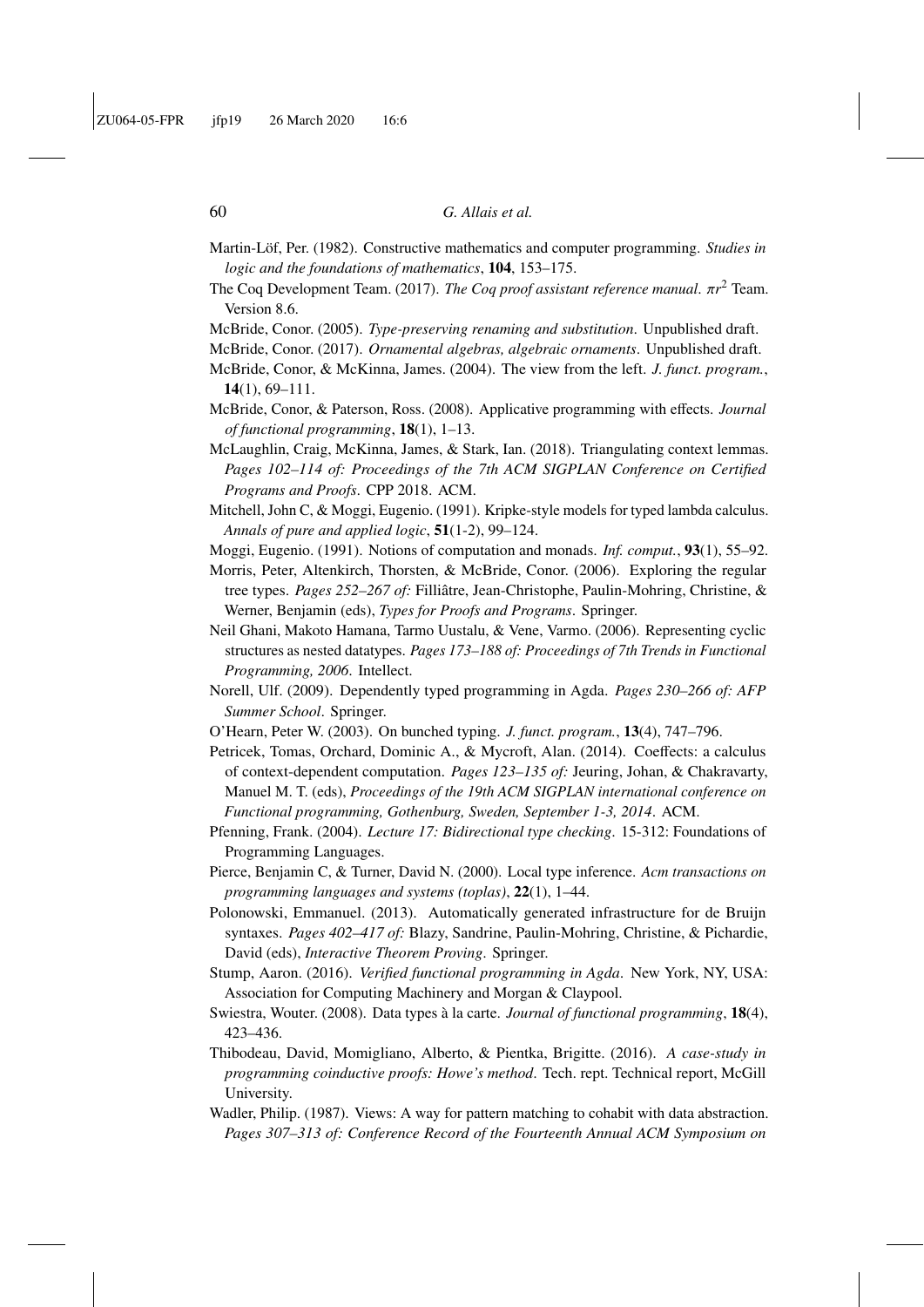Martin-Löf, Per. (1982). Constructive mathematics and computer programming. *Studies in logic and the foundations of mathematics*, **104**, 153–175.

The Coq Development Team. (2017). *The Coq proof assistant reference manual*. $\pi r^2$ Team. Version 8.6.

McBride, Conor. (2005). *Type-preserving renaming and substitution*. Unpublished draft.

McBride, Conor. (2017). *Ornamental algebras, algebraic ornaments*. Unpublished draft.

McBride, Conor, & McKinna, James. (2004). The view from the left. *J. funct. program.*, **14**(1), 69–111.

McBride, Conor, & Paterson, Ross. (2008). Applicative programming with effects. *Journal of functional programming*, **18**(1), 1–13.

McLaughlin, Craig, McKinna, James, & Stark, Ian. (2018). Triangulating context lemmas. *Pages 102–114 of: Proceedings of the 7th ACM SIGPLAN Conference on Certified Programs and Proofs*. CPP 2018. ACM.

Mitchell, John C, & Moggi, Eugenio. (1991). Kripke-style models for typed lambda calculus. *Annals of pure and applied logic*, **51**(1-2), 99–124.

Moggi, Eugenio. (1991). Notions of computation and monads. *Inf. comput.*, **93**(1), 55–92.

Morris, Peter, Altenkirch, Thorsten, & McBride, Conor. (2006). Exploring the regular tree types. *Pages 252–267 of:* Filliâtre, Jean-Christophe, Paulin-Mohring, Christine, & Werner, Benjamin (eds), *Types for Proofs and Programs*. Springer.

Neil Ghani, Makoto Hamana, Tarmo Uustalu, & Vene, Varmo. (2006). Representing cyclic structures as nested datatypes. *Pages 173–188 of: Proceedings of 7th Trends in Functional Programming, 2006*. Intellect.

Norell, Ulf. (2009). Dependently typed programming in Agda. *Pages 230–266 of: AFP Summer School*. Springer.

O'Hearn, Peter W. (2003). On bunched typing. *J. funct. program.*, **13**(4), 747–796.

Petricek, Tomas, Orchard, Dominic A., & Mycroft, Alan. (2014). Coeffects: a calculus of context-dependent computation. *Pages 123–135 of:* Jeuring, Johan, & Chakravarty, Manuel M. T. (eds), *Proceedings of the 19th ACM SIGPLAN international conference on Functional programming, Gothenburg, Sweden, September 1-3, 2014*. ACM.

Pfenning, Frank. (2004). *Lecture 17: Bidirectional type checking*. 15-312: Foundations of Programming Languages.

Pierce, Benjamin C, & Turner, David N. (2000). Local type inference. *Acm transactions on programming languages and systems (toplas)*, **22**(1), 1–44.

Polonowski, Emmanuel. (2013). Automatically generated infrastructure for de Bruijn syntaxes. *Pages 402–417 of:* Blazy, Sandrine, Paulin-Mohring, Christine, & Pichardie, David (eds), *Interactive Theorem Proving*. Springer.

Stump, Aaron. (2016). *Verified functional programming in Agda*. New York, NY, USA: Association for Computing Machinery and Morgan & Claypool.

Swiestra, Wouter. (2008). Data types à la carte. *Journal of functional programming*, **18**(4), 423–436.

Thibodeau, David, Momigliano, Alberto, & Pientka, Brigitte. (2016). *A case-study in programming coinductive proofs: Howe's method*. Tech. rept. Technical report, McGill University.

Wadler, Philip. (1987). Views: A way for pattern matching to cohabit with data abstraction. *Pages 307–313 of: Conference Record of the Fourteenth Annual ACM Symposium on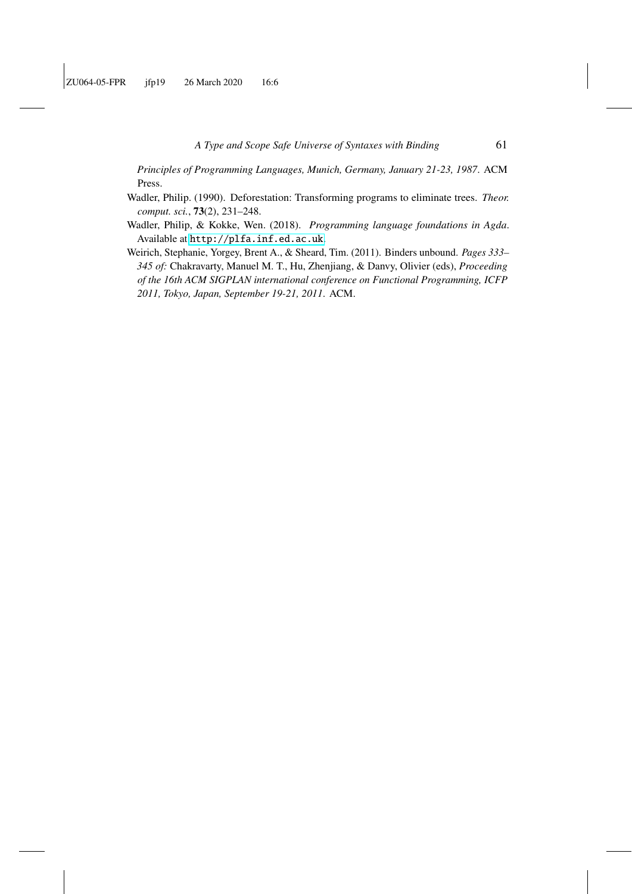*Principles of Programming Languages, Munich, Germany, January 21-23, 1987*. ACM Press.

Wadler, Philip. (1990). Deforestation: Transforming programs to eliminate trees. *Theor. comput. sci.*, **73**(2), 231–248.

Wadler, Philip, & Kokke, Wen. (2018). *Programming language foundations in Agda*. Available at `http://plfa.inf.ed.ac.uk`.

Weirich, Stephanie, Yorgey, Brent A., & Sheard, Tim. (2011). Binders unbound. *Pages 333–345 of:* Chakravarty, Manuel M. T., Hu, Zhenjiang, & Danvy, Olivier (eds), *Proceeding of the 16th ACM SIGPLAN international conference on Functional Programming, ICFP 2011, Tokyo, Japan, September 19-21, 2011*. ACM.